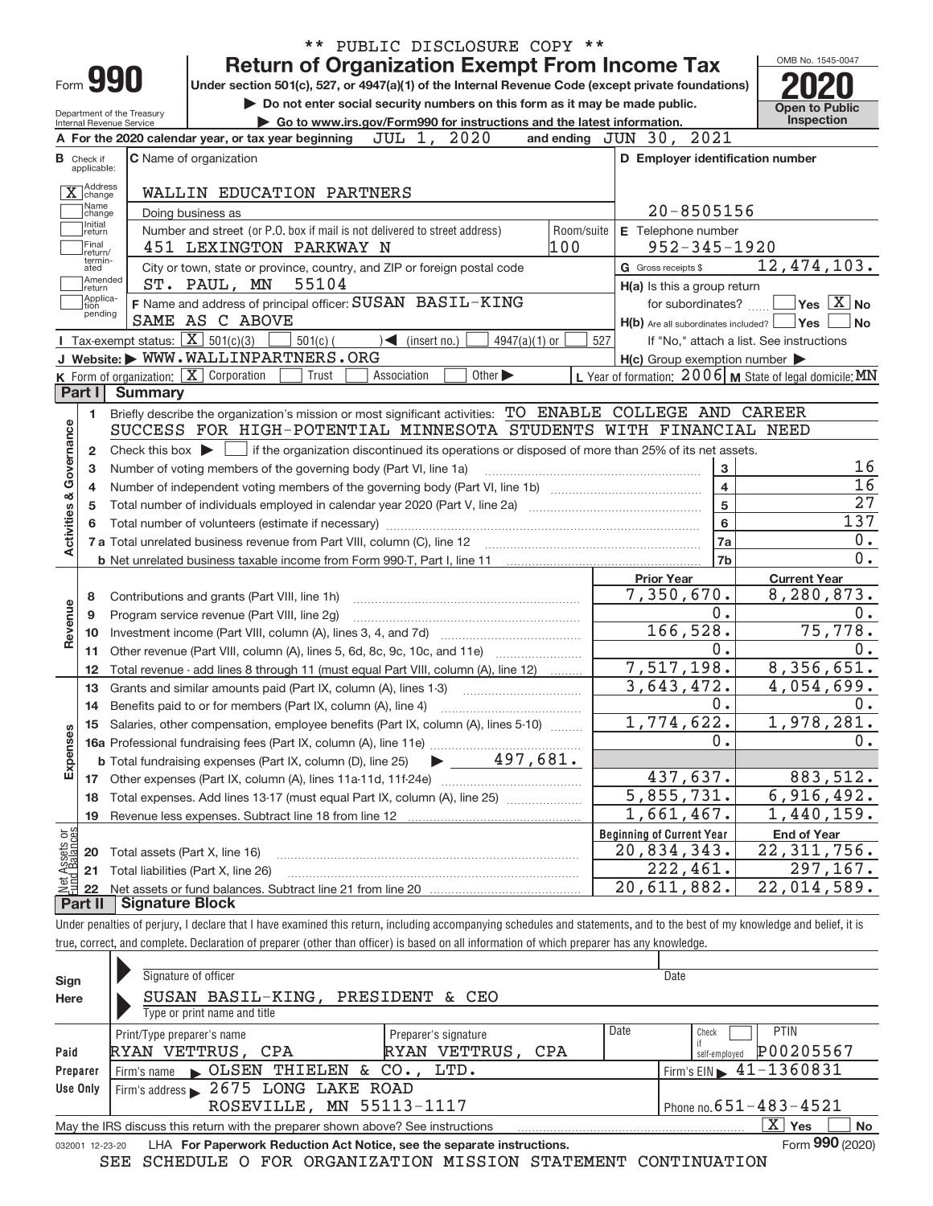** PUBLIC DISCLOSURE COPY **

# Form 990 — Return of Organization Exempt From Income Tax

OMB No. 1545-0047

**2020**

**Open to Public Inspection**

Under section 501(c), 527, or 4947(a)(1) of the Internal Revenue Code (except private foundations)

▶ Do not enter social security numbers on this form as it may be made public.

▶ Go to www.irs.gov/Form990 for instructions and the latest information.

Department of the Treasury
Internal Revenue Service

**A** For the 2020 calendar year, or tax year beginning JUL 1, 2020 and ending JUN 30, 2021

**B** Check if applicable:
- [X] Address change
- [ ] Name change
- [ ] Initial return
- [ ] Final return/terminated
- [ ] Amended return
- [ ] Application pending

**C** Name of organization: WALLIN EDUCATION PARTNERS

Doing business as

Number and street (or P.O. box if mail is not delivered to street address): 451 LEXINGTON PARKWAY N — Room/suite: 100

City or town, state or province, country, and ZIP or foreign postal code: ST. PAUL, MN 55104

**D** Employer identification number: 20-8505156

**E** Telephone number: 952-345-1920

**G** Gross receipts $ 12,474,103.

**F** Name and address of principal officer: SUSAN BASIL-KING, SAME AS C ABOVE

**H(a)** Is this a group return for subordinates? [ ] Yes [X] No

**H(b)** Are all subordinates included? [ ] Yes [ ] No — If "No," attach a list. See instructions

**H(c)** Group exemption number ▶

**I** Tax-exempt status: [X] 501(c)(3) [ ] 501(c) ( ) ◀ (insert no.) [ ] 4947(a)(1) or [ ] 527

**J** Website: ▶ WWW.WALLINPARTNERS.ORG

**K** Form of organization: [X] Corporation [ ] Trust [ ] Association [ ] Other ▶

**L** Year of formation: 2006 **M** State of legal domicile: MN

## Part I Summary

**Activities & Governance**

1. Briefly describe the organization's mission or most significant activities: TO ENABLE COLLEGE AND CAREER SUCCESS FOR HIGH-POTENTIAL MINNESOTA STUDENTS WITH FINANCIAL NEED
2. Check this box ▶ [ ] if the organization discontinued its operations or disposed of more than 25% of its net assets.

| | | Line | Value |
|---|---|---|---|
| 3 | Number of voting members of the governing body (Part VI, line 1a) | 3 | 16 |
| 4 | Number of independent voting members of the governing body (Part VI, line 1b) | 4 | 16 |
| 5 | Total number of individuals employed in calendar year 2020 (Part V, line 2a) | 5 | 27 |
| 6 | Total number of volunteers (estimate if necessary) | 6 | 137 |
| 7a | Total unrelated business revenue from Part VIII, column (C), line 12 | 7a | 0. |
| 7b | Net unrelated business taxable income from Form 990-T, Part I, line 11 | 7b | 0. |

| | | Prior Year | Current Year |
|---|---|---|---|
| **Revenue** | | | |
| 8 | Contributions and grants (Part VIII, line 1h) | 7,350,670. | 8,280,873. |
| 9 | Program service revenue (Part VIII, line 2g) | 0. | 0. |
| 10 | Investment income (Part VIII, column (A), lines 3, 4, and 7d) | 166,528. | 75,778. |
| 11 | Other revenue (Part VIII, column (A), lines 5, 6d, 8c, 9c, 10c, and 11e) | 0. | 0. |
| 12 | Total revenue - add lines 8 through 11 (must equal Part VIII, column (A), line 12) | 7,517,198. | 8,356,651. |
| **Expenses** | | | |
| 13 | Grants and similar amounts paid (Part IX, column (A), lines 1-3) | 3,643,472. | 4,054,699. |
| 14 | Benefits paid to or for members (Part IX, column (A), line 4) | 0. | 0. |
| 15 | Salaries, other compensation, employee benefits (Part IX, column (A), lines 5-10) | 1,774,622. | 1,978,281. |
| 16a | Professional fundraising fees (Part IX, column (A), line 11e) | 0. | 0. |
| b | Total fundraising expenses (Part IX, column (D), line 25) ▶ 497,681. | | |
| 17 | Other expenses (Part IX, column (A), lines 11a-11d, 11f-24e) | 437,637. | 883,512. |
| 18 | Total expenses. Add lines 13-17 (must equal Part IX, column (A), line 25) | 5,855,731. | 6,916,492. |
| 19 | Revenue less expenses. Subtract line 18 from line 12 | 1,661,467. | 1,440,159. |

| | | Beginning of Current Year | End of Year |
|---|---|---|---|
| **Net Assets or Fund Balances** | | | |
| 20 | Total assets (Part X, line 16) | 20,834,343. | 22,311,756. |
| 21 | Total liabilities (Part X, line 26) | 222,461. | 297,167. |
| 22 | Net assets or fund balances. Subtract line 21 from line 20 | 20,611,882. | 22,014,589. |

## Part II Signature Block

Under penalties of perjury, I declare that I have examined this return, including accompanying schedules and statements, and to the best of my knowledge and belief, it is true, correct, and complete. Declaration of preparer (other than officer) is based on all information of which preparer has any knowledge.

**Sign Here**

Signature of officer — Date

SUSAN BASIL-KING, PRESIDENT & CEO
Type or print name and title

**Paid Preparer Use Only**

| Print/Type preparer's name | Preparer's signature | Date | Check if self-employed | PTIN |
|---|---|---|---|---|
| RYAN VETTRUS, CPA | RYAN VETTRUS, CPA | | [ ] | P00205567 |

Firm's name ▶ OLSEN THIELEN & CO., LTD. — Firm's EIN ▶ 41-1360831

Firm's address ▶ 2675 LONG LAKE ROAD, ROSEVILLE, MN 55113-1117 — Phone no. 651-483-4521

May the IRS discuss this return with the preparer shown above? See instructions [X] Yes [ ] No

032001 12-23-20 LHA For Paperwork Reduction Act Notice, see the separate instructions. Form **990** (2020)

SEE SCHEDULE O FOR ORGANIZATION MISSION STATEMENT CONTINUATION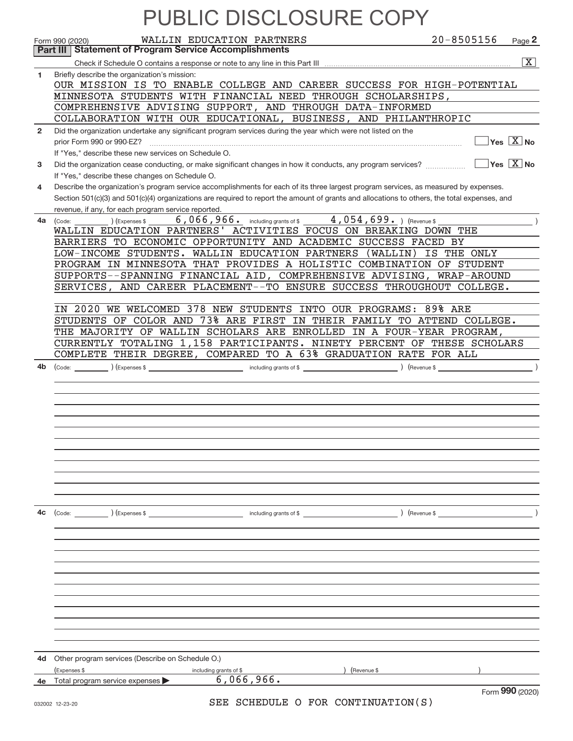# PUBLIC DISCLOSURE COPY

Form 990 (2020) WALLIN EDUCATION PARTNERS 20-8505156 Page **2**

## Part III Statement of Program Service Accomplishments

Check if Schedule O contains a response or note to any line in this Part III .......... [X]

**1** Briefly describe the organization's mission:

OUR MISSION IS TO ENABLE COLLEGE AND CAREER SUCCESS FOR HIGH-POTENTIAL MINNESOTA STUDENTS WITH FINANCIAL NEED THROUGH SCHOLARSHIPS, COMPREHENSIVE ADVISING SUPPORT, AND THROUGH DATA-INFORMED COLLABORATION WITH OUR EDUCATIONAL, BUSINESS, AND PHILANTHROPIC

**2** Did the organization undertake any significant program services during the year which were not listed on the prior Form 990 or 990-EZ? .......... [ ] Yes [X] No

If "Yes," describe these new services on Schedule O.

**3** Did the organization cease conducting, or make significant changes in how it conducts, any program services? .......... [ ] Yes [X] No

If "Yes," describe these changes on Schedule O.

**4** Describe the organization's program service accomplishments for each of its three largest program services, as measured by expenses. Section 501(c)(3) and 501(c)(4) organizations are required to report the amount of grants and allocations to others, the total expenses, and revenue, if any, for each program service reported.

**4a** (Code: ) (Expenses $ 6,066,966. including grants of $ 4,054,699. ) (Revenue $ )

WALLIN EDUCATION PARTNERS' ACTIVITIES FOCUS ON BREAKING DOWN THE BARRIERS TO ECONOMIC OPPORTUNITY AND ACADEMIC SUCCESS FACED BY LOW-INCOME STUDENTS. WALLIN EDUCATION PARTNERS (WALLIN) IS THE ONLY PROGRAM IN MINNESOTA THAT PROVIDES A HOLISTIC COMBINATION OF STUDENT SUPPORTS--SPANNING FINANCIAL AID, COMPREHENSIVE ADVISING, WRAP-AROUND SERVICES, AND CAREER PLACEMENT--TO ENSURE SUCCESS THROUGHOUT COLLEGE.

IN 2020 WE WELCOMED 378 NEW STUDENTS INTO OUR PROGRAMS: 89% ARE STUDENTS OF COLOR AND 73% ARE FIRST IN THEIR FAMILY TO ATTEND COLLEGE. THE MAJORITY OF WALLIN SCHOLARS ARE ENROLLED IN A FOUR-YEAR PROGRAM, CURRENTLY TOTALING 1,158 PARTICIPANTS. NINETY PERCENT OF THESE SCHOLARS COMPLETE THEIR DEGREE, COMPARED TO A 63% GRADUATION RATE FOR ALL

**4b** (Code: ) (Expenses $ including grants of $ ) (Revenue $ )

**4c** (Code: ) (Expenses $ including grants of $ ) (Revenue $ )

**4d** Other program services (Describe on Schedule O.)

(Expenses $ including grants of $ ) (Revenue $ )

**4e** Total program service expenses ▶ 6,066,966.

Form **990** (2020)

SEE SCHEDULE O FOR CONTINUATION(S)

032002 12-23-20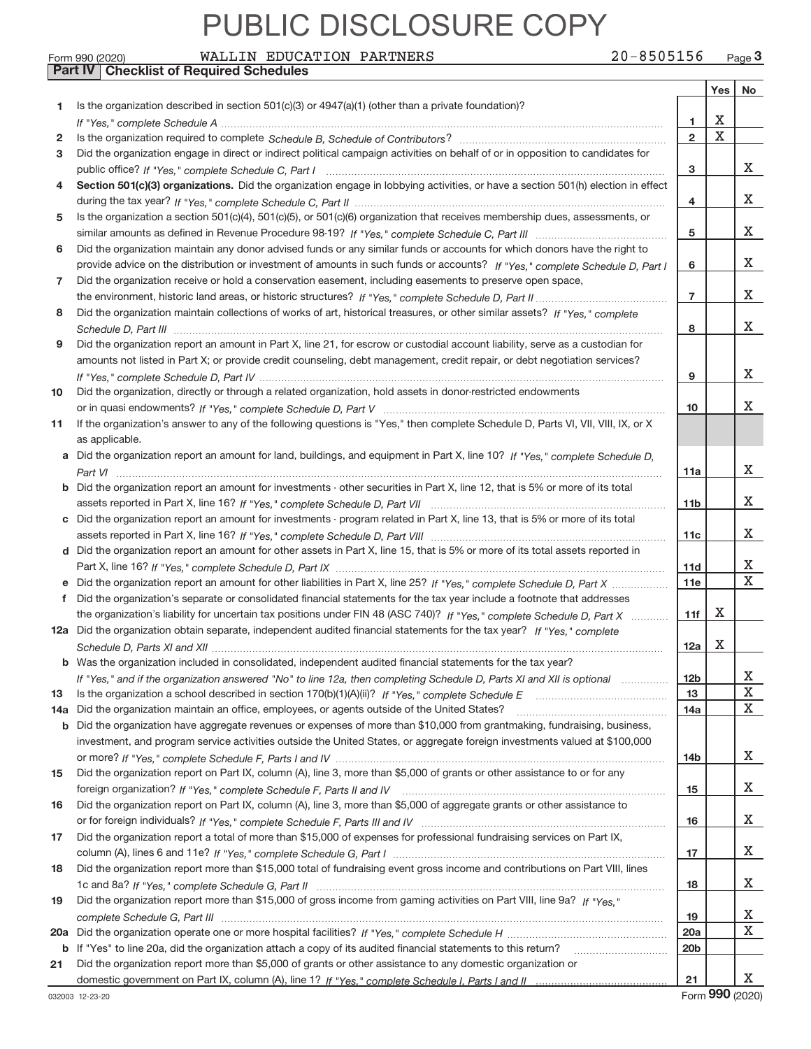# PUBLIC DISCLOSURE COPY

Form 990 (2020) WALLIN EDUCATION PARTNERS 20-8505156 Page **3**

## Part IV Checklist of Required Schedules

| | | | Yes | No |
|---|---|---|---|---|
| **1** | Is the organization described in section 501(c)(3) or 4947(a)(1) (other than a private foundation)? *If "Yes," complete Schedule A* | **1** | X | |
| **2** | Is the organization required to complete *Schedule B, Schedule of Contributors*? | **2** | X | |
| **3** | Did the organization engage in direct or indirect political campaign activities on behalf of or in opposition to candidates for public office? *If "Yes," complete Schedule C, Part I* | **3** | | X |
| **4** | **Section 501(c)(3) organizations.** Did the organization engage in lobbying activities, or have a section 501(h) election in effect during the tax year? *If "Yes," complete Schedule C, Part II* | **4** | | X |
| **5** | Is the organization a section 501(c)(4), 501(c)(5), or 501(c)(6) organization that receives membership dues, assessments, or similar amounts as defined in Revenue Procedure 98-19? *If "Yes," complete Schedule C, Part III* | **5** | | X |
| **6** | Did the organization maintain any donor advised funds or any similar funds or accounts for which donors have the right to provide advice on the distribution or investment of amounts in such funds or accounts? *If "Yes," complete Schedule D, Part I* | **6** | | X |
| **7** | Did the organization receive or hold a conservation easement, including easements to preserve open space, the environment, historic land areas, or historic structures? *If "Yes," complete Schedule D, Part II* | **7** | | X |
| **8** | Did the organization maintain collections of works of art, historical treasures, or other similar assets? *If "Yes," complete Schedule D, Part III* | **8** | | X |
| **9** | Did the organization report an amount in Part X, line 21, for escrow or custodial account liability, serve as a custodian for amounts not listed in Part X; or provide credit counseling, debt management, credit repair, or debt negotiation services? *If "Yes," complete Schedule D, Part IV* | **9** | | X |
| **10** | Did the organization, directly or through a related organization, hold assets in donor-restricted endowments or in quasi endowments? *If "Yes," complete Schedule D, Part V* | **10** | | X |
| **11** | If the organization's answer to any of the following questions is "Yes," then complete Schedule D, Parts VI, VII, VIII, IX, or X as applicable. | | | |
| **a** | Did the organization report an amount for land, buildings, and equipment in Part X, line 10? *If "Yes," complete Schedule D, Part VI* | **11a** | | X |
| **b** | Did the organization report an amount for investments - other securities in Part X, line 12, that is 5% or more of its total assets reported in Part X, line 16? *If "Yes," complete Schedule D, Part VII* | **11b** | | X |
| **c** | Did the organization report an amount for investments - program related in Part X, line 13, that is 5% or more of its total assets reported in Part X, line 16? *If "Yes," complete Schedule D, Part VIII* | **11c** | | X |
| **d** | Did the organization report an amount for other assets in Part X, line 15, that is 5% or more of its total assets reported in Part X, line 16? *If "Yes," complete Schedule D, Part IX* | **11d** | | X |
| **e** | Did the organization report an amount for other liabilities in Part X, line 25? *If "Yes," complete Schedule D, Part X* | **11e** | | X |
| **f** | Did the organization's separate or consolidated financial statements for the tax year include a footnote that addresses the organization's liability for uncertain tax positions under FIN 48 (ASC 740)? *If "Yes," complete Schedule D, Part X* | **11f** | X | |
| **12a** | Did the organization obtain separate, independent audited financial statements for the tax year? *If "Yes," complete Schedule D, Parts XI and XII* | **12a** | X | |
| **b** | Was the organization included in consolidated, independent audited financial statements for the tax year? *If "Yes," and if the organization answered "No" to line 12a, then completing Schedule D, Parts XI and XII is optional* | **12b** | | X |
| **13** | Is the organization a school described in section 170(b)(1)(A)(ii)? *If "Yes," complete Schedule E* | **13** | | X |
| **14a** | Did the organization maintain an office, employees, or agents outside of the United States? | **14a** | | X |
| **b** | Did the organization have aggregate revenues or expenses of more than $10,000 from grantmaking, fundraising, business, investment, and program service activities outside the United States, or aggregate foreign investments valued at $100,000 or more? *If "Yes," complete Schedule F, Parts I and IV* | **14b** | | X |
| **15** | Did the organization report on Part IX, column (A), line 3, more than $5,000 of grants or other assistance to or for any foreign organization? *If "Yes," complete Schedule F, Parts II and IV* | **15** | | X |
| **16** | Did the organization report on Part IX, column (A), line 3, more than $5,000 of aggregate grants or other assistance to or for foreign individuals? *If "Yes," complete Schedule F, Parts III and IV* | **16** | | X |
| **17** | Did the organization report a total of more than $15,000 of expenses for professional fundraising services on Part IX, column (A), lines 6 and 11e? *If "Yes," complete Schedule G, Part I* | **17** | | X |
| **18** | Did the organization report more than $15,000 total of fundraising event gross income and contributions on Part VIII, lines 1c and 8a? *If "Yes," complete Schedule G, Part II* | **18** | | X |
| **19** | Did the organization report more than $15,000 of gross income from gaming activities on Part VIII, line 9a? *If "Yes," complete Schedule G, Part III* | **19** | | X |
| **20a** | Did the organization operate one or more hospital facilities? *If "Yes," complete Schedule H* | **20a** | | X |
| **b** | If "Yes" to line 20a, did the organization attach a copy of its audited financial statements to this return? | **20b** | | |
| **21** | Did the organization report more than $5,000 of grants or other assistance to any domestic organization or domestic government on Part IX, column (A), line 1? *If "Yes," complete Schedule I, Parts I and II* | **21** | | X |

032003 12-23-20 Form **990** (2020)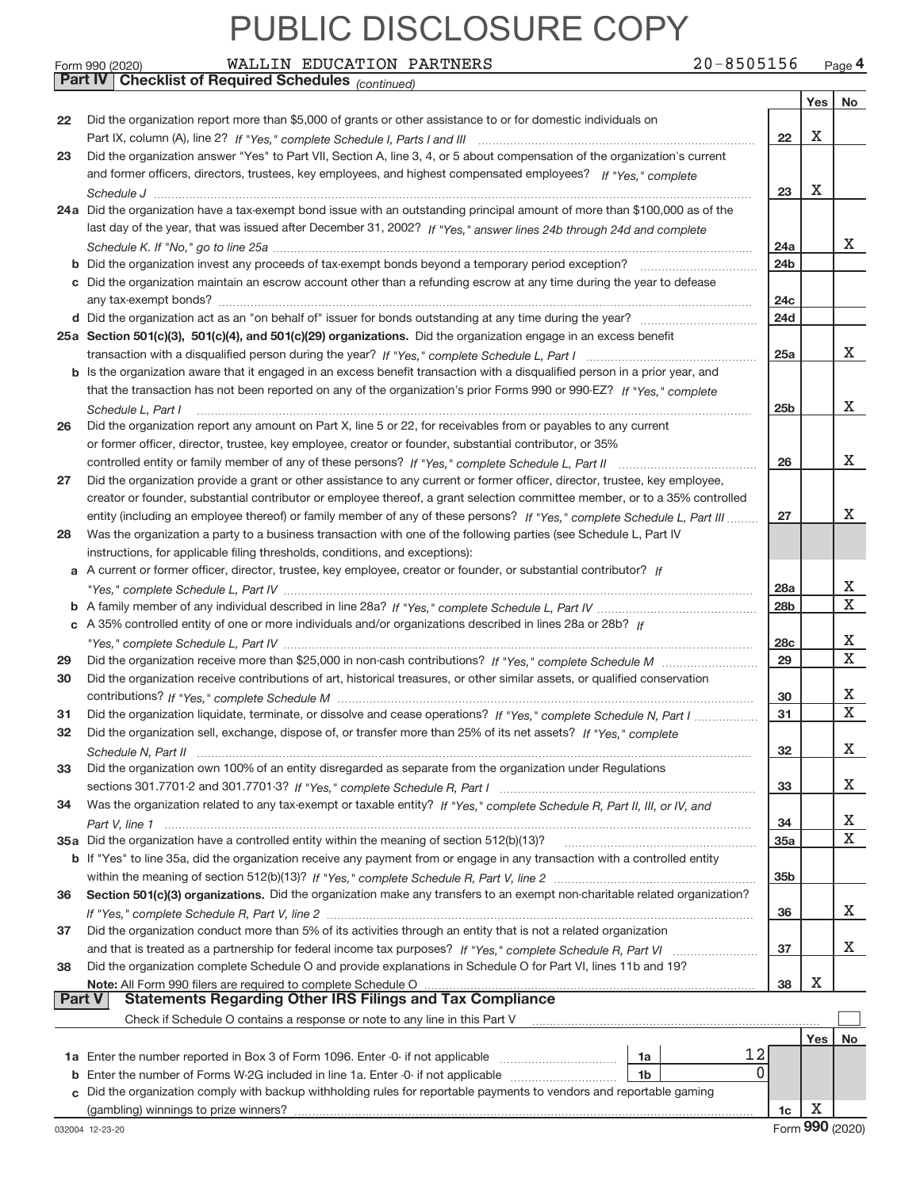# PUBLIC DISCLOSURE COPY

Form 990 (2020) WALLIN EDUCATION PARTNERS 20-8505156 Page **4**

**Part IV | Checklist of Required Schedules** *(continued)*

| | | | Yes | No |
|---|---|---|---|---|
| **22** | Did the organization report more than $5,000 of grants or other assistance to or for domestic individuals on Part IX, column (A), line 2? *If "Yes," complete Schedule I, Parts I and III* | **22** | X | |
| **23** | Did the organization answer "Yes" to Part VII, Section A, line 3, 4, or 5 about compensation of the organization's current and former officers, directors, trustees, key employees, and highest compensated employees? *If "Yes," complete Schedule J* | **23** | X | |
| **24a** | Did the organization have a tax-exempt bond issue with an outstanding principal amount of more than $100,000 as of the last day of the year, that was issued after December 31, 2002? *If "Yes," answer lines 24b through 24d and complete Schedule K. If "No," go to line 25a* | **24a** | | X |
| **b** | Did the organization invest any proceeds of tax-exempt bonds beyond a temporary period exception? | **24b** | | |
| **c** | Did the organization maintain an escrow account other than a refunding escrow at any time during the year to defease any tax-exempt bonds? | **24c** | | |
| **d** | Did the organization act as an "on behalf of" issuer for bonds outstanding at any time during the year? | **24d** | | |
| **25a** | **Section 501(c)(3), 501(c)(4), and 501(c)(29) organizations.** Did the organization engage in an excess benefit transaction with a disqualified person during the year? *If "Yes," complete Schedule L, Part I* | **25a** | | X |
| **b** | Is the organization aware that it engaged in an excess benefit transaction with a disqualified person in a prior year, and that the transaction has not been reported on any of the organization's prior Forms 990 or 990-EZ? *If "Yes," complete Schedule L, Part I* | **25b** | | X |
| **26** | Did the organization report any amount on Part X, line 5 or 22, for receivables from or payables to any current or former officer, director, trustee, key employee, creator or founder, substantial contributor, or 35% controlled entity or family member of any of these persons? *If "Yes," complete Schedule L, Part II* | **26** | | X |
| **27** | Did the organization provide a grant or other assistance to any current or former officer, director, trustee, key employee, creator or founder, substantial contributor or employee thereof, a grant selection committee member, or to a 35% controlled entity (including an employee thereof) or family member of any of these persons? *If "Yes," complete Schedule L, Part III* | **27** | | X |
| **28** | Was the organization a party to a business transaction with one of the following parties (see Schedule L, Part IV instructions, for applicable filing thresholds, conditions, and exceptions): | | | |
| **a** | A current or former officer, director, trustee, key employee, creator or founder, or substantial contributor? *If "Yes," complete Schedule L, Part IV* | **28a** | | X |
| **b** | A family member of any individual described in line 28a? *If "Yes," complete Schedule L, Part IV* | **28b** | | X |
| **c** | A 35% controlled entity of one or more individuals and/or organizations described in lines 28a or 28b? *If "Yes," complete Schedule L, Part IV* | **28c** | | X |
| **29** | Did the organization receive more than $25,000 in non-cash contributions? *If "Yes," complete Schedule M* | **29** | | X |
| **30** | Did the organization receive contributions of art, historical treasures, or other similar assets, or qualified conservation contributions? *If "Yes," complete Schedule M* | **30** | | X |
| **31** | Did the organization liquidate, terminate, or dissolve and cease operations? *If "Yes," complete Schedule N, Part I* | **31** | | X |
| **32** | Did the organization sell, exchange, dispose of, or transfer more than 25% of its net assets? *If "Yes," complete Schedule N, Part II* | **32** | | X |
| **33** | Did the organization own 100% of an entity disregarded as separate from the organization under Regulations sections 301.7701-2 and 301.7701-3? *If "Yes," complete Schedule R, Part I* | **33** | | X |
| **34** | Was the organization related to any tax-exempt or taxable entity? *If "Yes," complete Schedule R, Part II, III, or IV, and Part V, line 1* | **34** | | X |
| **35a** | Did the organization have a controlled entity within the meaning of section 512(b)(13)? | **35a** | | X |
| **b** | If "Yes" to line 35a, did the organization receive any payment from or engage in any transaction with a controlled entity within the meaning of section 512(b)(13)? *If "Yes," complete Schedule R, Part V, line 2* | **35b** | | |
| **36** | **Section 501(c)(3) organizations.** Did the organization make any transfers to an exempt non-charitable related organization? *If "Yes," complete Schedule R, Part V, line 2* | **36** | | X |
| **37** | Did the organization conduct more than 5% of its activities through an entity that is not a related organization and that is treated as a partnership for federal income tax purposes? *If "Yes," complete Schedule R, Part VI* | **37** | | X |
| **38** | Did the organization complete Schedule O and provide explanations in Schedule O for Part VI, lines 11b and 19? **Note:** All Form 990 filers are required to complete Schedule O | **38** | X | |

**Part V | Statements Regarding Other IRS Filings and Tax Compliance**

Check if Schedule O contains a response or note to any line in this Part V ☐

| | | | | | Yes | No |
|---|---|---|---|---|---|---|
| **1a** | Enter the number reported in Box 3 of Form 1096. Enter -0- if not applicable | **1a** | 12 | | | |
| **b** | Enter the number of Forms W-2G included in line 1a. Enter -0- if not applicable | **1b** | 0 | | | |
| **c** | Did the organization comply with backup withholding rules for reportable payments to vendors and reportable gaming (gambling) winnings to prize winners? | | | **1c** | X | |

032004 12-23-20 Form **990** (2020)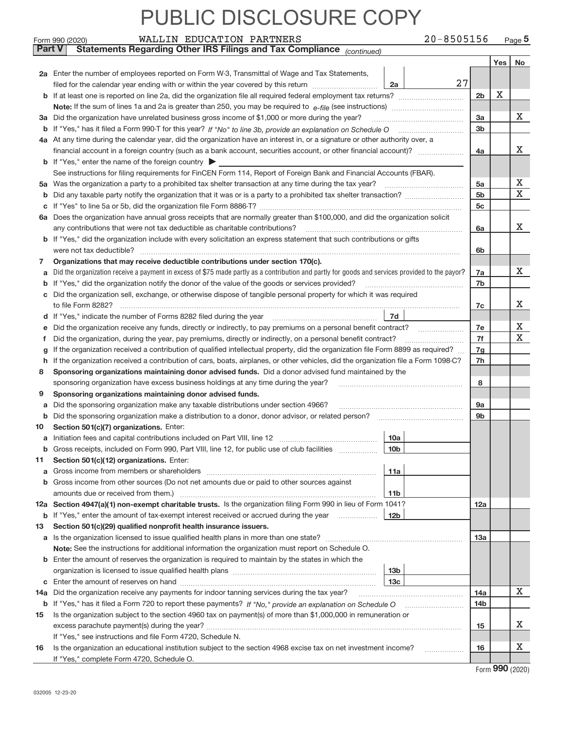PUBLIC DISCLOSURE COPY

Form 990 (2020) WALLIN EDUCATION PARTNERS 20-8505156 Page 5

**Part V Statements Regarding Other IRS Filings and Tax Compliance** *(continued)*

| | | | | | Yes | No |
|---|---|---|---|---|---|---|
| **2a** | Enter the number of employees reported on Form W-3, Transmittal of Wage and Tax Statements, filed for the calendar year ending with or within the year covered by this return | 2a | 27 | | | |
| **b** | If at least one is reported on line 2a, did the organization file all required federal employment tax returns? | | | 2b | X | |
| | **Note:** If the sum of lines 1a and 2a is greater than 250, you may be required to *e-file* (see instructions) | | | | | |
| **3a** | Did the organization have unrelated business gross income of $1,000 or more during the year? | | | 3a | | X |
| **b** | If "Yes," has it filed a Form 990-T for this year? *If "No" to line 3b, provide an explanation on Schedule O* | | | 3b | | |
| **4a** | At any time during the calendar year, did the organization have an interest in, or a signature or other authority over, a financial account in a foreign country (such as a bank account, securities account, or other financial account)? | | | 4a | | X |
| **b** | If "Yes," enter the name of the foreign country ▶ | | | | | |
| | See instructions for filing requirements for FinCEN Form 114, Report of Foreign Bank and Financial Accounts (FBAR). | | | | | |
| **5a** | Was the organization a party to a prohibited tax shelter transaction at any time during the tax year? | | | 5a | | X |
| **b** | Did any taxable party notify the organization that it was or is a party to a prohibited tax shelter transaction? | | | 5b | | X |
| **c** | If "Yes" to line 5a or 5b, did the organization file Form 8886-T? | | | 5c | | |
| **6a** | Does the organization have annual gross receipts that are normally greater than $100,000, and did the organization solicit any contributions that were not tax deductible as charitable contributions? | | | 6a | | X |
| **b** | If "Yes," did the organization include with every solicitation an express statement that such contributions or gifts were not tax deductible? | | | 6b | | |
| **7** | **Organizations that may receive deductible contributions under section 170(c).** | | | | | |
| **a** | Did the organization receive a payment in excess of $75 made partly as a contribution and partly for goods and services provided to the payor? | | | 7a | | X |
| **b** | If "Yes," did the organization notify the donor of the value of the goods or services provided? | | | 7b | | |
| **c** | Did the organization sell, exchange, or otherwise dispose of tangible personal property for which it was required to file Form 8282? | | | 7c | | X |
| **d** | If "Yes," indicate the number of Forms 8282 filed during the year | 7d | | | | |
| **e** | Did the organization receive any funds, directly or indirectly, to pay premiums on a personal benefit contract? | | | 7e | | X |
| **f** | Did the organization, during the year, pay premiums, directly or indirectly, on a personal benefit contract? | | | 7f | | X |
| **g** | If the organization received a contribution of qualified intellectual property, did the organization file Form 8899 as required? | | | 7g | | |
| **h** | If the organization received a contribution of cars, boats, airplanes, or other vehicles, did the organization file a Form 1098-C? | | | 7h | | |
| **8** | **Sponsoring organizations maintaining donor advised funds.** Did a donor advised fund maintained by the sponsoring organization have excess business holdings at any time during the year? | | | 8 | | |
| **9** | **Sponsoring organizations maintaining donor advised funds.** | | | | | |
| **a** | Did the sponsoring organization make any taxable distributions under section 4966? | | | 9a | | |
| **b** | Did the sponsoring organization make a distribution to a donor, donor advisor, or related person? | | | 9b | | |
| **10** | **Section 501(c)(7) organizations.** Enter: | | | | | |
| **a** | Initiation fees and capital contributions included on Part VIII, line 12 | 10a | | | | |
| **b** | Gross receipts, included on Form 990, Part VIII, line 12, for public use of club facilities | 10b | | | | |
| **11** | **Section 501(c)(12) organizations.** Enter: | | | | | |
| **a** | Gross income from members or shareholders | 11a | | | | |
| **b** | Gross income from other sources (Do not net amounts due or paid to other sources against amounts due or received from them.) | 11b | | | | |
| **12a** | **Section 4947(a)(1) non-exempt charitable trusts.** Is the organization filing Form 990 in lieu of Form 1041? | | | 12a | | |
| **b** | If "Yes," enter the amount of tax-exempt interest received or accrued during the year | 12b | | | | |
| **13** | **Section 501(c)(29) qualified nonprofit health insurance issuers.** | | | | | |
| **a** | Is the organization licensed to issue qualified health plans in more than one state? | | | 13a | | |
| | **Note:** See the instructions for additional information the organization must report on Schedule O. | | | | | |
| **b** | Enter the amount of reserves the organization is required to maintain by the states in which the organization is licensed to issue qualified health plans | 13b | | | | |
| **c** | Enter the amount of reserves on hand | 13c | | | | |
| **14a** | Did the organization receive any payments for indoor tanning services during the tax year? | | | 14a | | X |
| **b** | If "Yes," has it filed a Form 720 to report these payments? *If "No," provide an explanation on Schedule O* | | | 14b | | |
| **15** | Is the organization subject to the section 4960 tax on payment(s) of more than $1,000,000 in remuneration or excess parachute payment(s) during the year? | | | 15 | | X |
| | If "Yes," see instructions and file Form 4720, Schedule N. | | | | | |
| **16** | Is the organization an educational institution subject to the section 4968 excise tax on net investment income? | | | 16 | | X |
| | If "Yes," complete Form 4720, Schedule O. | | | | | |

Form **990** (2020)

032005 12-23-20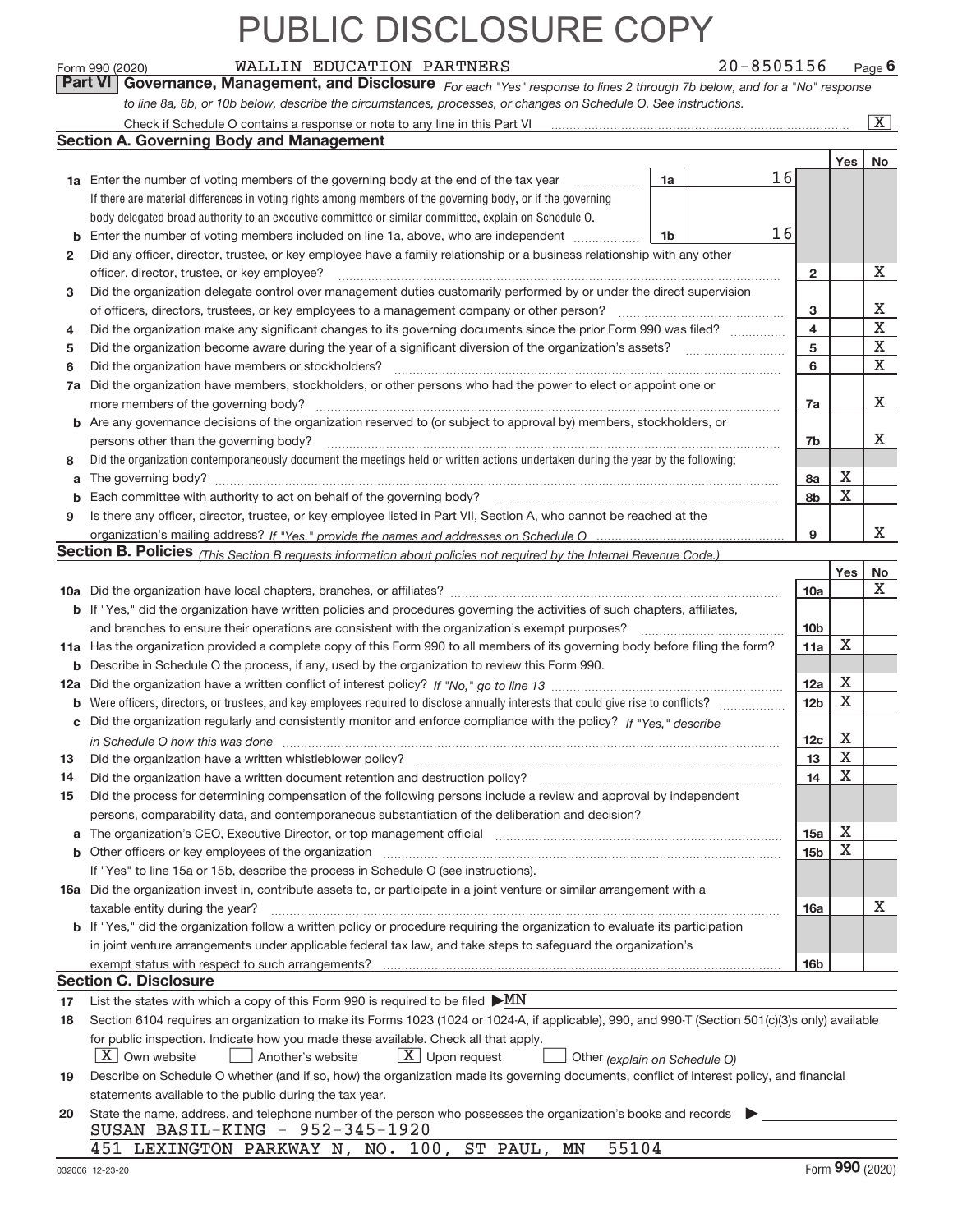# PUBLIC DISCLOSURE COPY

Form 990 (2020) WALLIN EDUCATION PARTNERS 20-8505156 Page **6**

## Part VI Governance, Management, and Disclosure

*For each "Yes" response to lines 2 through 7b below, and for a "No" response to line 8a, 8b, or 10b below, describe the circumstances, processes, or changes on Schedule O. See instructions.*

Check if Schedule O contains a response or note to any line in this Part VI ..... [X]

### Section A. Governing Body and Management

| | | | | Yes | No |
|---|---|---|---|---|---|
| **1a** | Enter the number of voting members of the governing body at the end of the tax year ..... **1a** | 16 | | | |
| | If there are material differences in voting rights among members of the governing body, or if the governing body delegated broad authority to an executive committee or similar committee, explain on Schedule O. | | | | |
| **b** | Enter the number of voting members included on line 1a, above, who are independent ..... **1b** | 16 | | | |
| **2** | Did any officer, director, trustee, or key employee have a family relationship or a business relationship with any other officer, director, trustee, or key employee? | | **2** | | X |
| **3** | Did the organization delegate control over management duties customarily performed by or under the direct supervision of officers, directors, trustees, or key employees to a management company or other person? | | **3** | | X |
| **4** | Did the organization make any significant changes to its governing documents since the prior Form 990 was filed? | | **4** | | X |
| **5** | Did the organization become aware during the year of a significant diversion of the organization's assets? | | **5** | | X |
| **6** | Did the organization have members or stockholders? | | **6** | | X |
| **7a** | Did the organization have members, stockholders, or other persons who had the power to elect or appoint one or more members of the governing body? | | **7a** | | X |
| **b** | Are any governance decisions of the organization reserved to (or subject to approval by) members, stockholders, or persons other than the governing body? | | **7b** | | X |
| **8** | Did the organization contemporaneously document the meetings held or written actions undertaken during the year by the following: | | | | |
| **a** | The governing body? | | **8a** | X | |
| **b** | Each committee with authority to act on behalf of the governing body? | | **8b** | X | |
| **9** | Is there any officer, director, trustee, or key employee listed in Part VII, Section A, who cannot be reached at the organization's mailing address? *If "Yes," provide the names and addresses on Schedule O* | | **9** | | X |

### Section B. Policies *(This Section B requests information about policies not required by the Internal Revenue Code.)*

| | | | Yes | No |
|---|---|---|---|---|
| **10a** | Did the organization have local chapters, branches, or affiliates? | **10a** | | X |
| **b** | If "Yes," did the organization have written policies and procedures governing the activities of such chapters, affiliates, and branches to ensure their operations are consistent with the organization's exempt purposes? | **10b** | | |
| **11a** | Has the organization provided a complete copy of this Form 990 to all members of its governing body before filing the form? | **11a** | X | |
| **b** | Describe in Schedule O the process, if any, used by the organization to review this Form 990. | | | |
| **12a** | Did the organization have a written conflict of interest policy? *If "No," go to line 13* | **12a** | X | |
| **b** | Were officers, directors, or trustees, and key employees required to disclose annually interests that could give rise to conflicts? | **12b** | X | |
| **c** | Did the organization regularly and consistently monitor and enforce compliance with the policy? *If "Yes," describe in Schedule O how this was done* | **12c** | X | |
| **13** | Did the organization have a written whistleblower policy? | **13** | X | |
| **14** | Did the organization have a written document retention and destruction policy? | **14** | X | |
| **15** | Did the process for determining compensation of the following persons include a review and approval by independent persons, comparability data, and contemporaneous substantiation of the deliberation and decision? | | | |
| **a** | The organization's CEO, Executive Director, or top management official | **15a** | X | |
| **b** | Other officers or key employees of the organization | **15b** | X | |
| | If "Yes" to line 15a or 15b, describe the process in Schedule O (see instructions). | | | |
| **16a** | Did the organization invest in, contribute assets to, or participate in a joint venture or similar arrangement with a taxable entity during the year? | **16a** | | X |
| **b** | If "Yes," did the organization follow a written policy or procedure requiring the organization to evaluate its participation in joint venture arrangements under applicable federal tax law, and take steps to safeguard the organization's exempt status with respect to such arrangements? | **16b** | | |

### Section C. Disclosure

**17** List the states with which a copy of this Form 990 is required to be filed ▶MN

**18** Section 6104 requires an organization to make its Forms 1023 (1024 or 1024-A, if applicable), 990, and 990-T (Section 501(c)(3)s only) available for public inspection. Indicate how you made these available. Check all that apply.

[X] Own website [ ] Another's website [X] Upon request [ ] Other *(explain on Schedule O)*

**19** Describe on Schedule O whether (and if so, how) the organization made its governing documents, conflict of interest policy, and financial statements available to the public during the tax year.

**20** State the name, address, and telephone number of the person who possesses the organization's books and records ▶

SUSAN BASIL-KING - 952-345-1920

451 LEXINGTON PARKWAY N, NO. 100, ST PAUL, MN 55104

032006 12-23-20 Form **990** (2020)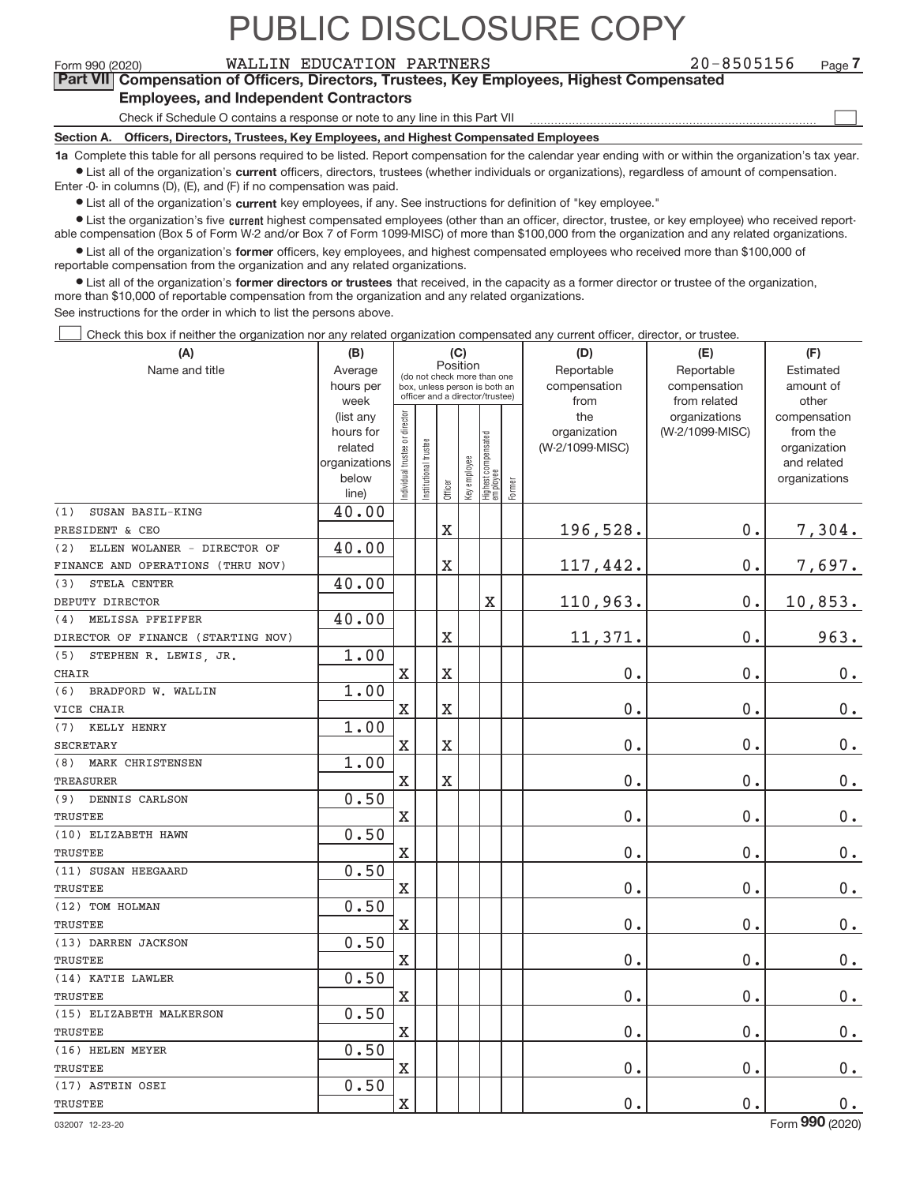# PUBLIC DISCLOSURE COPY

Form 990 (2020) WALLIN EDUCATION PARTNERS 20-8505156 Page 7

**Part VII Compensation of Officers, Directors, Trustees, Key Employees, Highest Compensated Employees, and Independent Contractors**

Check if Schedule O contains a response or note to any line in this Part VII ☐

**Section A. Officers, Directors, Trustees, Key Employees, and Highest Compensated Employees**

**1a** Complete this table for all persons required to be listed. Report compensation for the calendar year ending with or within the organization's tax year.

- List all of the organization's **current** officers, directors, trustees (whether individuals or organizations), regardless of amount of compensation. Enter -0- in columns (D), (E), and (F) if no compensation was paid.
- List all of the organization's **current** key employees, if any. See instructions for definition of "key employee."
- List the organization's five **current** highest compensated employees (other than an officer, director, trustee, or key employee) who received reportable compensation (Box 5 of Form W-2 and/or Box 7 of Form 1099-MISC) of more than $100,000 from the organization and any related organizations.
- List all of the organization's **former** officers, key employees, and highest compensated employees who received more than $100,000 of reportable compensation from the organization and any related organizations.
- List all of the organization's **former directors or trustees** that received, in the capacity as a former director or trustee of the organization, more than $10,000 of reportable compensation from the organization and any related organizations.

See instructions for the order in which to list the persons above.

☐ Check this box if neither the organization nor any related organization compensated any current officer, director, or trustee.

| (A) Name and title | (B) Average hours per week (list any hours for related organizations below line) | (C) Position: Individual trustee or director | Institutional trustee | Officer | Key employee | Highest compensated employee | Former | (D) Reportable compensation from the organization (W-2/1099-MISC) | (E) Reportable compensation from related organizations (W-2/1099-MISC) | (F) Estimated amount of other compensation from the organization and related organizations |
|---|---|---|---|---|---|---|---|---|---|---|
| (1) SUSAN BASIL-KING<br>PRESIDENT & CEO | 40.00 | | | X | | | | 196,528. | 0. | 7,304. |
| (2) ELLEN WOLANER - DIRECTOR OF<br>FINANCE AND OPERATIONS (THRU NOV) | 40.00 | | | X | | | | 117,442. | 0. | 7,697. |
| (3) STELA CENTER<br>DEPUTY DIRECTOR | 40.00 | | | | | X | | 110,963. | 0. | 10,853. |
| (4) MELISSA PFEIFFER<br>DIRECTOR OF FINANCE (STARTING NOV) | 40.00 | | | X | | | | 11,371. | 0. | 963. |
| (5) STEPHEN R. LEWIS, JR.<br>CHAIR | 1.00 | X | | X | | | | 0. | 0. | 0. |
| (6) BRADFORD W. WALLIN<br>VICE CHAIR | 1.00 | X | | X | | | | 0. | 0. | 0. |
| (7) KELLY HENRY<br>SECRETARY | 1.00 | X | | X | | | | 0. | 0. | 0. |
| (8) MARK CHRISTENSEN<br>TREASURER | 1.00 | X | | X | | | | 0. | 0. | 0. |
| (9) DENNIS CARLSON<br>TRUSTEE | 0.50 | X | | | | | | 0. | 0. | 0. |
| (10) ELIZABETH HAWN<br>TRUSTEE | 0.50 | X | | | | | | 0. | 0. | 0. |
| (11) SUSAN HEEGAARD<br>TRUSTEE | 0.50 | X | | | | | | 0. | 0. | 0. |
| (12) TOM HOLMAN<br>TRUSTEE | 0.50 | X | | | | | | 0. | 0. | 0. |
| (13) DARREN JACKSON<br>TRUSTEE | 0.50 | X | | | | | | 0. | 0. | 0. |
| (14) KATIE LAWLER<br>TRUSTEE | 0.50 | X | | | | | | 0. | 0. | 0. |
| (15) ELIZABETH MALKERSON<br>TRUSTEE | 0.50 | X | | | | | | 0. | 0. | 0. |
| (16) HELEN MEYER<br>TRUSTEE | 0.50 | X | | | | | | 0. | 0. | 0. |
| (17) ASTEIN OSEI<br>TRUSTEE | 0.50 | X | | | | | | 0. | 0. | 0. |

032007 12-23-20 Form 990 (2020)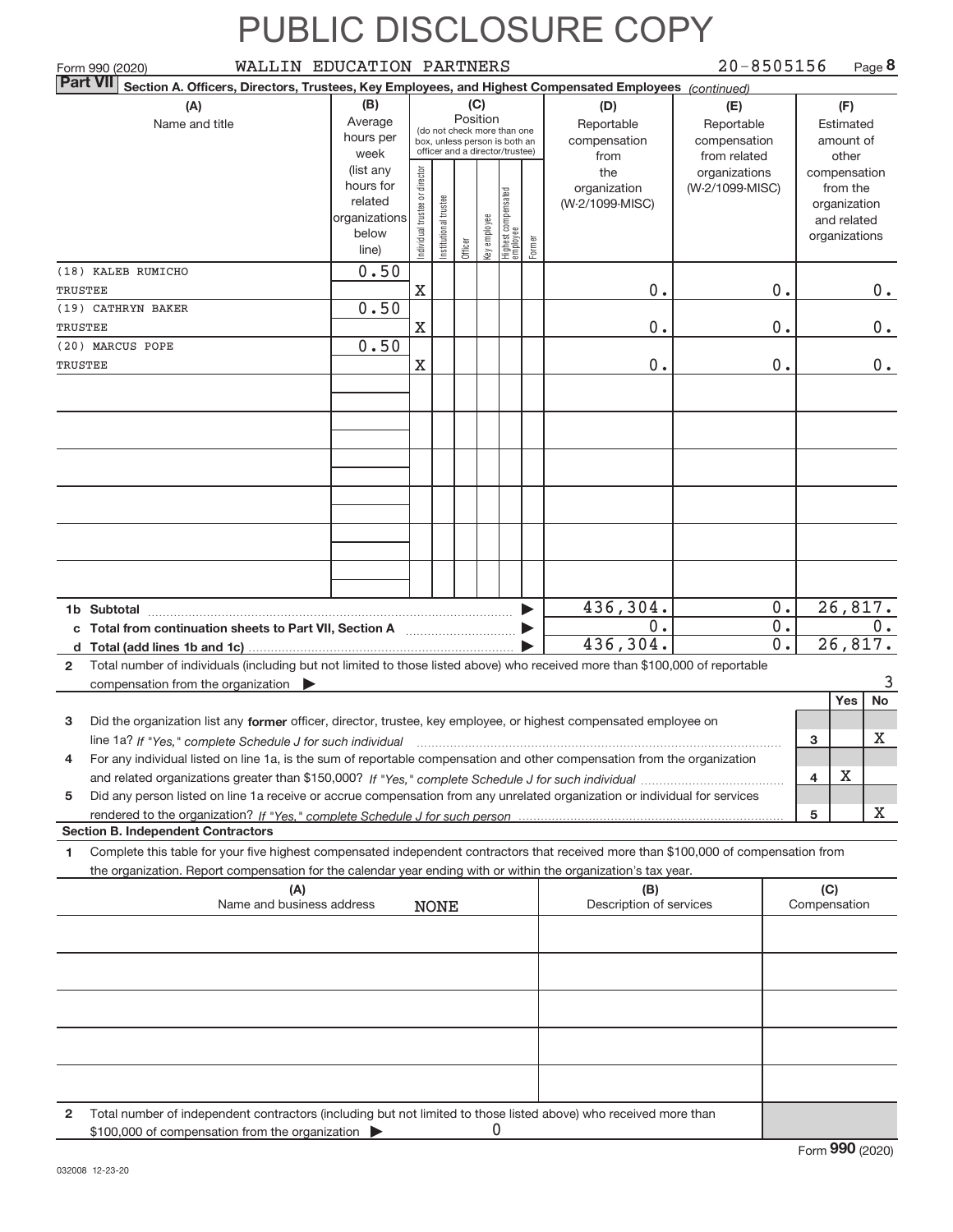# PUBLIC DISCLOSURE COPY

Form 990 (2020) WALLIN EDUCATION PARTNERS 20-8505156 Page **8**

**Part VII** **Section A. Officers, Directors, Trustees, Key Employees, and Highest Compensated Employees** *(continued)*

| (A) Name and title | (B) Average hours per week (list any hours for related organizations below line) | Individual trustee or director | Institutional trustee | Officer | Key employee | Highest compensated employee | Former | (D) Reportable compensation from the organization (W-2/1099-MISC) | (E) Reportable compensation from related organizations (W-2/1099-MISC) | (F) Estimated amount of other compensation from the organization and related organizations |
|---|---|---|---|---|---|---|---|---|---|---|
| | | (C) Position (do not check more than one box, unless person is both an officer and a director/trustee) | | | | | | | | |
| (18) KALEB RUMICHO<br>TRUSTEE | 0.50 | X | | | | | | 0. | 0. | 0. |
| (19) CATHRYN BAKER<br>TRUSTEE | 0.50 | X | | | | | | 0. | 0. | 0. |
| (20) MARCUS POPE<br>TRUSTEE | 0.50 | X | | | | | | 0. | 0. | 0. |
| | | | | | | | | | | |
| | | | | | | | | | | |
| | | | | | | | | | | |
| | | | | | | | | | | |
| | | | | | | | | | | |
| | | | | | | | | | | |
| **1b Subtotal** | | | | | | | ▶ | 436,304. | 0. | 26,817. |
| **c Total from continuation sheets to Part VII, Section A** | | | | | | | ▶ | 0. | 0. | 0. |
| **d Total (add lines 1b and 1c)** | | | | | | | ▶ | 436,304. | 0. | 26,817. |

**2** Total number of individuals (including but not limited to those listed above) who received more than $100,000 of reportable compensation from the organization ▶ 3

| | | Yes | No |
|---|---|---|---|
| **3** Did the organization list any **former** officer, director, trustee, key employee, or highest compensated employee on line 1a? *If "Yes," complete Schedule J for such individual* | 3 | | X |
| **4** For any individual listed on line 1a, is the sum of reportable compensation and other compensation from the organization and related organizations greater than $150,000? *If "Yes," complete Schedule J for such individual* | 4 | X | |
| **5** Did any person listed on line 1a receive or accrue compensation from any unrelated organization or individual for services rendered to the organization? *If "Yes," complete Schedule J for such person* | 5 | | X |

**Section B. Independent Contractors**

**1** Complete this table for your five highest compensated independent contractors that received more than $100,000 of compensation from the organization. Report compensation for the calendar year ending with or within the organization's tax year.

| (A) Name and business address | (B) Description of services | (C) Compensation |
|---|---|---|
| NONE | | |
| | | |
| | | |
| | | |
| | | |

**2** Total number of independent contractors (including but not limited to those listed above) who received more than $100,000 of compensation from the organization ▶ 0

Form **990** (2020)

032008 12-23-20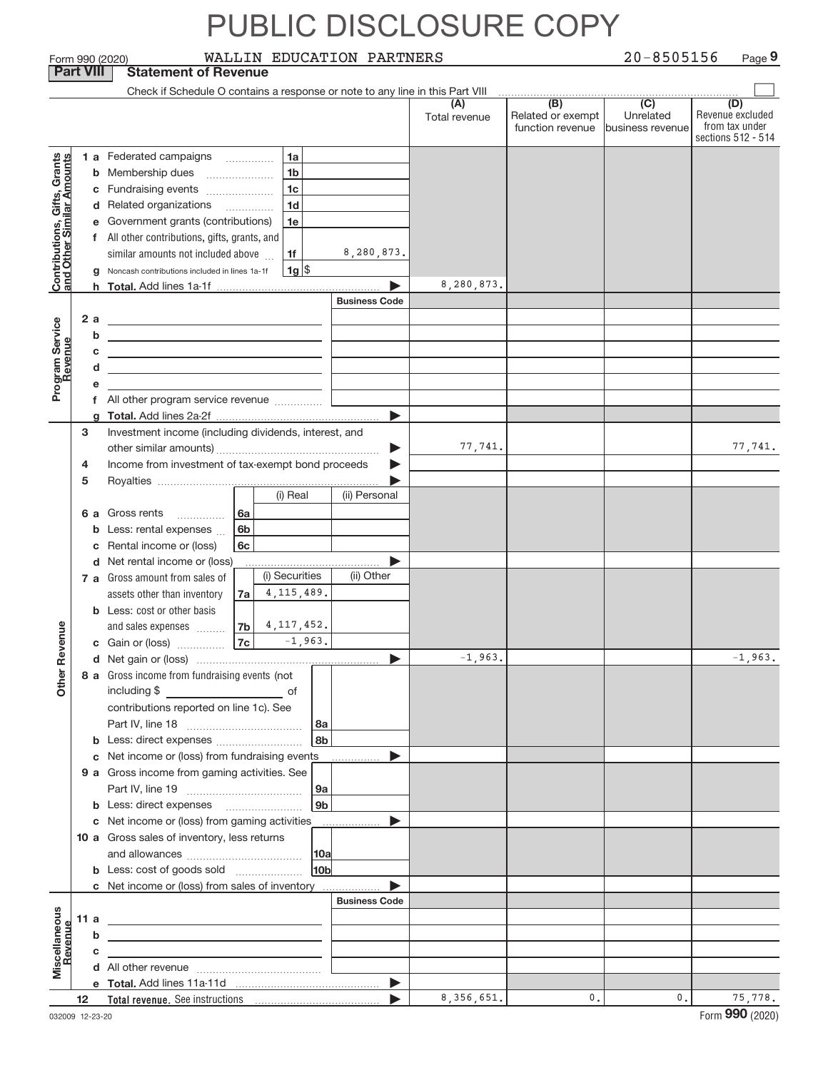# PUBLIC DISCLOSURE COPY

Form 990 (2020) WALLIN EDUCATION PARTNERS 20-8505156 Page 9

## Part VIII Statement of Revenue

Check if Schedule O contains a response or note to any line in this Part VIII

| | | | (A) Total revenue | (B) Related or exempt function revenue | (C) Unrelated business revenue | (D) Revenue excluded from tax under sections 512 - 514 |
|---|---|---|---|---|---|---|
| **Contributions, Gifts, Grants and Other Similar Amounts** | 1 a Federated campaigns | 1a | | | | |
| | b Membership dues | 1b | | | | |
| | c Fundraising events | 1c | | | | |
| | d Related organizations | 1d | | | | |
| | e Government grants (contributions) | 1e | | | | |
| | f All other contributions, gifts, grants, and similar amounts not included above | 1f 8,280,873. | | | | |
| | g Noncash contributions included in lines 1a-1f | 1g $ | | | | |
| | h **Total.** Add lines 1a-1f | | 8,280,873. | | | |
| **Program Service Revenue** | | Business Code | | | | |
| | 2 a | | | | | |
| | b | | | | | |
| | c | | | | | |
| | d | | | | | |
| | e | | | | | |
| | f All other program service revenue | | | | | |
| | g **Total.** Add lines 2a-2f | | | | | |
| **Other Revenue** | 3 Investment income (including dividends, interest, and other similar amounts) | | 77,741. | | | 77,741. |
| | 4 Income from investment of tax-exempt bond proceeds | | | | | |
| | 5 Royalties | | | | | |
| | | (i) Real / (ii) Personal | | | | |
| | 6 a Gross rents | 6a | | | | |
| | b Less: rental expenses | 6b | | | | |
| | c Rental income or (loss) | 6c | | | | |
| | d Net rental income or (loss) | | | | | |
| | | (i) Securities / (ii) Other | | | | |
| | 7 a Gross amount from sales of assets other than inventory | 7a 4,115,489. | | | | |
| | b Less: cost or other basis and sales expenses | 7b 4,117,452. | | | | |
| | c Gain or (loss) | 7c -1,963. | | | | |
| | d Net gain or (loss) | | -1,963. | | | -1,963. |
| | 8 a Gross income from fundraising events (not including $ of contributions reported on line 1c). See Part IV, line 18 | 8a | | | | |
| | b Less: direct expenses | 8b | | | | |
| | c Net income or (loss) from fundraising events | | | | | |
| | 9 a Gross income from gaming activities. See Part IV, line 19 | 9a | | | | |
| | b Less: direct expenses | 9b | | | | |
| | c Net income or (loss) from gaming activities | | | | | |
| | 10 a Gross sales of inventory, less returns and allowances | 10a | | | | |
| | b Less: cost of goods sold | 10b | | | | |
| | c Net income or (loss) from sales of inventory | | | | | |
| **Miscellaneous Revenue** | | Business Code | | | | |
| | 11 a | | | | | |
| | b | | | | | |
| | c | | | | | |
| | d All other revenue | | | | | |
| | e **Total.** Add lines 11a-11d | | | | | |
| | 12 **Total revenue.** See instructions | | 8,356,651. | 0. | 0. | 75,778. |

032009 12-23-20 Form **990** (2020)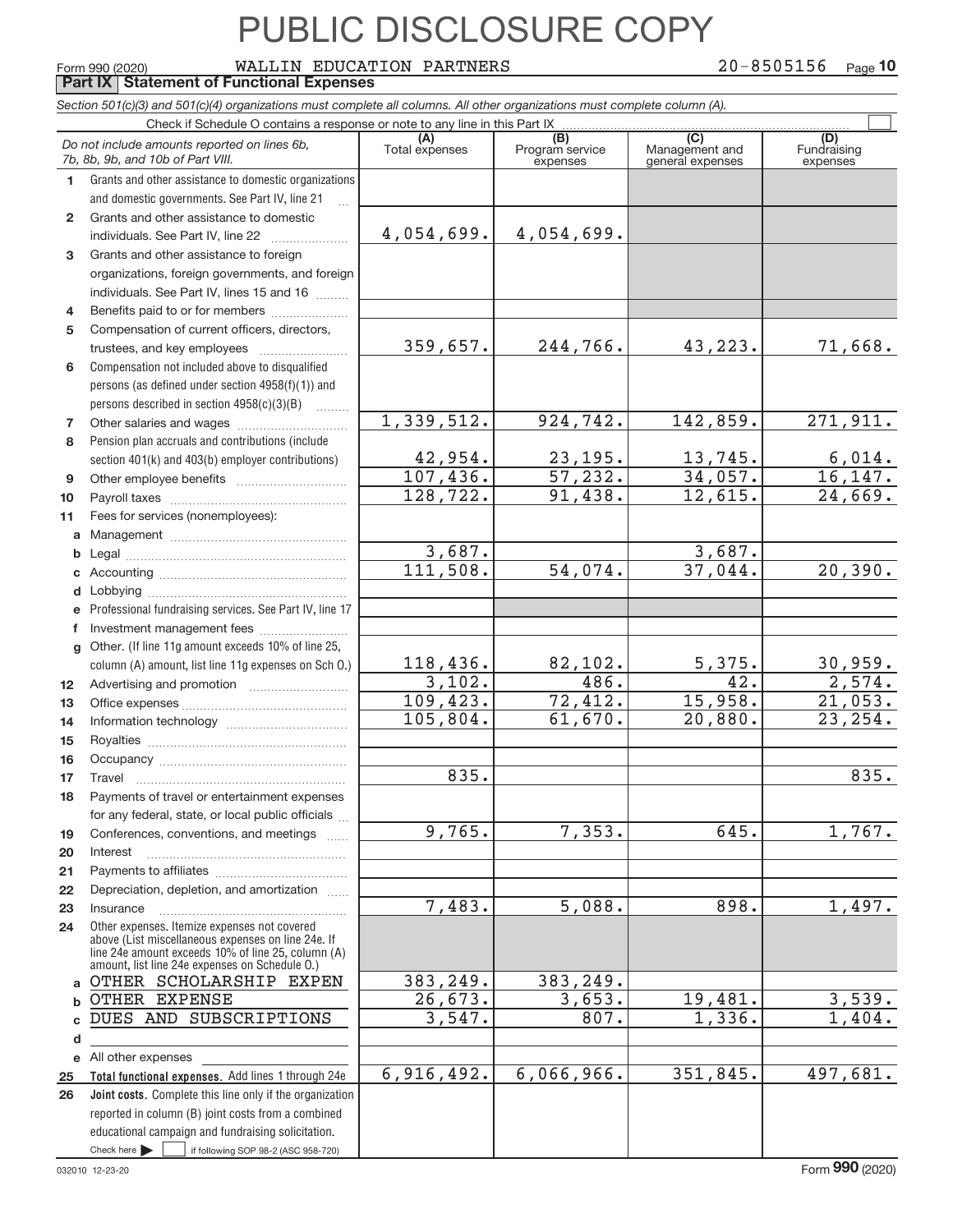# PUBLIC DISCLOSURE COPY

Form 990 (2020) WALLIN EDUCATION PARTNERS 20-8505156 Page **10**

**Part IX Statement of Functional Expenses**

*Section 501(c)(3) and 501(c)(4) organizations must complete all columns. All other organizations must complete column (A).*

Check if Schedule O contains a response or note to any line in this Part IX ☐

| | *Do not include amounts reported on lines 6b, 7b, 8b, 9b, and 10b of Part VIII.* | (A) Total expenses | (B) Program service expenses | (C) Management and general expenses | (D) Fundraising expenses |
|---|---|---|---|---|---|
| 1 | Grants and other assistance to domestic organizations and domestic governments. See Part IV, line 21 | | | | |
| 2 | Grants and other assistance to domestic individuals. See Part IV, line 22 | 4,054,699. | 4,054,699. | | |
| 3 | Grants and other assistance to foreign organizations, foreign governments, and foreign individuals. See Part IV, lines 15 and 16 | | | | |
| 4 | Benefits paid to or for members | | | | |
| 5 | Compensation of current officers, directors, trustees, and key employees | 359,657. | 244,766. | 43,223. | 71,668. |
| 6 | Compensation not included above to disqualified persons (as defined under section 4958(f)(1)) and persons described in section 4958(c)(3)(B) | | | | |
| 7 | Other salaries and wages | 1,339,512. | 924,742. | 142,859. | 271,911. |
| 8 | Pension plan accruals and contributions (include section 401(k) and 403(b) employer contributions) | 42,954. | 23,195. | 13,745. | 6,014. |
| 9 | Other employee benefits | 107,436. | 57,232. | 34,057. | 16,147. |
| 10 | Payroll taxes | 128,722. | 91,438. | 12,615. | 24,669. |
| 11 | Fees for services (nonemployees): | | | | |
| a | Management | | | | |
| b | Legal | 3,687. | | 3,687. | |
| c | Accounting | 111,508. | 54,074. | 37,044. | 20,390. |
| d | Lobbying | | | | |
| e | Professional fundraising services. See Part IV, line 17 | | | | |
| f | Investment management fees | | | | |
| g | Other. (If line 11g amount exceeds 10% of line 25, column (A) amount, list line 11g expenses on Sch O.) | 118,436. | 82,102. | 5,375. | 30,959. |
| 12 | Advertising and promotion | 3,102. | 486. | 42. | 2,574. |
| 13 | Office expenses | 109,423. | 72,412. | 15,958. | 21,053. |
| 14 | Information technology | 105,804. | 61,670. | 20,880. | 23,254. |
| 15 | Royalties | | | | |
| 16 | Occupancy | | | | |
| 17 | Travel | 835. | | | 835. |
| 18 | Payments of travel or entertainment expenses for any federal, state, or local public officials | | | | |
| 19 | Conferences, conventions, and meetings | 9,765. | 7,353. | 645. | 1,767. |
| 20 | Interest | | | | |
| 21 | Payments to affiliates | | | | |
| 22 | Depreciation, depletion, and amortization | | | | |
| 23 | Insurance | 7,483. | 5,088. | 898. | 1,497. |
| 24 | Other expenses. Itemize expenses not covered above (List miscellaneous expenses on line 24e. If line 24e amount exceeds 10% of line 25, column (A) amount, list line 24e expenses on Schedule O.) | | | | |
| a | OTHER SCHOLARSHIP EXPEN | 383,249. | 383,249. | | |
| b | OTHER EXPENSE | 26,673. | 3,653. | 19,481. | 3,539. |
| c | DUES AND SUBSCRIPTIONS | 3,547. | 807. | 1,336. | 1,404. |
| d | | | | | |
| e | All other expenses | | | | |
| 25 | **Total functional expenses.** Add lines 1 through 24e | 6,916,492. | 6,066,966. | 351,845. | 497,681. |
| 26 | **Joint costs.** Complete this line only if the organization reported in column (B) joint costs from a combined educational campaign and fundraising solicitation. Check here ☐ if following SOP 98-2 (ASC 958-720) | | | | |

032010 12-23-20 Form **990** (2020)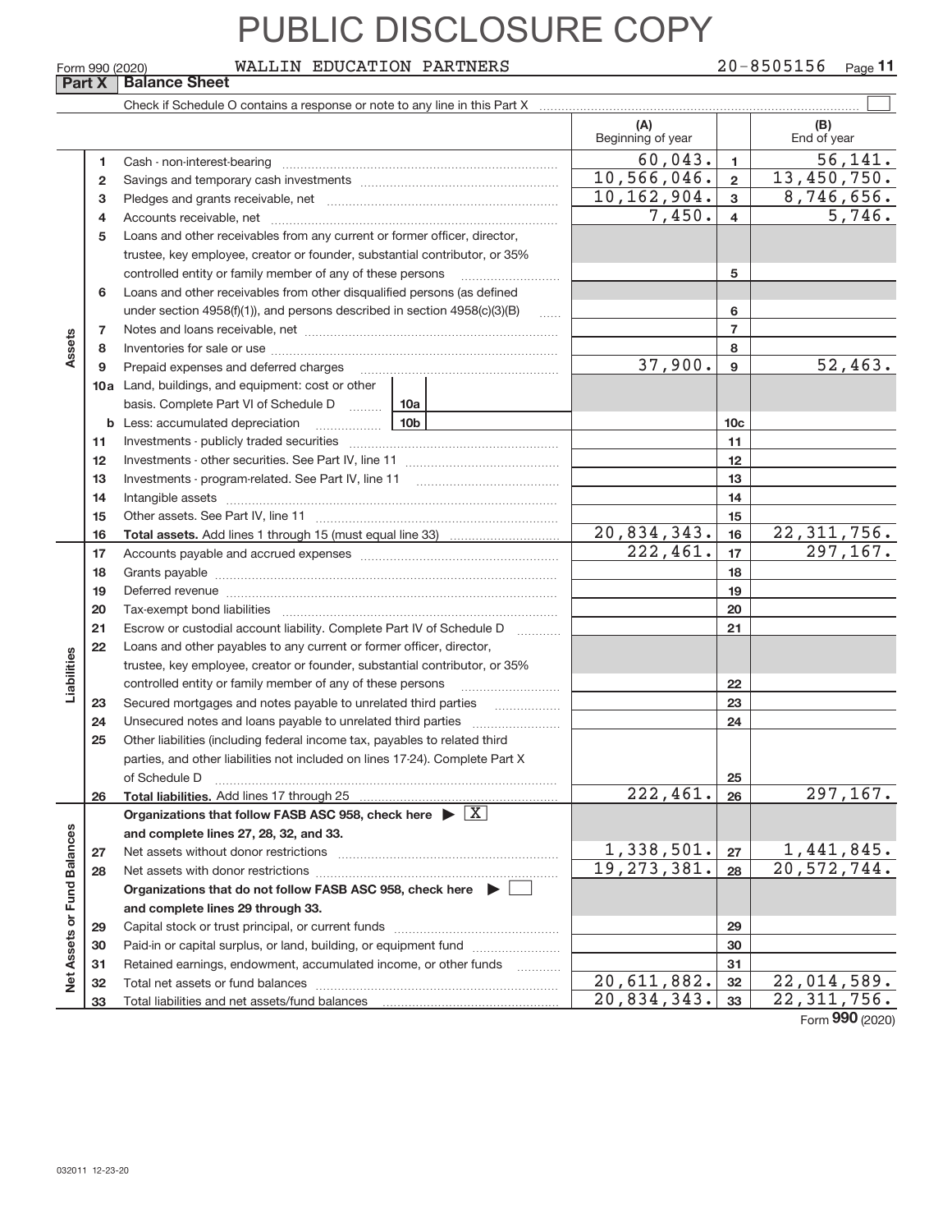# PUBLIC DISCLOSURE COPY

Form 990 (2020) WALLIN EDUCATION PARTNERS 20-8505156 Page **11**

## Part X Balance Sheet

Check if Schedule O contains a response or note to any line in this Part X ☐

| | | | (A) Beginning of year | | (B) End of year |
|---|---|---|---|---|---|
| **Assets** | 1 | Cash - non-interest-bearing | 60,043. | 1 | 56,141. |
| | 2 | Savings and temporary cash investments | 10,566,046. | 2 | 13,450,750. |
| | 3 | Pledges and grants receivable, net | 10,162,904. | 3 | 8,746,656. |
| | 4 | Accounts receivable, net | 7,450. | 4 | 5,746. |
| | 5 | Loans and other receivables from any current or former officer, director, trustee, key employee, creator or founder, substantial contributor, or 35% controlled entity or family member of any of these persons | | 5 | |
| | 6 | Loans and other receivables from other disqualified persons (as defined under section 4958(f)(1)), and persons described in section 4958(c)(3)(B) | | 6 | |
| | 7 | Notes and loans receivable, net | | 7 | |
| | 8 | Inventories for sale or use | | 8 | |
| | 9 | Prepaid expenses and deferred charges | 37,900. | 9 | 52,463. |
| | 10a | Land, buildings, and equipment: cost or other basis. Complete Part VI of Schedule D 10a | | | |
| | b | Less: accumulated depreciation 10b | | 10c | |
| | 11 | Investments - publicly traded securities | | 11 | |
| | 12 | Investments - other securities. See Part IV, line 11 | | 12 | |
| | 13 | Investments - program-related. See Part IV, line 11 | | 13 | |
| | 14 | Intangible assets | | 14 | |
| | 15 | Other assets. See Part IV, line 11 | | 15 | |
| | 16 | **Total assets.** Add lines 1 through 15 (must equal line 33) | 20,834,343. | 16 | 22,311,756. |
| **Liabilities** | 17 | Accounts payable and accrued expenses | 222,461. | 17 | 297,167. |
| | 18 | Grants payable | | 18 | |
| | 19 | Deferred revenue | | 19 | |
| | 20 | Tax-exempt bond liabilities | | 20 | |
| | 21 | Escrow or custodial account liability. Complete Part IV of Schedule D | | 21 | |
| | 22 | Loans and other payables to any current or former officer, director, trustee, key employee, creator or founder, substantial contributor, or 35% controlled entity or family member of any of these persons | | 22 | |
| | 23 | Secured mortgages and notes payable to unrelated third parties | | 23 | |
| | 24 | Unsecured notes and loans payable to unrelated third parties | | 24 | |
| | 25 | Other liabilities (including federal income tax, payables to related third parties, and other liabilities not included on lines 17-24). Complete Part X of Schedule D | | 25 | |
| | 26 | **Total liabilities.** Add lines 17 through 25 | 222,461. | 26 | 297,167. |
| **Net Assets or Fund Balances** | | **Organizations that follow FASB ASC 958, check here ▶ ☒ and complete lines 27, 28, 32, and 33.** | | | |
| | 27 | Net assets without donor restrictions | 1,338,501. | 27 | 1,441,845. |
| | 28 | Net assets with donor restrictions | 19,273,381. | 28 | 20,572,744. |
| | | **Organizations that do not follow FASB ASC 958, check here ▶ ☐ and complete lines 29 through 33.** | | | |
| | 29 | Capital stock or trust principal, or current funds | | 29 | |
| | 30 | Paid-in or capital surplus, or land, building, or equipment fund | | 30 | |
| | 31 | Retained earnings, endowment, accumulated income, or other funds | | 31 | |
| | 32 | Total net assets or fund balances | 20,611,882. | 32 | 22,014,589. |
| | 33 | Total liabilities and net assets/fund balances | 20,834,343. | 33 | 22,311,756. |

Form **990** (2020)

032011 12-23-20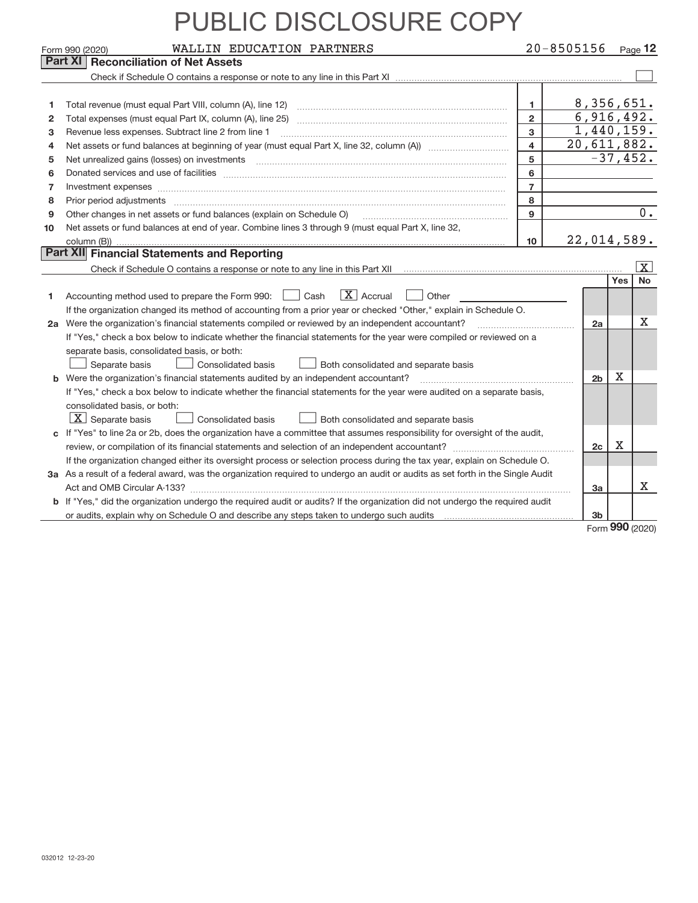# PUBLIC DISCLOSURE COPY

Form 990 (2020) WALLIN EDUCATION PARTNERS 20-8505156 Page 12

## Part XI Reconciliation of Net Assets

Check if Schedule O contains a response or note to any line in this Part XI ☐

| | | | |
|---|---|---|---|
| 1 | Total revenue (must equal Part VIII, column (A), line 12) | 1 | 8,356,651. |
| 2 | Total expenses (must equal Part IX, column (A), line 25) | 2 | 6,916,492. |
| 3 | Revenue less expenses. Subtract line 2 from line 1 | 3 | 1,440,159. |
| 4 | Net assets or fund balances at beginning of year (must equal Part X, line 32, column (A)) | 4 | 20,611,882. |
| 5 | Net unrealized gains (losses) on investments | 5 | -37,452. |
| 6 | Donated services and use of facilities | 6 | |
| 7 | Investment expenses | 7 | |
| 8 | Prior period adjustments | 8 | |
| 9 | Other changes in net assets or fund balances (explain on Schedule O) | 9 | 0. |
| 10 | Net assets or fund balances at end of year. Combine lines 3 through 9 (must equal Part X, line 32, column (B)) | 10 | 22,014,589. |

## Part XII Financial Statements and Reporting

Check if Schedule O contains a response or note to any line in this Part XII ☒

| | | | Yes | No |
|---|---|---|---|---|
| 1 | Accounting method used to prepare the Form 990: ☐ Cash ☒ Accrual ☐ Other<br>If the organization changed its method of accounting from a prior year or checked "Other," explain in Schedule O. | | | |
| 2a | Were the organization's financial statements compiled or reviewed by an independent accountant?<br>If "Yes," check a box below to indicate whether the financial statements for the year were compiled or reviewed on a separate basis, consolidated basis, or both:<br>☐ Separate basis ☐ Consolidated basis ☐ Both consolidated and separate basis | 2a | | X |
| b | Were the organization's financial statements audited by an independent accountant?<br>If "Yes," check a box below to indicate whether the financial statements for the year were audited on a separate basis, consolidated basis, or both:<br>☒ Separate basis ☐ Consolidated basis ☐ Both consolidated and separate basis | 2b | X | |
| c | If "Yes" to line 2a or 2b, does the organization have a committee that assumes responsibility for oversight of the audit, review, or compilation of its financial statements and selection of an independent accountant?<br>If the organization changed either its oversight process or selection process during the tax year, explain on Schedule O. | 2c | X | |
| 3a | As a result of a federal award, was the organization required to undergo an audit or audits as set forth in the Single Audit Act and OMB Circular A-133? | 3a | | X |
| b | If "Yes," did the organization undergo the required audit or audits? If the organization did not undergo the required audit or audits, explain why on Schedule O and describe any steps taken to undergo such audits | 3b | | |

Form 990 (2020)

032012 12-23-20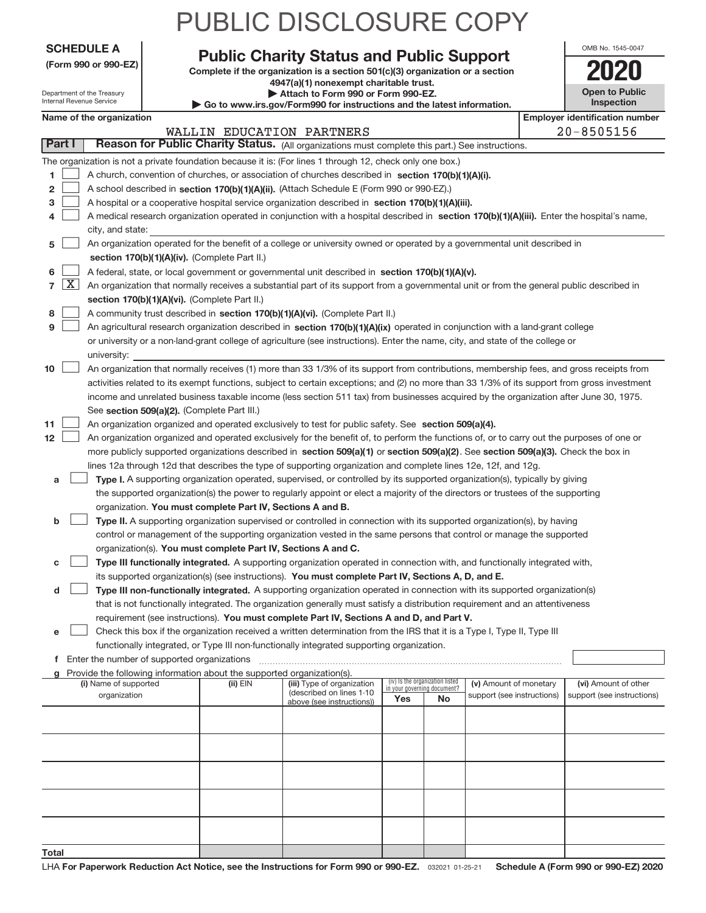# PUBLIC DISCLOSURE COPY

**SCHEDULE A**
**(Form 990 or 990-EZ)**

Department of the Treasury
Internal Revenue Service

## Public Charity Status and Public Support

**Complete if the organization is a section 501(c)(3) organization or a section 4947(a)(1) nonexempt charitable trust.**
**▶ Attach to Form 990 or Form 990-EZ.**
**▶ Go to www.irs.gov/Form990 for instructions and the latest information.**

OMB No. 1545-0047
**2020**
**Open to Public Inspection**

**Name of the organization:** WALLIN EDUCATION PARTNERS
**Employer identification number:** 20-8505156

**Part I** **Reason for Public Charity Status.** (All organizations must complete this part.) See instructions.

The organization is not a private foundation because it is: (For lines 1 through 12, check only one box.)

1. ☐ A church, convention of churches, or association of churches described in **section 170(b)(1)(A)(i).**
2. ☐ A school described in **section 170(b)(1)(A)(ii).** (Attach Schedule E (Form 990 or 990-EZ).)
3. ☐ A hospital or a cooperative hospital service organization described in **section 170(b)(1)(A)(iii).**
4. ☐ A medical research organization operated in conjunction with a hospital described in **section 170(b)(1)(A)(iii).** Enter the hospital's name, city, and state: ______
5. ☐ An organization operated for the benefit of a college or university owned or operated by a governmental unit described in **section 170(b)(1)(A)(iv).** (Complete Part II.)
6. ☐ A federal, state, or local government or governmental unit described in **section 170(b)(1)(A)(v).**
7. ☒ An organization that normally receives a substantial part of its support from a governmental unit or from the general public described in **section 170(b)(1)(A)(vi).** (Complete Part II.)
8. ☐ A community trust described in **section 170(b)(1)(A)(vi).** (Complete Part II.)
9. ☐ An agricultural research organization described in **section 170(b)(1)(A)(ix)** operated in conjunction with a land-grant college or university or a non-land-grant college of agriculture (see instructions). Enter the name, city, and state of the college or university: ______
10. ☐ An organization that normally receives (1) more than 33 1/3% of its support from contributions, membership fees, and gross receipts from activities related to its exempt functions, subject to certain exceptions; and (2) no more than 33 1/3% of its support from gross investment income and unrelated business taxable income (less section 511 tax) from businesses acquired by the organization after June 30, 1975. See **section 509(a)(2).** (Complete Part III.)
11. ☐ An organization organized and operated exclusively to test for public safety. See **section 509(a)(4).**
12. ☐ An organization organized and operated exclusively for the benefit of, to perform the functions of, or to carry out the purposes of one or more publicly supported organizations described in **section 509(a)(1)** or **section 509(a)(2)**. See **section 509(a)(3).** Check the box in lines 12a through 12d that describes the type of supporting organization and complete lines 12e, 12f, and 12g.
   - **a** ☐ **Type I.** A supporting organization operated, supervised, or controlled by its supported organization(s), typically by giving the supported organization(s) the power to regularly appoint or elect a majority of the directors or trustees of the supporting organization. **You must complete Part IV, Sections A and B.**
   - **b** ☐ **Type II.** A supporting organization supervised or controlled in connection with its supported organization(s), by having control or management of the supporting organization vested in the same persons that control or manage the supported organization(s). **You must complete Part IV, Sections A and C.**
   - **c** ☐ **Type III functionally integrated.** A supporting organization operated in connection with, and functionally integrated with, its supported organization(s) (see instructions). **You must complete Part IV, Sections A, D, and E.**
   - **d** ☐ **Type III non-functionally integrated.** A supporting organization operated in connection with its supported organization(s) that is not functionally integrated. The organization generally must satisfy a distribution requirement and an attentiveness requirement (see instructions). **You must complete Part IV, Sections A and D, and Part V.**
   - **e** ☐ Check this box if the organization received a written determination from the IRS that it is a Type I, Type II, Type III functionally integrated, or Type III non-functionally integrated supporting organization.
   - **f** Enter the number of supported organizations ______
   - **g** Provide the following information about the supported organization(s).

| (i) Name of supported organization | (ii) EIN | (iii) Type of organization (described on lines 1-10 above (see instructions)) | (iv) Is the organization listed in your governing document? Yes | No | (v) Amount of monetary support (see instructions) | (vi) Amount of other support (see instructions) |
|---|---|---|---|---|---|---|
| | | | | | | |
| | | | | | | |
| | | | | | | |
| | | | | | | |
| | | | | | | |
| **Total** | | | | | | |

LHA **For Paperwork Reduction Act Notice, see the Instructions for Form 990 or 990-EZ.** 032021 01-25-21 **Schedule A (Form 990 or 990-EZ) 2020**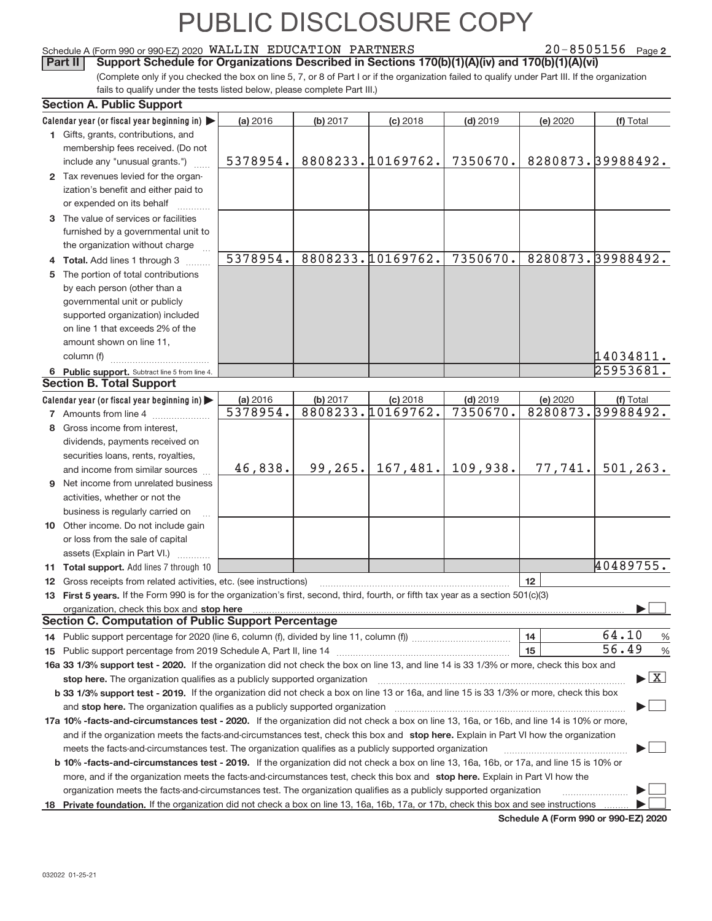# PUBLIC DISCLOSURE COPY

Schedule A (Form 990 or 990-EZ) 2020 WALLIN EDUCATION PARTNERS 20-8505156 Page **2**

**Part II** **Support Schedule for Organizations Described in Sections 170(b)(1)(A)(iv) and 170(b)(1)(A)(vi)**

(Complete only if you checked the box on line 5, 7, or 8 of Part I or if the organization failed to qualify under Part III. If the organization fails to qualify under the tests listed below, please complete Part III.)

## Section A. Public Support

| Calendar year (or fiscal year beginning in) ▶ | (a) 2016 | (b) 2017 | (c) 2018 | (d) 2019 | (e) 2020 | (f) Total |
|---|---|---|---|---|---|---|
| **1** Gifts, grants, contributions, and membership fees received. (Do not include any "unusual grants.") | 5378954. | 8808233. | 10169762. | 7350670. | 8280873. | 39988492. |
| **2** Tax revenues levied for the organization's benefit and either paid to or expended on its behalf | | | | | | |
| **3** The value of services or facilities furnished by a governmental unit to the organization without charge | | | | | | |
| **4 Total.** Add lines 1 through 3 | 5378954. | 8808233. | 10169762. | 7350670. | 8280873. | 39988492. |
| **5** The portion of total contributions by each person (other than a governmental unit or publicly supported organization) included on line 1 that exceeds 2% of the amount shown on line 11, column (f) | | | | | | 14034811. |
| **6 Public support.** Subtract line 5 from line 4. | | | | | | 25953681. |

## Section B. Total Support

| Calendar year (or fiscal year beginning in) ▶ | (a) 2016 | (b) 2017 | (c) 2018 | (d) 2019 | (e) 2020 | (f) Total |
|---|---|---|---|---|---|---|
| **7** Amounts from line 4 | 5378954. | 8808233. | 10169762. | 7350670. | 8280873. | 39988492. |
| **8** Gross income from interest, dividends, payments received on securities loans, rents, royalties, and income from similar sources | 46,838. | 99,265. | 167,481. | 109,938. | 77,741. | 501,263. |
| **9** Net income from unrelated business activities, whether or not the business is regularly carried on | | | | | | |
| **10** Other income. Do not include gain or loss from the sale of capital assets (Explain in Part VI.) | | | | | | |
| **11 Total support.** Add lines 7 through 10 | | | | | | 40489755. |

**12** Gross receipts from related activities, etc. (see instructions) | **12** |

**13 First 5 years.** If the Form 990 is for the organization's first, second, third, fourth, or fifth tax year as a section 501(c)(3) organization, check this box and **stop here** ▶ ☐

## Section C. Computation of Public Support Percentage

**14** Public support percentage for 2020 (line 6, column (f), divided by line 11, column (f)) | **14** | 64.10 %

**15** Public support percentage from 2019 Schedule A, Part II, line 14 | **15** | 56.49 %

**16a 33 1/3% support test - 2020.** If the organization did not check the box on line 13, and line 14 is 33 1/3% or more, check this box and **stop here.** The organization qualifies as a publicly supported organization ▶ ☒

**b 33 1/3% support test - 2019.** If the organization did not check a box on line 13 or 16a, and line 15 is 33 1/3% or more, check this box and **stop here.** The organization qualifies as a publicly supported organization ▶ ☐

**17a 10% -facts-and-circumstances test - 2020.** If the organization did not check a box on line 13, 16a, or 16b, and line 14 is 10% or more, and if the organization meets the facts-and-circumstances test, check this box and **stop here.** Explain in Part VI how the organization meets the facts-and-circumstances test. The organization qualifies as a publicly supported organization ▶ ☐

**b 10% -facts-and-circumstances test - 2019.** If the organization did not check a box on line 13, 16a, 16b, or 17a, and line 15 is 10% or more, and if the organization meets the facts-and-circumstances test, check this box and **stop here.** Explain in Part VI how the organization meets the facts-and-circumstances test. The organization qualifies as a publicly supported organization ▶ ☐

**18 Private foundation.** If the organization did not check a box on line 13, 16a, 16b, 17a, or 17b, check this box and see instructions ▶ ☐

**Schedule A (Form 990 or 990-EZ) 2020**

032022 01-25-21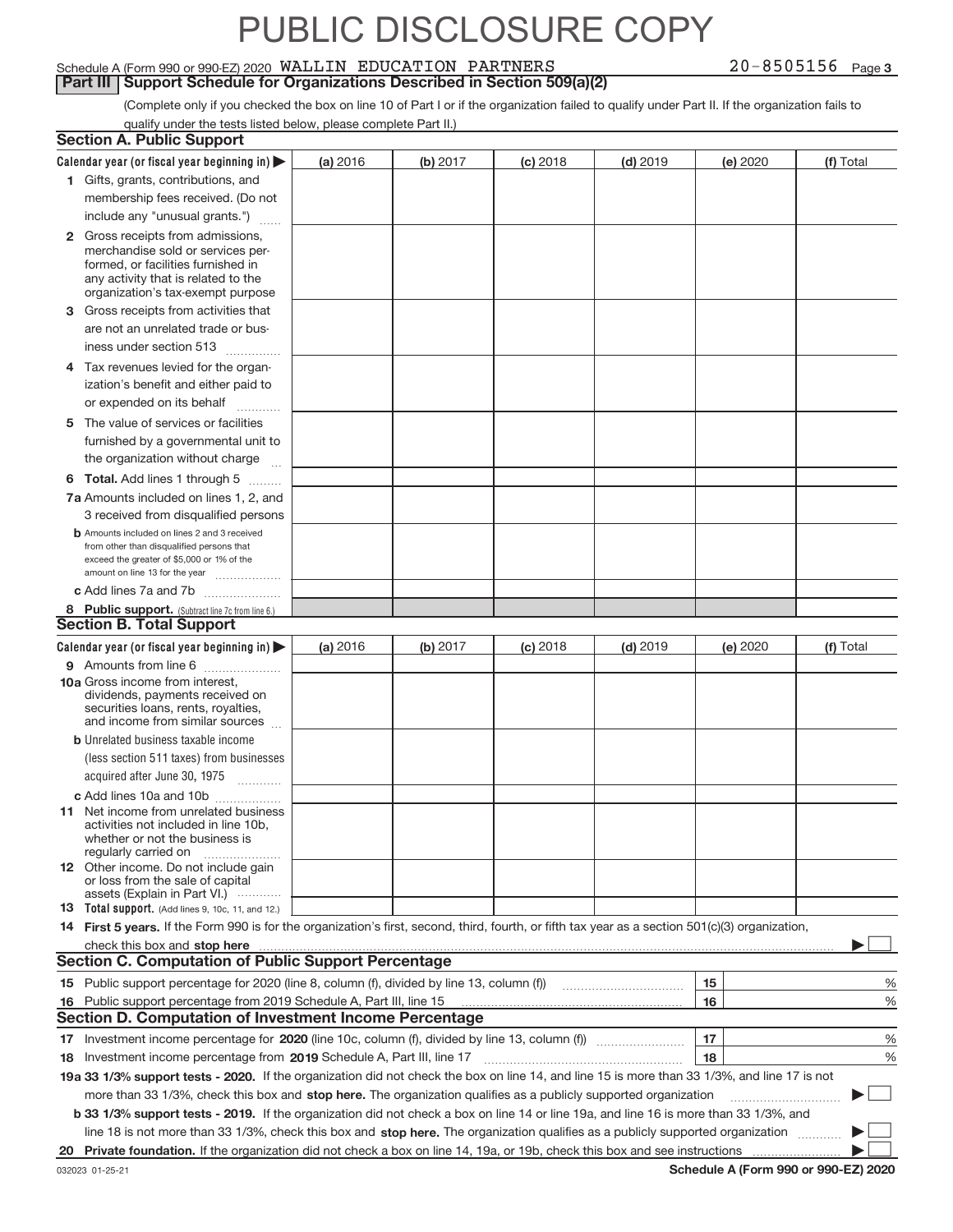# PUBLIC DISCLOSURE COPY

Schedule A (Form 990 or 990-EZ) 2020 WALLIN EDUCATION PARTNERS 20-8505156 Page 3

**Part III | Support Schedule for Organizations Described in Section 509(a)(2)**

(Complete only if you checked the box on line 10 of Part I or if the organization failed to qualify under Part II. If the organization fails to qualify under the tests listed below, please complete Part II.)

## Section A. Public Support

| Calendar year (or fiscal year beginning in) ▶ | (a) 2016 | (b) 2017 | (c) 2018 | (d) 2019 | (e) 2020 | (f) Total |
|---|---|---|---|---|---|---|
| 1 Gifts, grants, contributions, and membership fees received. (Do not include any "unusual grants.") | | | | | | |
| 2 Gross receipts from admissions, merchandise sold or services performed, or facilities furnished in any activity that is related to the organization's tax-exempt purpose | | | | | | |
| 3 Gross receipts from activities that are not an unrelated trade or business under section 513 | | | | | | |
| 4 Tax revenues levied for the organization's benefit and either paid to or expended on its behalf | | | | | | |
| 5 The value of services or facilities furnished by a governmental unit to the organization without charge | | | | | | |
| 6 **Total.** Add lines 1 through 5 | | | | | | |
| 7a Amounts included on lines 1, 2, and 3 received from disqualified persons | | | | | | |
| b Amounts included on lines 2 and 3 received from other than disqualified persons that exceed the greater of $5,000 or 1% of the amount on line 13 for the year | | | | | | |
| c Add lines 7a and 7b | | | | | | |
| 8 **Public support.** (Subtract line 7c from line 6.) | | | | | | |

## Section B. Total Support

| Calendar year (or fiscal year beginning in) ▶ | (a) 2016 | (b) 2017 | (c) 2018 | (d) 2019 | (e) 2020 | (f) Total |
|---|---|---|---|---|---|---|
| 9 Amounts from line 6 | | | | | | |
| 10a Gross income from interest, dividends, payments received on securities loans, rents, royalties, and income from similar sources | | | | | | |
| b Unrelated business taxable income (less section 511 taxes) from businesses acquired after June 30, 1975 | | | | | | |
| c Add lines 10a and 10b | | | | | | |
| 11 Net income from unrelated business activities not included in line 10b, whether or not the business is regularly carried on | | | | | | |
| 12 Other income. Do not include gain or loss from the sale of capital assets (Explain in Part VI.) | | | | | | |
| 13 **Total support.** (Add lines 9, 10c, 11, and 12.) | | | | | | |

14 **First 5 years.** If the Form 990 is for the organization's first, second, third, fourth, or fifth tax year as a section 501(c)(3) organization, check this box and **stop here** ▶ ☐

## Section C. Computation of Public Support Percentage

| | | | |
|---|---|---|---|
| 15 | Public support percentage for 2020 (line 8, column (f), divided by line 13, column (f)) | 15 | % |
| 16 | Public support percentage from 2019 Schedule A, Part III, line 15 | 16 | % |

## Section D. Computation of Investment Income Percentage

| | | | |
|---|---|---|---|
| 17 | Investment income percentage for **2020** (line 10c, column (f), divided by line 13, column (f)) | 17 | % |
| 18 | Investment income percentage from **2019** Schedule A, Part III, line 17 | 18 | % |

**19a 33 1/3% support tests - 2020.** If the organization did not check the box on line 14, and line 15 is more than 33 1/3%, and line 17 is not more than 33 1/3%, check this box and **stop here.** The organization qualifies as a publicly supported organization ▶ ☐

**b 33 1/3% support tests - 2019.** If the organization did not check a box on line 14 or line 19a, and line 16 is more than 33 1/3%, and line 18 is not more than 33 1/3%, check this box and **stop here.** The organization qualifies as a publicly supported organization ▶ ☐

**20 Private foundation.** If the organization did not check a box on line 14, 19a, or 19b, check this box and see instructions ▶ ☐

032023 01-25-21 **Schedule A (Form 990 or 990-EZ) 2020**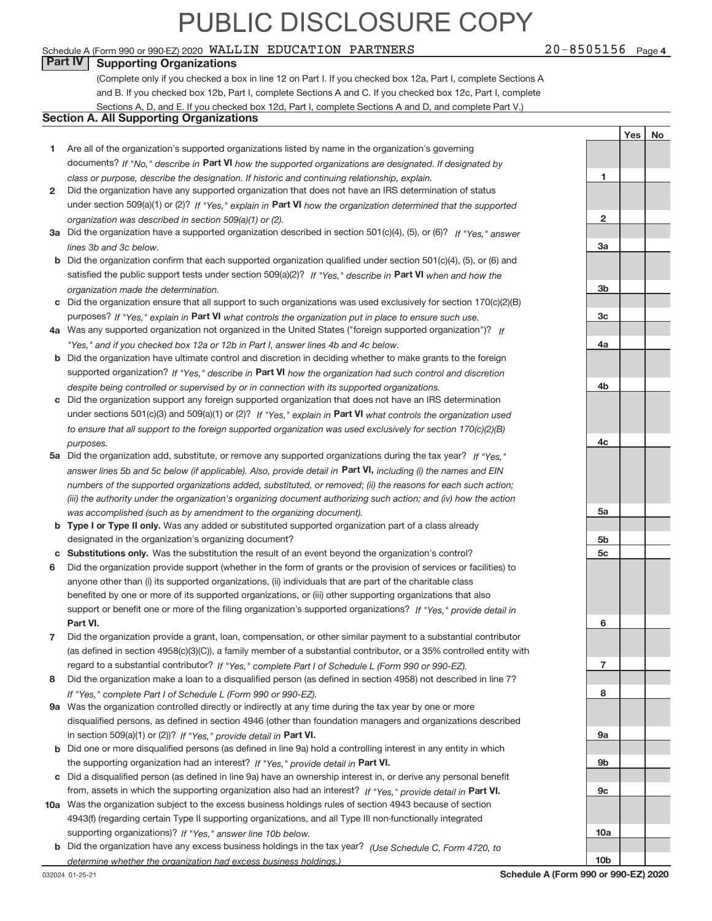# PUBLIC DISCLOSURE COPY

Schedule A (Form 990 or 990-EZ) 2020 WALLIN EDUCATION PARTNERS 20-8505156 Page 4

## Part IV Supporting Organizations

(Complete only if you checked a box in line 12 on Part I. If you checked box 12a, Part I, complete Sections A and B. If you checked box 12b, Part I, complete Sections A and C. If you checked box 12c, Part I, complete Sections A, D, and E. If you checked box 12d, Part I, complete Sections A and D, and complete Part V.)

### Section A. All Supporting Organizations

| | | | Yes | No |
|---|---|---|---|---|
| 1 | Are all of the organization's supported organizations listed by name in the organization's governing documents? *If "No," describe in* **Part VI** *how the supported organizations are designated. If designated by class or purpose, describe the designation. If historic and continuing relationship, explain.* | 1 | | |
| 2 | Did the organization have any supported organization that does not have an IRS determination of status under section 509(a)(1) or (2)? *If "Yes," explain in* **Part VI** *how the organization determined that the supported organization was described in section 509(a)(1) or (2).* | 2 | | |
| 3a | Did the organization have a supported organization described in section 501(c)(4), (5), or (6)? *If "Yes," answer lines 3b and 3c below.* | 3a | | |
| b | Did the organization confirm that each supported organization qualified under section 501(c)(4), (5), or (6) and satisfied the public support tests under section 509(a)(2)? *If "Yes," describe in* **Part VI** *when and how the organization made the determination.* | 3b | | |
| c | Did the organization ensure that all support to such organizations was used exclusively for section 170(c)(2)(B) purposes? *If "Yes," explain in* **Part VI** *what controls the organization put in place to ensure such use.* | 3c | | |
| 4a | Was any supported organization not organized in the United States ("foreign supported organization")? *If "Yes," and if you checked box 12a or 12b in Part I, answer lines 4b and 4c below.* | 4a | | |
| b | Did the organization have ultimate control and discretion in deciding whether to make grants to the foreign supported organization? *If "Yes," describe in* **Part VI** *how the organization had such control and discretion despite being controlled or supervised by or in connection with its supported organizations.* | 4b | | |
| c | Did the organization support any foreign supported organization that does not have an IRS determination under sections 501(c)(3) and 509(a)(1) or (2)? *If "Yes," explain in* **Part VI** *what controls the organization used to ensure that all support to the foreign supported organization was used exclusively for section 170(c)(2)(B) purposes.* | 4c | | |
| 5a | Did the organization add, substitute, or remove any supported organizations during the tax year? *If "Yes," answer lines 5b and 5c below (if applicable). Also, provide detail in* **Part VI,** *including (i) the names and EIN numbers of the supported organizations added, substituted, or removed; (ii) the reasons for each such action; (iii) the authority under the organization's organizing document authorizing such action; and (iv) how the action was accomplished (such as by amendment to the organizing document).* | 5a | | |
| b | **Type I or Type II only.** Was any added or substituted supported organization part of a class already designated in the organization's organizing document? | 5b | | |
| c | **Substitutions only.** Was the substitution the result of an event beyond the organization's control? | 5c | | |
| 6 | Did the organization provide support (whether in the form of grants or the provision of services or facilities) to anyone other than (i) its supported organizations, (ii) individuals that are part of the charitable class benefited by one or more of its supported organizations, or (iii) other supporting organizations that also support or benefit one or more of the filing organization's supported organizations? *If "Yes," provide detail in* **Part VI.** | 6 | | |
| 7 | Did the organization provide a grant, loan, compensation, or other similar payment to a substantial contributor (as defined in section 4958(c)(3)(C)), a family member of a substantial contributor, or a 35% controlled entity with regard to a substantial contributor? *If "Yes," complete Part I of Schedule L (Form 990 or 990-EZ).* | 7 | | |
| 8 | Did the organization make a loan to a disqualified person (as defined in section 4958) not described in line 7? *If "Yes," complete Part I of Schedule L (Form 990 or 990-EZ).* | 8 | | |
| 9a | Was the organization controlled directly or indirectly at any time during the tax year by one or more disqualified persons, as defined in section 4946 (other than foundation managers and organizations described in section 509(a)(1) or (2))? *If "Yes," provide detail in* **Part VI.** | 9a | | |
| b | Did one or more disqualified persons (as defined in line 9a) hold a controlling interest in any entity in which the supporting organization had an interest? *If "Yes," provide detail in* **Part VI.** | 9b | | |
| c | Did a disqualified person (as defined in line 9a) have an ownership interest in, or derive any personal benefit from, assets in which the supporting organization also had an interest? *If "Yes," provide detail in* **Part VI.** | 9c | | |
| 10a | Was the organization subject to the excess business holdings rules of section 4943 because of section 4943(f) (regarding certain Type II supporting organizations, and all Type III non-functionally integrated supporting organizations)? *If "Yes," answer line 10b below.* | 10a | | |
| b | Did the organization have any excess business holdings in the tax year? *(Use Schedule C, Form 4720, to determine whether the organization had excess business holdings.)* | 10b | | |

032024 01-25-21 **Schedule A (Form 990 or 990-EZ) 2020**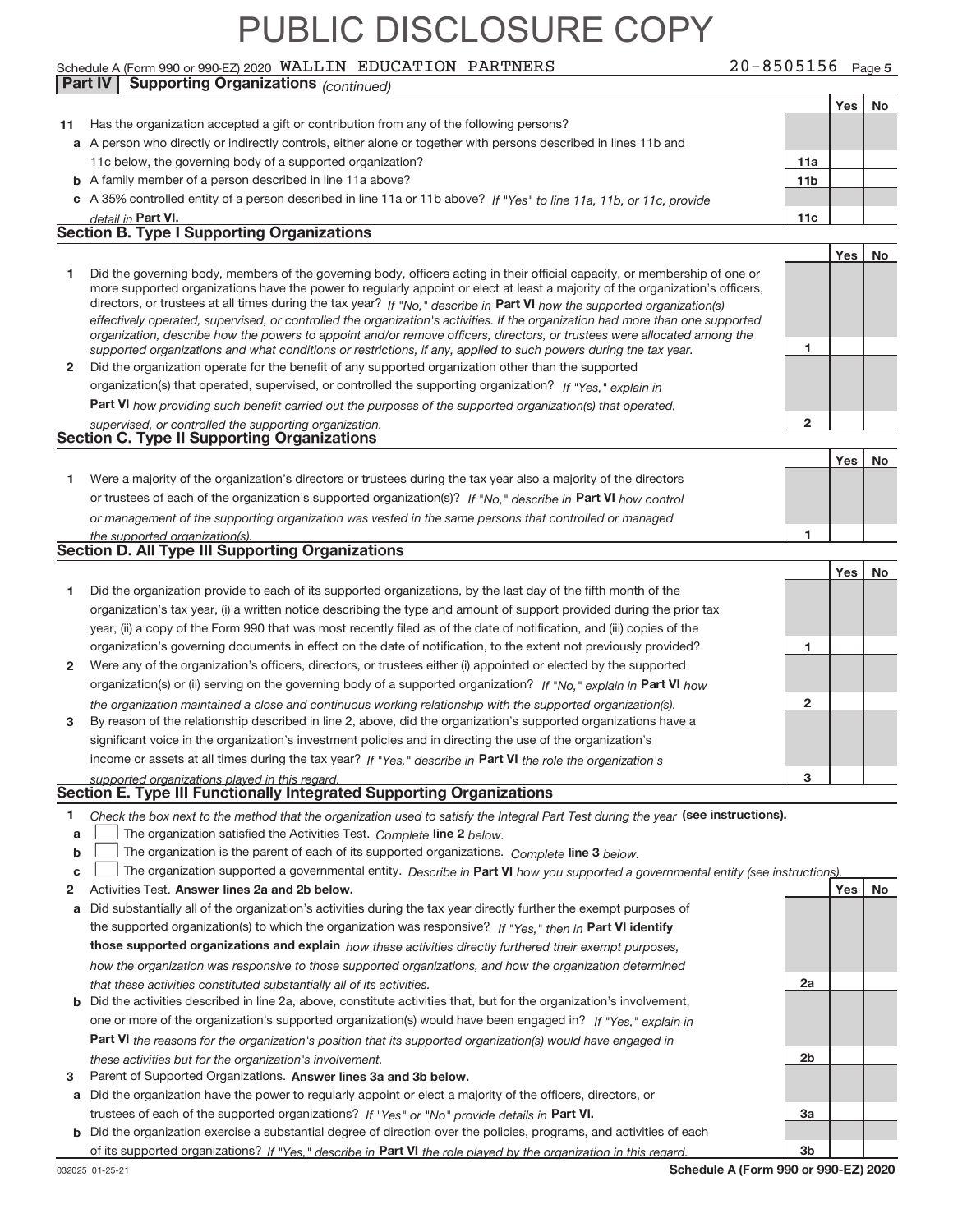# PUBLIC DISCLOSURE COPY

Schedule A (Form 990 or 990-EZ) 2020 WALLIN EDUCATION PARTNERS 20-8505156 Page 5

**Part IV | Supporting Organizations** *(continued)*

| | | | Yes | No |
|---|---|---|---|---|
| **11** | Has the organization accepted a gift or contribution from any of the following persons? | | | |
| **a** | A person who directly or indirectly controls, either alone or together with persons described in lines 11b and 11c below, the governing body of a supported organization? | 11a | | |
| **b** | A family member of a person described in line 11a above? | 11b | | |
| **c** | A 35% controlled entity of a person described in line 11a or 11b above? *If "Yes" to line 11a, 11b, or 11c, provide detail in* **Part VI.** | 11c | | |

## Section B. Type I Supporting Organizations

| | | | Yes | No |
|---|---|---|---|---|
| **1** | Did the governing body, members of the governing body, officers acting in their official capacity, or membership of one or more supported organizations have the power to regularly appoint or elect at least a majority of the organization's officers, directors, or trustees at all times during the tax year? *If "No," describe in* **Part VI** *how the supported organization(s) effectively operated, supervised, or controlled the organization's activities. If the organization had more than one supported organization, describe how the powers to appoint and/or remove officers, directors, or trustees were allocated among the supported organizations and what conditions or restrictions, if any, applied to such powers during the tax year.* | 1 | | |
| **2** | Did the organization operate for the benefit of any supported organization other than the supported organization(s) that operated, supervised, or controlled the supporting organization? *If "Yes," explain in* **Part VI** *how providing such benefit carried out the purposes of the supported organization(s) that operated, supervised, or controlled the supporting organization.* | 2 | | |

## Section C. Type II Supporting Organizations

| | | | Yes | No |
|---|---|---|---|---|
| **1** | Were a majority of the organization's directors or trustees during the tax year also a majority of the directors or trustees of each of the organization's supported organization(s)? *If "No," describe in* **Part VI** *how control or management of the supporting organization was vested in the same persons that controlled or managed the supported organization(s).* | 1 | | |

## Section D. All Type III Supporting Organizations

| | | | Yes | No |
|---|---|---|---|---|
| **1** | Did the organization provide to each of its supported organizations, by the last day of the fifth month of the organization's tax year, (i) a written notice describing the type and amount of support provided during the prior tax year, (ii) a copy of the Form 990 that was most recently filed as of the date of notification, and (iii) copies of the organization's governing documents in effect on the date of notification, to the extent not previously provided? | 1 | | |
| **2** | Were any of the organization's officers, directors, or trustees either (i) appointed or elected by the supported organization(s) or (ii) serving on the governing body of a supported organization? *If "No," explain in* **Part VI** *how the organization maintained a close and continuous working relationship with the supported organization(s).* | 2 | | |
| **3** | By reason of the relationship described in line 2, above, did the organization's supported organizations have a significant voice in the organization's investment policies and in directing the use of the organization's income or assets at all times during the tax year? *If "Yes," describe in* **Part VI** *the role the organization's supported organizations played in this regard.* | 3 | | |

## Section E. Type III Functionally Integrated Supporting Organizations

**1** *Check the box next to the method that the organization used to satisfy the Integral Part Test during the year* **(see instructions).**

- **a** ☐ The organization satisfied the Activities Test. *Complete* **line 2** *below.*
- **b** ☐ The organization is the parent of each of its supported organizations. *Complete* **line 3** *below.*
- **c** ☐ The organization supported a governmental entity. *Describe in* **Part VI** *how you supported a governmental entity (see instructions).*

| | | | Yes | No |
|---|---|---|---|---|
| **2** | Activities Test. **Answer lines 2a and 2b below.** | | | |
| **a** | Did substantially all of the organization's activities during the tax year directly further the exempt purposes of the supported organization(s) to which the organization was responsive? *If "Yes," then in* **Part VI identify those supported organizations and explain** *how these activities directly furthered their exempt purposes, how the organization was responsive to those supported organizations, and how the organization determined that these activities constituted substantially all of its activities.* | 2a | | |
| **b** | Did the activities described in line 2a, above, constitute activities that, but for the organization's involvement, one or more of the organization's supported organization(s) would have been engaged in? *If "Yes," explain in* **Part VI** *the reasons for the organization's position that its supported organization(s) would have engaged in these activities but for the organization's involvement.* | 2b | | |
| **3** | Parent of Supported Organizations. **Answer lines 3a and 3b below.** | | | |
| **a** | Did the organization have the power to regularly appoint or elect a majority of the officers, directors, or trustees of each of the supported organizations? *If "Yes" or "No" provide details in* **Part VI.** | 3a | | |
| **b** | Did the organization exercise a substantial degree of direction over the policies, programs, and activities of each of its supported organizations? *If "Yes," describe in* **Part VI** *the role played by the organization in this regard.* | 3b | | |

032025 01-25-21 **Schedule A (Form 990 or 990-EZ) 2020**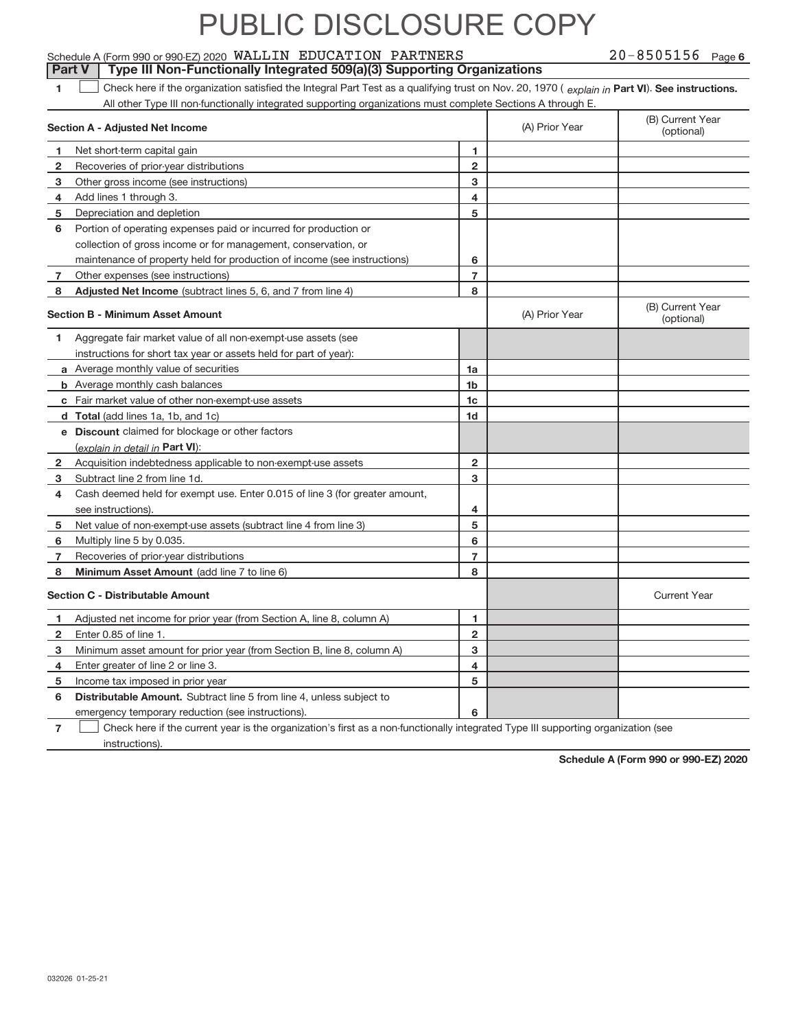# PUBLIC DISCLOSURE COPY

Schedule A (Form 990 or 990-EZ) 2020 WALLIN EDUCATION PARTNERS 20-8505156 Page 6

## Part V Type III Non-Functionally Integrated 509(a)(3) Supporting Organizations

1 ☐ Check here if the organization satisfied the Integral Part Test as a qualifying trust on Nov. 20, 1970 ( *explain in* **Part VI**). **See instructions.** All other Type III non-functionally integrated supporting organizations must complete Sections A through E.

| Section A - Adjusted Net Income | | (A) Prior Year | (B) Current Year (optional) |
|---|---|---|---|
| 1 Net short-term capital gain | 1 | | |
| 2 Recoveries of prior-year distributions | 2 | | |
| 3 Other gross income (see instructions) | 3 | | |
| 4 Add lines 1 through 3. | 4 | | |
| 5 Depreciation and depletion | 5 | | |
| 6 Portion of operating expenses paid or incurred for production or collection of gross income or for management, conservation, or maintenance of property held for production of income (see instructions) | 6 | | |
| 7 Other expenses (see instructions) | 7 | | |
| 8 **Adjusted Net Income** (subtract lines 5, 6, and 7 from line 4) | 8 | | |

| Section B - Minimum Asset Amount | | (A) Prior Year | (B) Current Year (optional) |
|---|---|---|---|
| 1 Aggregate fair market value of all non-exempt-use assets (see instructions for short tax year or assets held for part of year): | | | |
| a Average monthly value of securities | 1a | | |
| b Average monthly cash balances | 1b | | |
| c Fair market value of other non-exempt-use assets | 1c | | |
| d **Total** (add lines 1a, 1b, and 1c) | 1d | | |
| e **Discount** claimed for blockage or other factors (*explain in detail in* **Part VI**): | | | |
| 2 Acquisition indebtedness applicable to non-exempt-use assets | 2 | | |
| 3 Subtract line 2 from line 1d. | 3 | | |
| 4 Cash deemed held for exempt use. Enter 0.015 of line 3 (for greater amount, see instructions). | 4 | | |
| 5 Net value of non-exempt-use assets (subtract line 4 from line 3) | 5 | | |
| 6 Multiply line 5 by 0.035. | 6 | | |
| 7 Recoveries of prior-year distributions | 7 | | |
| 8 **Minimum Asset Amount** (add line 7 to line 6) | 8 | | |

| Section C - Distributable Amount | | | Current Year |
|---|---|---|---|
| 1 Adjusted net income for prior year (from Section A, line 8, column A) | 1 | | |
| 2 Enter 0.85 of line 1. | 2 | | |
| 3 Minimum asset amount for prior year (from Section B, line 8, column A) | 3 | | |
| 4 Enter greater of line 2 or line 3. | 4 | | |
| 5 Income tax imposed in prior year | 5 | | |
| 6 **Distributable Amount.** Subtract line 5 from line 4, unless subject to emergency temporary reduction (see instructions). | 6 | | |

7 ☐ Check here if the current year is the organization's first as a non-functionally integrated Type III supporting organization (see instructions).

**Schedule A (Form 990 or 990-EZ) 2020**

032026 01-25-21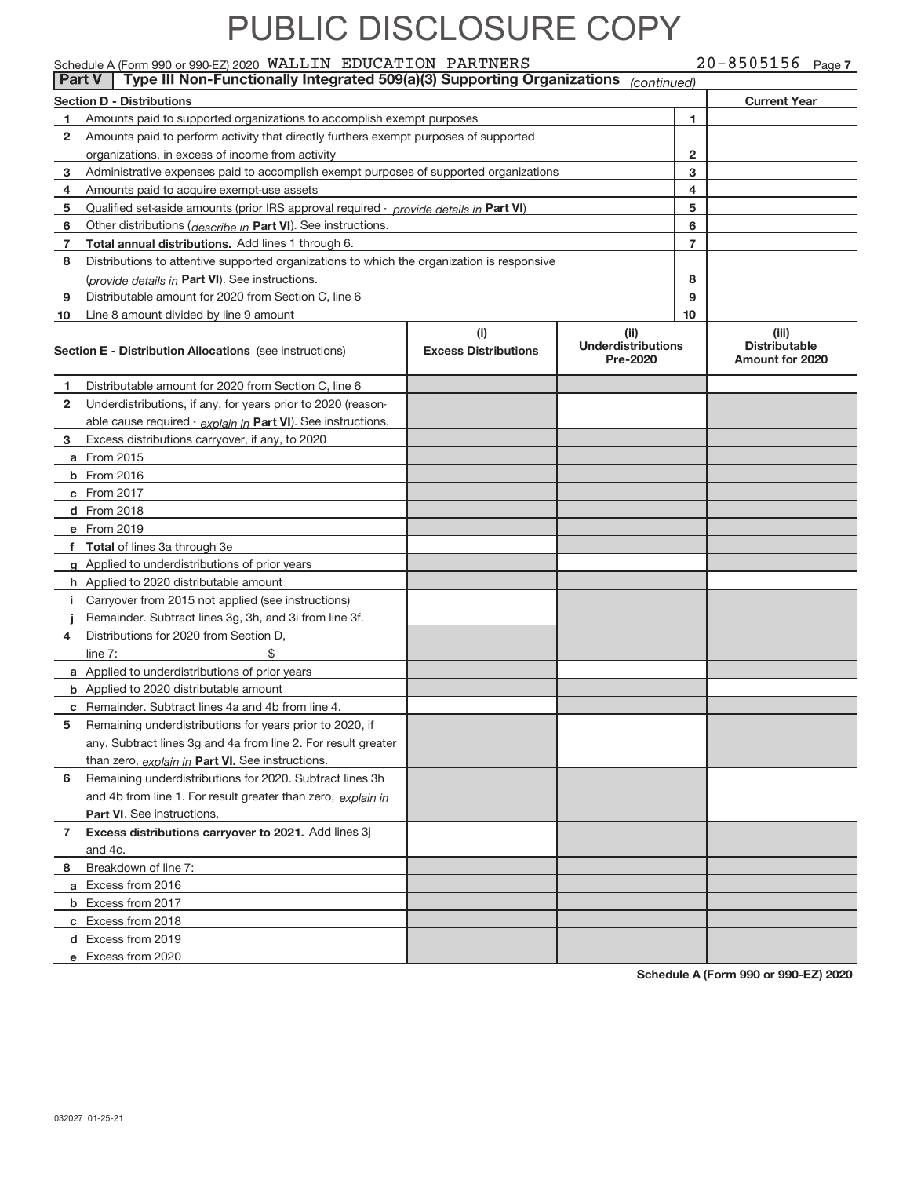# PUBLIC DISCLOSURE COPY

Schedule A (Form 990 or 990-EZ) 2020 WALLIN EDUCATION PARTNERS 20-8505156 Page 7

**Part V | Type III Non-Functionally Integrated 509(a)(3) Supporting Organizations** *(continued)*

| | Section D - Distributions | | Current Year |
|---|---|---|---|
| 1 | Amounts paid to supported organizations to accomplish exempt purposes | 1 | |
| 2 | Amounts paid to perform activity that directly furthers exempt purposes of supported organizations, in excess of income from activity | 2 | |
| 3 | Administrative expenses paid to accomplish exempt purposes of supported organizations | 3 | |
| 4 | Amounts paid to acquire exempt-use assets | 4 | |
| 5 | Qualified set-aside amounts (prior IRS approval required - *provide details in* **Part VI**) | 5 | |
| 6 | Other distributions (*describe in* **Part VI**). See instructions. | 6 | |
| 7 | **Total annual distributions.** Add lines 1 through 6. | 7 | |
| 8 | Distributions to attentive supported organizations to which the organization is responsive (*provide details in* **Part VI**). See instructions. | 8 | |
| 9 | Distributable amount for 2020 from Section C, line 6 | 9 | |
| 10 | Line 8 amount divided by line 9 amount | 10 | |

| | Section E - Distribution Allocations (see instructions) | (i) Excess Distributions | (ii) Underdistributions Pre-2020 | (iii) Distributable Amount for 2020 |
|---|---|---|---|---|
| 1 | Distributable amount for 2020 from Section C, line 6 | | | |
| 2 | Underdistributions, if any, for years prior to 2020 (reasonable cause required - *explain in* **Part VI**). See instructions. | | | |
| 3 | Excess distributions carryover, if any, to 2020 | | | |
| a | From 2015 | | | |
| b | From 2016 | | | |
| c | From 2017 | | | |
| d | From 2018 | | | |
| e | From 2019 | | | |
| f | **Total** of lines 3a through 3e | | | |
| g | Applied to underdistributions of prior years | | | |
| h | Applied to 2020 distributable amount | | | |
| i | Carryover from 2015 not applied (see instructions) | | | |
| j | Remainder. Subtract lines 3g, 3h, and 3i from line 3f. | | | |
| 4 | Distributions for 2020 from Section D, line 7: $ | | | |
| a | Applied to underdistributions of prior years | | | |
| b | Applied to 2020 distributable amount | | | |
| c | Remainder. Subtract lines 4a and 4b from line 4. | | | |
| 5 | Remaining underdistributions for years prior to 2020, if any. Subtract lines 3g and 4a from line 2. For result greater than zero, *explain in* **Part VI.** See instructions. | | | |
| 6 | Remaining underdistributions for 2020. Subtract lines 3h and 4b from line 1. For result greater than zero, *explain in* **Part VI**. See instructions. | | | |
| 7 | **Excess distributions carryover to 2021.** Add lines 3j and 4c. | | | |
| 8 | Breakdown of line 7: | | | |
| a | Excess from 2016 | | | |
| b | Excess from 2017 | | | |
| c | Excess from 2018 | | | |
| d | Excess from 2019 | | | |
| e | Excess from 2020 | | | |

**Schedule A (Form 990 or 990-EZ) 2020**

032027 01-25-21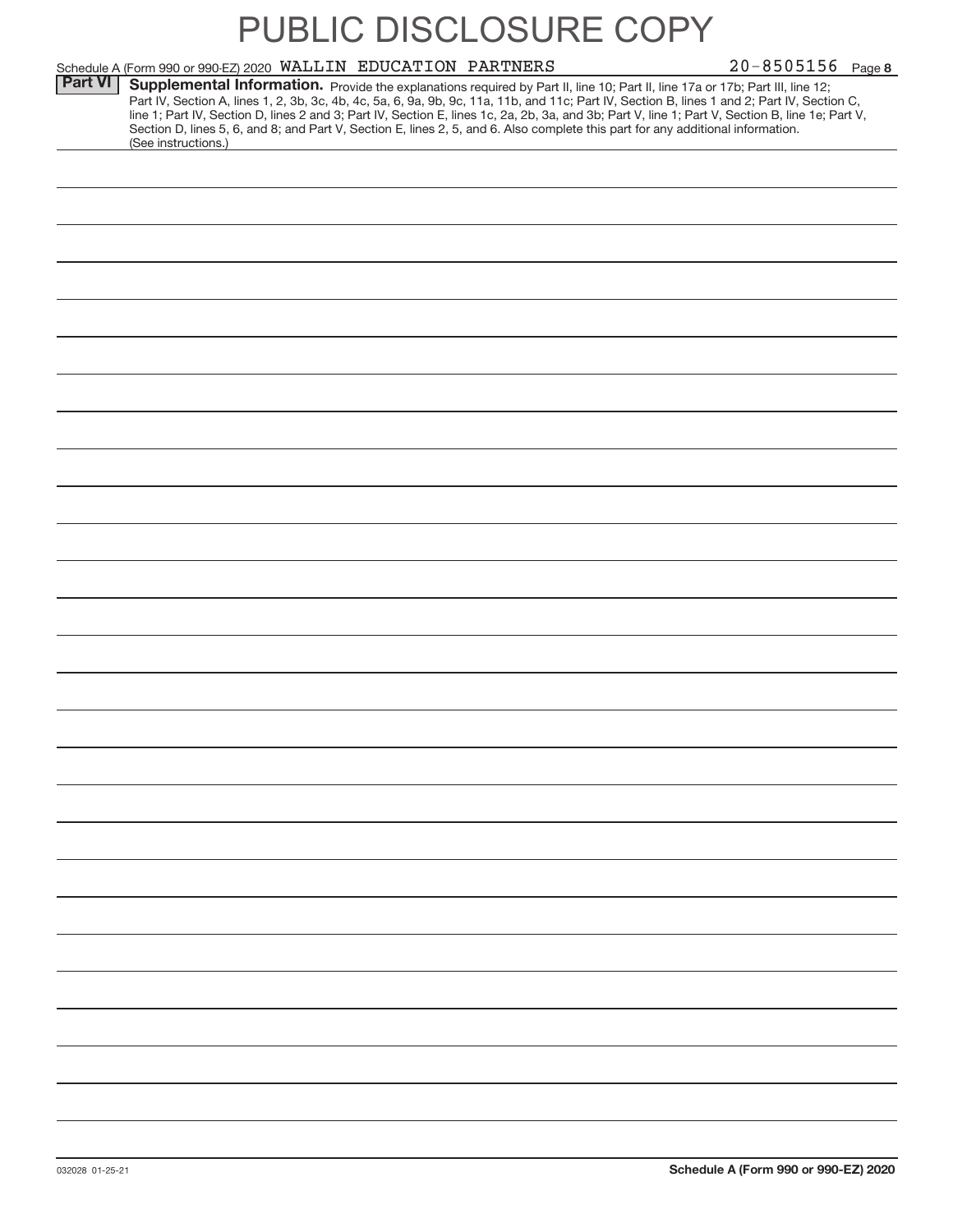# PUBLIC DISCLOSURE COPY

Schedule A (Form 990 or 990-EZ) 2020 WALLIN EDUCATION PARTNERS 20-8505156 Page **8**

**Part VI** **Supplemental Information.** Provide the explanations required by Part II, line 10; Part II, line 17a or 17b; Part III, line 12; Part IV, Section A, lines 1, 2, 3b, 3c, 4b, 4c, 5a, 6, 9a, 9b, 9c, 11a, 11b, and 11c; Part IV, Section B, lines 1 and 2; Part IV, Section C, line 1; Part IV, Section D, lines 2 and 3; Part IV, Section E, lines 1c, 2a, 2b, 3a, and 3b; Part V, line 1; Part V, Section B, line 1e; Part V, Section D, lines 5, 6, and 8; and Part V, Section E, lines 2, 5, and 6. Also complete this part for any additional information. (See instructions.)

032028 01-25-21 **Schedule A (Form 990 or 990-EZ) 2020**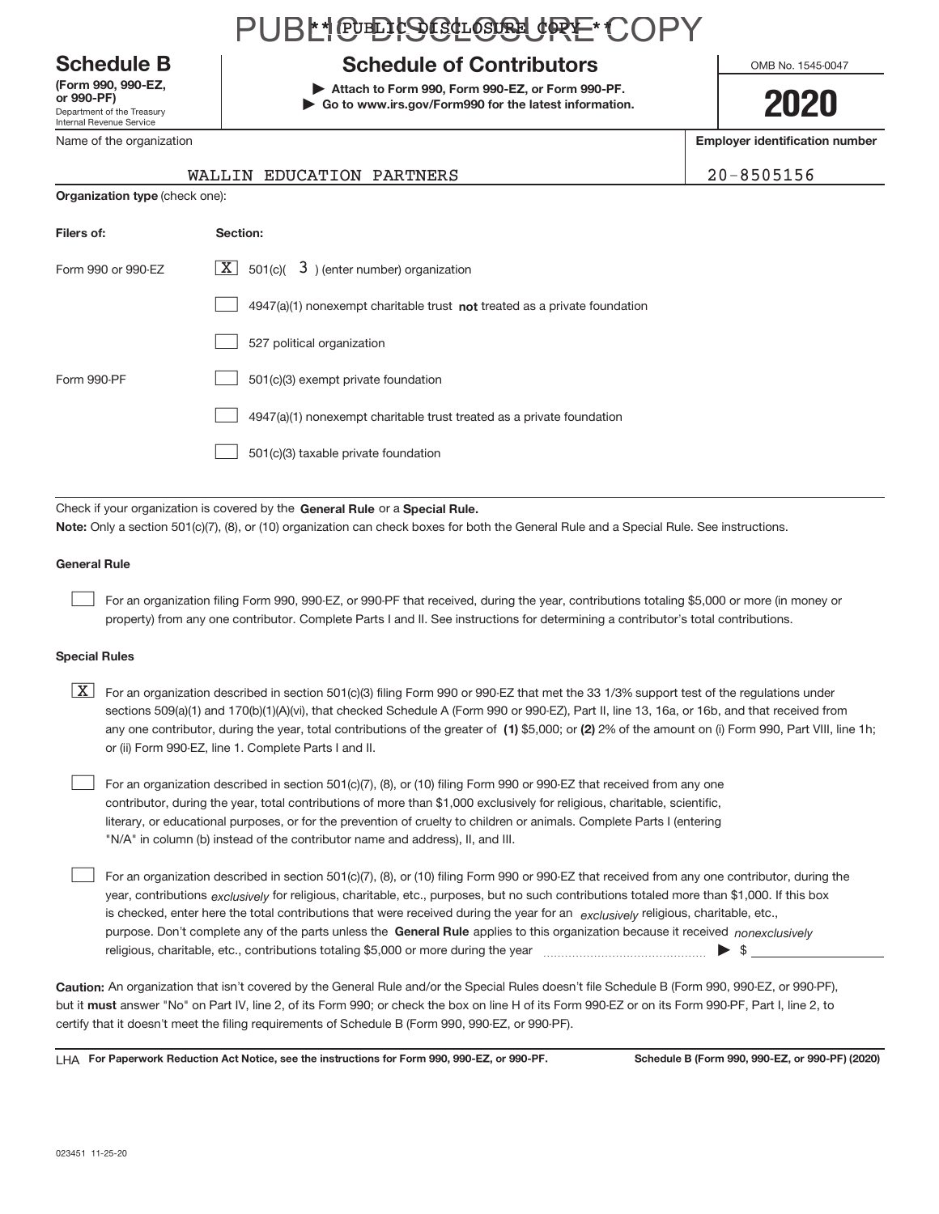PUBLIC DISCLOSURE COPY

** PUBLIC DISCLOSURE COPY **

# Schedule B

**(Form 990, 990-EZ, or 990-PF)**
Department of the Treasury
Internal Revenue Service

## Schedule of Contributors

**▶ Attach to Form 990, Form 990-EZ, or Form 990-PF.**
**▶ Go to www.irs.gov/Form990 for the latest information.**

OMB No. 1545-0047

**2020**

| Name of the organization | Employer identification number |
|---|---|
| WALLIN EDUCATION PARTNERS | 20-8505156 |

**Organization type** (check one):

| Filers of: | Section: |
|---|---|
| Form 990 or 990-EZ | [X] 501(c)( 3 ) (enter number) organization |
| | [ ] 4947(a)(1) nonexempt charitable trust **not** treated as a private foundation |
| | [ ] 527 political organization |
| Form 990-PF | [ ] 501(c)(3) exempt private foundation |
| | [ ] 4947(a)(1) nonexempt charitable trust treated as a private foundation |
| | [ ] 501(c)(3) taxable private foundation |

Check if your organization is covered by the **General Rule** or a **Special Rule.**

**Note:** Only a section 501(c)(7), (8), or (10) organization can check boxes for both the General Rule and a Special Rule. See instructions.

**General Rule**

[ ] For an organization filing Form 990, 990-EZ, or 990-PF that received, during the year, contributions totaling $5,000 or more (in money or property) from any one contributor. Complete Parts I and II. See instructions for determining a contributor's total contributions.

**Special Rules**

[X] For an organization described in section 501(c)(3) filing Form 990 or 990-EZ that met the 33 1/3% support test of the regulations under sections 509(a)(1) and 170(b)(1)(A)(vi), that checked Schedule A (Form 990 or 990-EZ), Part II, line 13, 16a, or 16b, and that received from any one contributor, during the year, total contributions of the greater of **(1)** $5,000; or **(2)** 2% of the amount on (i) Form 990, Part VIII, line 1h; or (ii) Form 990-EZ, line 1. Complete Parts I and II.

[ ] For an organization described in section 501(c)(7), (8), or (10) filing Form 990 or 990-EZ that received from any one contributor, during the year, total contributions of more than $1,000 exclusively for religious, charitable, scientific, literary, or educational purposes, or for the prevention of cruelty to children or animals. Complete Parts I (entering "N/A" in column (b) instead of the contributor name and address), II, and III.

[ ] For an organization described in section 501(c)(7), (8), or (10) filing Form 990 or 990-EZ that received from any one contributor, during the year, contributions *exclusively* for religious, charitable, etc., purposes, but no such contributions totaled more than $1,000. If this box is checked, enter here the total contributions that were received during the year for an *exclusively* religious, charitable, etc., purpose. Don't complete any of the parts unless the **General Rule** applies to this organization because it received *nonexclusively* religious, charitable, etc., contributions totaling $5,000 or more during the year ▶ $ ____________

**Caution:** An organization that isn't covered by the General Rule and/or the Special Rules doesn't file Schedule B (Form 990, 990-EZ, or 990-PF), but it **must** answer "No" on Part IV, line 2, of its Form 990; or check the box on line H of its Form 990-EZ or on its Form 990-PF, Part I, line 2, to certify that it doesn't meet the filing requirements of Schedule B (Form 990, 990-EZ, or 990-PF).

LHA **For Paperwork Reduction Act Notice, see the instructions for Form 990, 990-EZ, or 990-PF.** **Schedule B (Form 990, 990-EZ, or 990-PF) (2020)**

023451 11-25-20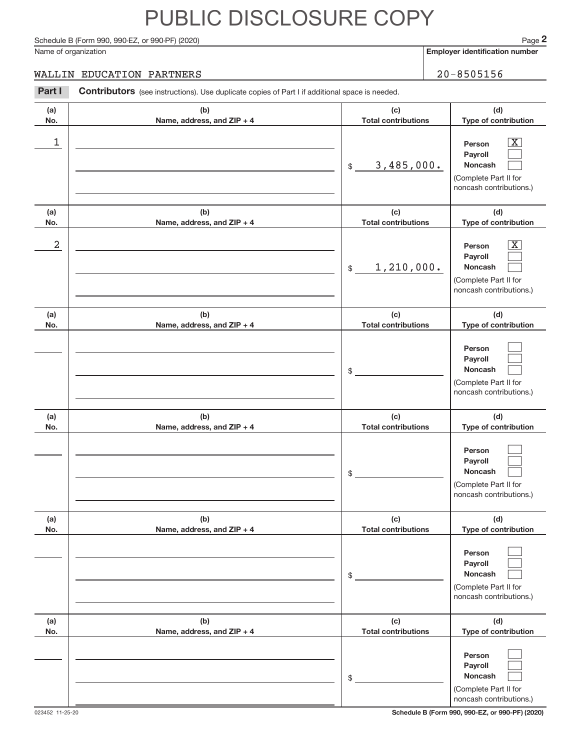# PUBLIC DISCLOSURE COPY

Schedule B (Form 990, 990-EZ, or 990-PF) (2020)

Name of organization: WALLIN EDUCATION PARTNERS

**Employer identification number:** 20-8505156

**Part I** **Contributors** (see instructions). Use duplicate copies of Part I if additional space is needed.

| (a) No. | (b) Name, address, and ZIP + 4 | (c) Total contributions | (d) Type of contribution |
|---|---|---|---|
| 1 | | $ 3,485,000. | Person [X] Payroll [ ] Noncash [ ] (Complete Part II for noncash contributions.) |
| 2 | | $ 1,210,000. | Person [X] Payroll [ ] Noncash [ ] (Complete Part II for noncash contributions.) |
| | | $ | Person [ ] Payroll [ ] Noncash [ ] (Complete Part II for noncash contributions.) |
| | | $ | Person [ ] Payroll [ ] Noncash [ ] (Complete Part II for noncash contributions.) |
| | | $ | Person [ ] Payroll [ ] Noncash [ ] (Complete Part II for noncash contributions.) |
| | | $ | Person [ ] Payroll [ ] Noncash [ ] (Complete Part II for noncash contributions.) |

023452 11-25-20

**Schedule B (Form 990, 990-EZ, or 990-PF) (2020)**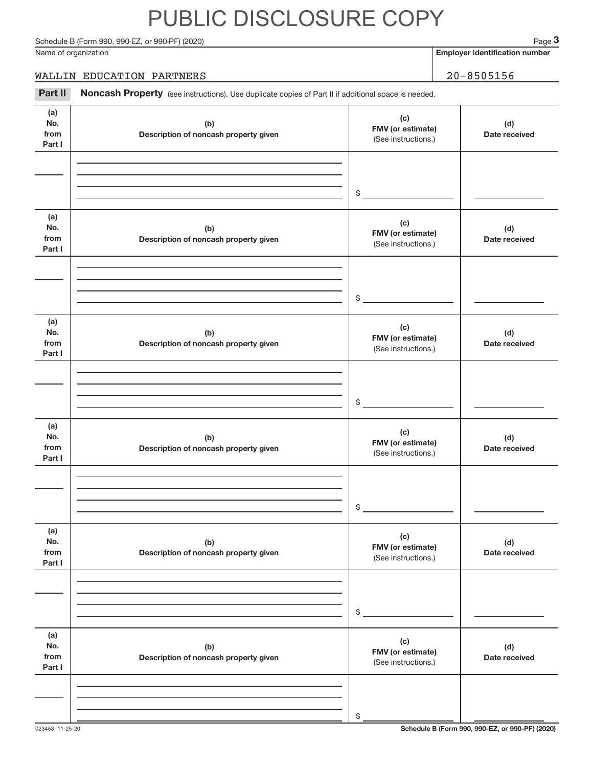# PUBLIC DISCLOSURE COPY

Schedule B (Form 990, 990-EZ, or 990-PF) (2020) Page **3**

Name of organization: WALLIN EDUCATION PARTNERS

**Employer identification number**: 20-8505156

**Part II** **Noncash Property** (see instructions). Use duplicate copies of Part II if additional space is needed.

| (a) No. from Part I | (b) Description of noncash property given | (c) FMV (or estimate) (See instructions.) | (d) Date received |
|---|---|---|---|
| | | $ | |

| (a) No. from Part I | (b) Description of noncash property given | (c) FMV (or estimate) (See instructions.) | (d) Date received |
|---|---|---|---|
| | | $ | |

| (a) No. from Part I | (b) Description of noncash property given | (c) FMV (or estimate) (See instructions.) | (d) Date received |
|---|---|---|---|
| | | $ | |

| (a) No. from Part I | (b) Description of noncash property given | (c) FMV (or estimate) (See instructions.) | (d) Date received |
|---|---|---|---|
| | | $ | |

| (a) No. from Part I | (b) Description of noncash property given | (c) FMV (or estimate) (See instructions.) | (d) Date received |
|---|---|---|---|
| | | $ | |

| (a) No. from Part I | (b) Description of noncash property given | (c) FMV (or estimate) (See instructions.) | (d) Date received |
|---|---|---|---|
| | | $ | |

023453 11-25-20 **Schedule B (Form 990, 990-EZ, or 990-PF) (2020)**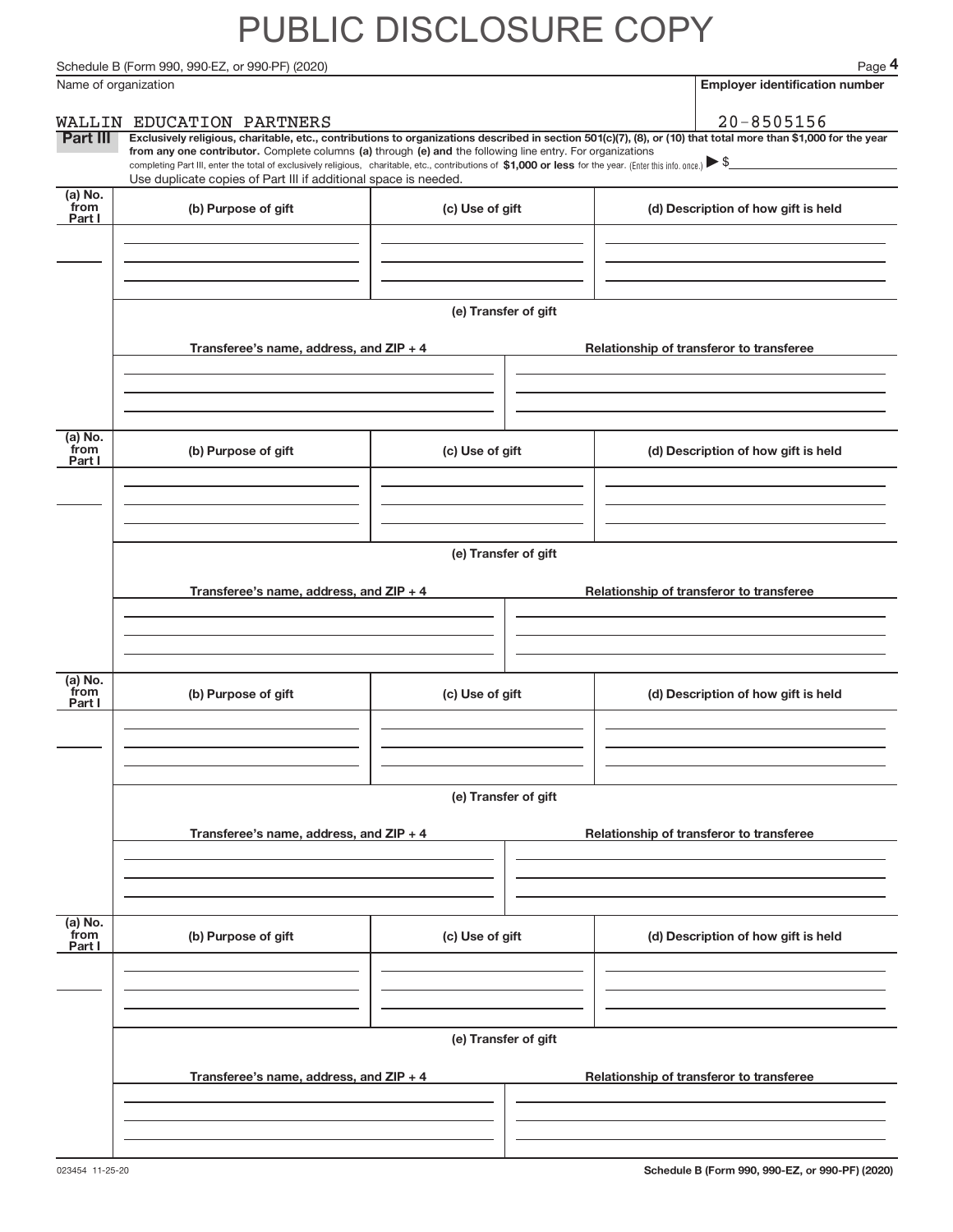# PUBLIC DISCLOSURE COPY

Name of organization

WALLIN EDUCATION PARTNERS

**Employer identification number**

20-8505156

**Part III** **Exclusively religious, charitable, etc., contributions to organizations described in section 501(c)(7), (8), or (10) that total more than $1,000 for the year from any one contributor.** Complete columns **(a)** through **(e) and** the following line entry. For organizations completing Part III, enter the total of exclusively religious, charitable, etc., contributions of **$1,000 or less** for the year. (Enter this info. once.) ▶ $

Use duplicate copies of Part III if additional space is needed.

| (a) No. from Part I | (b) Purpose of gift | (c) Use of gift | (d) Description of how gift is held |
|---|---|---|---|
| | | | |

**(e) Transfer of gift**

| Transferee's name, address, and ZIP + 4 | Relationship of transferor to transferee |
|---|---|
| | |

| (a) No. from Part I | (b) Purpose of gift | (c) Use of gift | (d) Description of how gift is held |
|---|---|---|---|
| | | | |

**(e) Transfer of gift**

| Transferee's name, address, and ZIP + 4 | Relationship of transferor to transferee |
|---|---|
| | |

| (a) No. from Part I | (b) Purpose of gift | (c) Use of gift | (d) Description of how gift is held |
|---|---|---|---|
| | | | |

**(e) Transfer of gift**

| Transferee's name, address, and ZIP + 4 | Relationship of transferor to transferee |
|---|---|
| | |

| (a) No. from Part I | (b) Purpose of gift | (c) Use of gift | (d) Description of how gift is held |
|---|---|---|---|
| | | | |

**(e) Transfer of gift**

| Transferee's name, address, and ZIP + 4 | Relationship of transferor to transferee |
|---|---|
| | |

023454 11-25-20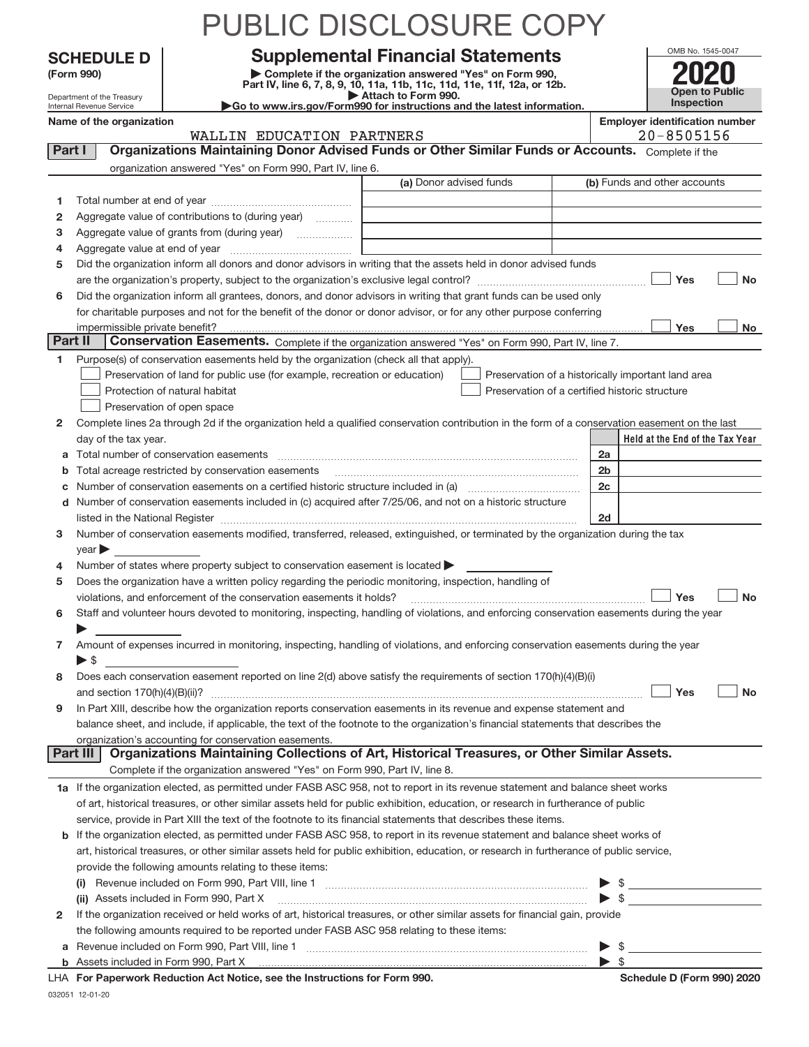PUBLIC DISCLOSURE COPY

**SCHEDULE D (Form 990)**

Department of the Treasury
Internal Revenue Service

# Supplemental Financial Statements

▶ Complete if the organization answered "Yes" on Form 990, Part IV, line 6, 7, 8, 9, 10, 11a, 11b, 11c, 11d, 11e, 11f, 12a, or 12b.
▶ Attach to Form 990.
▶ Go to www.irs.gov/Form990 for instructions and the latest information.

OMB No. 1545-0047

**2020**

**Open to Public Inspection**

**Name of the organization:** WALLIN EDUCATION PARTNERS

**Employer identification number:** 20-8505156

## Part I — Organizations Maintaining Donor Advised Funds or Other Similar Funds or Accounts.
Complete if the organization answered "Yes" on Form 990, Part IV, line 6.

| | | (a) Donor advised funds | (b) Funds and other accounts |
|---|---|---|---|
| 1 | Total number at end of year | | |
| 2 | Aggregate value of contributions to (during year) | | |
| 3 | Aggregate value of grants from (during year) | | |
| 4 | Aggregate value at end of year | | |

5 Did the organization inform all donors and donor advisors in writing that the assets held in donor advised funds are the organization's property, subject to the organization's exclusive legal control? ☐ Yes ☐ No

6 Did the organization inform all grantees, donors, and donor advisors in writing that grant funds can be used only for charitable purposes and not for the benefit of the donor or donor advisor, or for any other purpose conferring impermissible private benefit? ☐ Yes ☐ No

## Part II — Conservation Easements.
Complete if the organization answered "Yes" on Form 990, Part IV, line 7.

1 Purpose(s) of conservation easements held by the organization (check all that apply).
- ☐ Preservation of land for public use (for example, recreation or education)
- ☐ Preservation of a historically important land area
- ☐ Protection of natural habitat
- ☐ Preservation of a certified historic structure
- ☐ Preservation of open space

2 Complete lines 2a through 2d if the organization held a qualified conservation contribution in the form of a conservation easement on the last day of the tax year.

| | | | Held at the End of the Tax Year |
|---|---|---|---|
| a | Total number of conservation easements | 2a | |
| b | Total acreage restricted by conservation easements | 2b | |
| c | Number of conservation easements on a certified historic structure included in (a) | 2c | |
| d | Number of conservation easements included in (c) acquired after 7/25/06, and not on a historic structure listed in the National Register | 2d | |

3 Number of conservation easements modified, transferred, released, extinguished, or terminated by the organization during the tax year ▶

4 Number of states where property subject to conservation easement is located ▶

5 Does the organization have a written policy regarding the periodic monitoring, inspection, handling of violations, and enforcement of the conservation easements it holds? ☐ Yes ☐ No

6 Staff and volunteer hours devoted to monitoring, inspecting, handling of violations, and enforcing conservation easements during the year ▶

7 Amount of expenses incurred in monitoring, inspecting, handling of violations, and enforcing conservation easements during the year ▶ $

8 Does each conservation easement reported on line 2(d) above satisfy the requirements of section 170(h)(4)(B)(i) and section 170(h)(4)(B)(ii)? ☐ Yes ☐ No

9 In Part XIII, describe how the organization reports conservation easements in its revenue and expense statement and balance sheet, and include, if applicable, the text of the footnote to the organization's financial statements that describes the organization's accounting for conservation easements.

## Part III — Organizations Maintaining Collections of Art, Historical Treasures, or Other Similar Assets.
Complete if the organization answered "Yes" on Form 990, Part IV, line 8.

1a If the organization elected, as permitted under FASB ASC 958, not to report in its revenue statement and balance sheet works of art, historical treasures, or other similar assets held for public exhibition, education, or research in furtherance of public service, provide in Part XIII the text of the footnote to its financial statements that describes these items.

b If the organization elected, as permitted under FASB ASC 958, to report in its revenue statement and balance sheet works of art, historical treasures, or other similar assets held for public exhibition, education, or research in furtherance of public service, provide the following amounts relating to these items:

(i) Revenue included on Form 990, Part VIII, line 1 ▶ $

(ii) Assets included in Form 990, Part X ▶ $

2 If the organization received or held works of art, historical treasures, or other similar assets for financial gain, provide the following amounts required to be reported under FASB ASC 958 relating to these items:

a Revenue included on Form 990, Part VIII, line 1 ▶ $

b Assets included in Form 990, Part X ▶ $

LHA **For Paperwork Reduction Act Notice, see the Instructions for Form 990.** **Schedule D (Form 990) 2020**

032051 12-01-20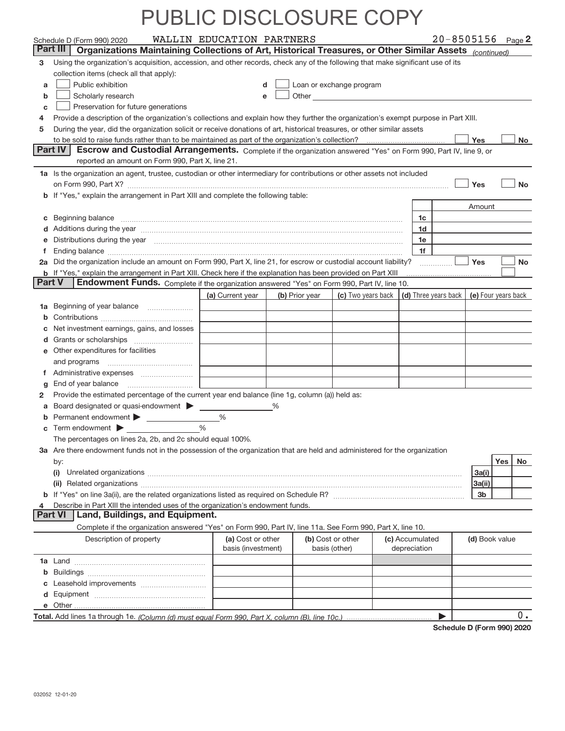PUBLIC DISCLOSURE COPY

Schedule D (Form 990) 2020 WALLIN EDUCATION PARTNERS 20-8505156 Page 2

## Part III Organizations Maintaining Collections of Art, Historical Treasures, or Other Similar Assets *(continued)*

3 Using the organization's acquisition, accession, and other records, check any of the following that make significant use of its collection items (check all that apply):

a ☐ Public exhibition
b ☐ Scholarly research
c ☐ Preservation for future generations
d ☐ Loan or exchange program
e ☐ Other

4 Provide a description of the organization's collections and explain how they further the organization's exempt purpose in Part XIII.

5 During the year, did the organization solicit or receive donations of art, historical treasures, or other similar assets to be sold to raise funds rather than to be maintained as part of the organization's collection? ☐ Yes ☐ No

## Part IV Escrow and Custodial Arrangements.

Complete if the organization answered "Yes" on Form 990, Part IV, line 9, or reported an amount on Form 990, Part X, line 21.

1a Is the organization an agent, trustee, custodian or other intermediary for contributions or other assets not included on Form 990, Part X? ☐ Yes ☐ No

b If "Yes," explain the arrangement in Part XIII and complete the following table:

| | | Amount |
|---|---|---|
| c Beginning balance | 1c | |
| d Additions during the year | 1d | |
| e Distributions during the year | 1e | |
| f Ending balance | 1f | |

2a Did the organization include an amount on Form 990, Part X, line 21, for escrow or custodial account liability? ☐ Yes ☐ No

b If "Yes," explain the arrangement in Part XIII. Check here if the explanation has been provided on Part XIII ☐

## Part V Endowment Funds.

Complete if the organization answered "Yes" on Form 990, Part IV, line 10.

| | (a) Current year | (b) Prior year | (c) Two years back | (d) Three years back | (e) Four years back |
|---|---|---|---|---|---|
| 1a Beginning of year balance | | | | | |
| b Contributions | | | | | |
| c Net investment earnings, gains, and losses | | | | | |
| d Grants or scholarships | | | | | |
| e Other expenditures for facilities and programs | | | | | |
| f Administrative expenses | | | | | |
| g End of year balance | | | | | |

2 Provide the estimated percentage of the current year end balance (line 1g, column (a)) held as:

a Board designated or quasi-endowment ▶ %

b Permanent endowment ▶ %

c Term endowment ▶ %

The percentages on lines 2a, 2b, and 2c should equal 100%.

3a Are there endowment funds not in the possession of the organization that are held and administered for the organization by:

| | | Yes | No |
|---|---|---|---|
| (i) Unrelated organizations | 3a(i) | | |
| (ii) Related organizations | 3a(ii) | | |
| b If "Yes" on line 3a(ii), are the related organizations listed as required on Schedule R? | 3b | | |

4 Describe in Part XIII the intended uses of the organization's endowment funds.

## Part VI Land, Buildings, and Equipment.

Complete if the organization answered "Yes" on Form 990, Part IV, line 11a. See Form 990, Part X, line 10.

| Description of property | (a) Cost or other basis (investment) | (b) Cost or other basis (other) | (c) Accumulated depreciation | (d) Book value |
|---|---|---|---|---|
| 1a Land | | | | |
| b Buildings | | | | |
| c Leasehold improvements | | | | |
| d Equipment | | | | |
| e Other | | | | |
| **Total.** Add lines 1a through 1e. *(Column (d) must equal Form 990, Part X, column (B), line 10c.)* ▶ | | | | 0. |

Schedule D (Form 990) 2020

032052 12-01-20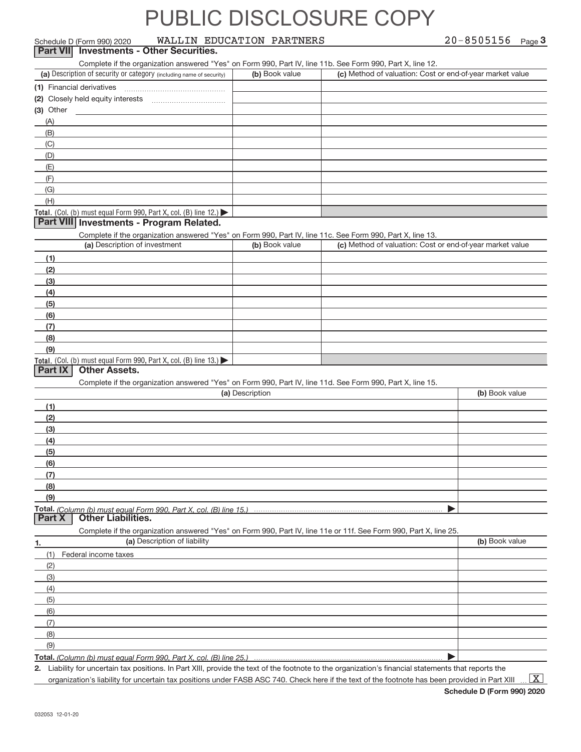# PUBLIC DISCLOSURE COPY

Schedule D (Form 990) 2020 WALLIN EDUCATION PARTNERS 20-8505156 Page 3

## Part VII Investments - Other Securities.

Complete if the organization answered "Yes" on Form 990, Part IV, line 11b. See Form 990, Part X, line 12.

| (a) Description of security or category (including name of security) | (b) Book value | (c) Method of valuation: Cost or end-of-year market value |
|---|---|---|
| (1) Financial derivatives | | |
| (2) Closely held equity interests | | |
| (3) Other | | |
| (A) | | |
| (B) | | |
| (C) | | |
| (D) | | |
| (E) | | |
| (F) | | |
| (G) | | |
| (H) | | |
| **Total.** (Col. (b) must equal Form 990, Part X, col. (B) line 12.) ▶ | | |

## Part VIII Investments - Program Related.

Complete if the organization answered "Yes" on Form 990, Part IV, line 11c. See Form 990, Part X, line 13.

| (a) Description of investment | (b) Book value | (c) Method of valuation: Cost or end-of-year market value |
|---|---|---|
| (1) | | |
| (2) | | |
| (3) | | |
| (4) | | |
| (5) | | |
| (6) | | |
| (7) | | |
| (8) | | |
| (9) | | |
| **Total.** (Col. (b) must equal Form 990, Part X, col. (B) line 13.) ▶ | | |

## Part IX Other Assets.

Complete if the organization answered "Yes" on Form 990, Part IV, line 11d. See Form 990, Part X, line 15.

| (a) Description | (b) Book value |
|---|---|
| (1) | |
| (2) | |
| (3) | |
| (4) | |
| (5) | |
| (6) | |
| (7) | |
| (8) | |
| (9) | |
| **Total.** *(Column (b) must equal Form 990, Part X, col. (B) line 15.)* ▶ | |

## Part X Other Liabilities.

Complete if the organization answered "Yes" on Form 990, Part IV, line 11e or 11f. See Form 990, Part X, line 25.

| 1. (a) Description of liability | (b) Book value |
|---|---|
| (1) Federal income taxes | |
| (2) | |
| (3) | |
| (4) | |
| (5) | |
| (6) | |
| (7) | |
| (8) | |
| (9) | |
| **Total.** *(Column (b) must equal Form 990, Part X, col. (B) line 25.)* ▶ | |

2. Liability for uncertain tax positions. In Part XIII, provide the text of the footnote to the organization's financial statements that reports the organization's liability for uncertain tax positions under FASB ASC 740. Check here if the text of the footnote has been provided in Part XIII ... [X]

**Schedule D (Form 990) 2020**

032053 12-01-20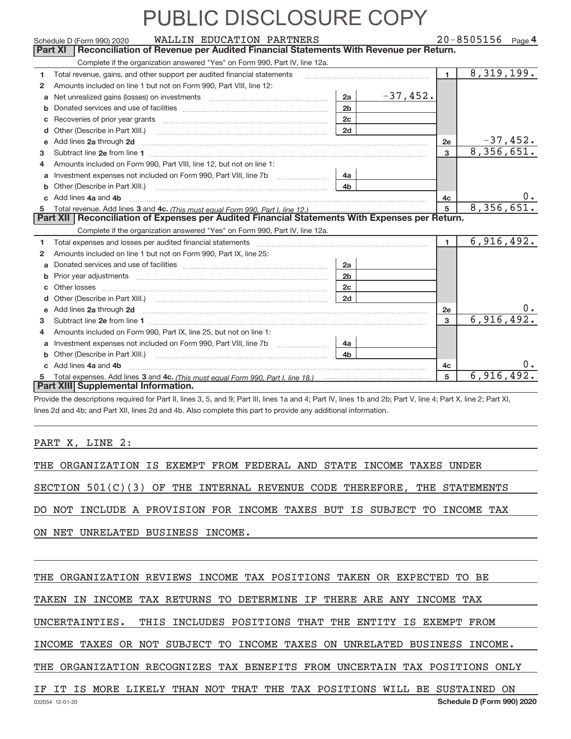# PUBLIC DISCLOSURE COPY

Schedule D (Form 990) 2020 WALLIN EDUCATION PARTNERS 20-8505156 Page 4

## Part XI Reconciliation of Revenue per Audited Financial Statements With Revenue per Return.

Complete if the organization answered "Yes" on Form 990, Part IV, line 12a.

| | | | | | |
|---|---|---|---|---|---|
| 1 | Total revenue, gains, and other support per audited financial statements | | | 1 | 8,319,199. |
| 2 | Amounts included on line 1 but not on Form 990, Part VIII, line 12: | | | | |
| a | Net unrealized gains (losses) on investments | 2a | -37,452. | | |
| b | Donated services and use of facilities | 2b | | | |
| c | Recoveries of prior year grants | 2c | | | |
| d | Other (Describe in Part XIII.) | 2d | | | |
| e | Add lines 2a through 2d | | | 2e | -37,452. |
| 3 | Subtract line 2e from line 1 | | | 3 | 8,356,651. |
| 4 | Amounts included on Form 990, Part VIII, line 12, but not on line 1: | | | | |
| a | Investment expenses not included on Form 990, Part VIII, line 7b | 4a | | | |
| b | Other (Describe in Part XIII.) | 4b | | | |
| c | Add lines 4a and 4b | | | 4c | 0. |
| 5 | Total revenue. Add lines 3 and 4c. *(This must equal Form 990, Part I, line 12.)* | | | 5 | 8,356,651. |

## Part XII Reconciliation of Expenses per Audited Financial Statements With Expenses per Return.

Complete if the organization answered "Yes" on Form 990, Part IV, line 12a.

| | | | | | |
|---|---|---|---|---|---|
| 1 | Total expenses and losses per audited financial statements | | | 1 | 6,916,492. |
| 2 | Amounts included on line 1 but not on Form 990, Part IX, line 25: | | | | |
| a | Donated services and use of facilities | 2a | | | |
| b | Prior year adjustments | 2b | | | |
| c | Other losses | 2c | | | |
| d | Other (Describe in Part XIII.) | 2d | | | |
| e | Add lines 2a through 2d | | | 2e | 0. |
| 3 | Subtract line 2e from line 1 | | | 3 | 6,916,492. |
| 4 | Amounts included on Form 990, Part IX, line 25, but not on line 1: | | | | |
| a | Investment expenses not included on Form 990, Part VIII, line 7b | 4a | | | |
| b | Other (Describe in Part XIII.) | 4b | | | |
| c | Add lines 4a and 4b | | | 4c | 0. |
| 5 | Total expenses. Add lines 3 and 4c. *(This must equal Form 990, Part I, line 18.)* | | | 5 | 6,916,492. |

## Part XIII Supplemental Information.

Provide the descriptions required for Part II, lines 3, 5, and 9; Part III, lines 1a and 4; Part IV, lines 1b and 2b; Part V, line 4; Part X, line 2; Part XI, lines 2d and 4b; and Part XII, lines 2d and 4b. Also complete this part to provide any additional information.

PART X, LINE 2:

THE ORGANIZATION IS EXEMPT FROM FEDERAL AND STATE INCOME TAXES UNDER SECTION 501(C)(3) OF THE INTERNAL REVENUE CODE THEREFORE, THE STATEMENTS DO NOT INCLUDE A PROVISION FOR INCOME TAXES BUT IS SUBJECT TO INCOME TAX ON NET UNRELATED BUSINESS INCOME.

THE ORGANIZATION REVIEWS INCOME TAX POSITIONS TAKEN OR EXPECTED TO BE TAKEN IN INCOME TAX RETURNS TO DETERMINE IF THERE ARE ANY INCOME TAX UNCERTAINTIES. THIS INCLUDES POSITIONS THAT THE ENTITY IS EXEMPT FROM INCOME TAXES OR NOT SUBJECT TO INCOME TAXES ON UNRELATED BUSINESS INCOME. THE ORGANIZATION RECOGNIZES TAX BENEFITS FROM UNCERTAIN TAX POSITIONS ONLY IF IT IS MORE LIKELY THAN NOT THAT THE TAX POSITIONS WILL BE SUSTAINED ON

032054 12-01-20 Schedule D (Form 990) 2020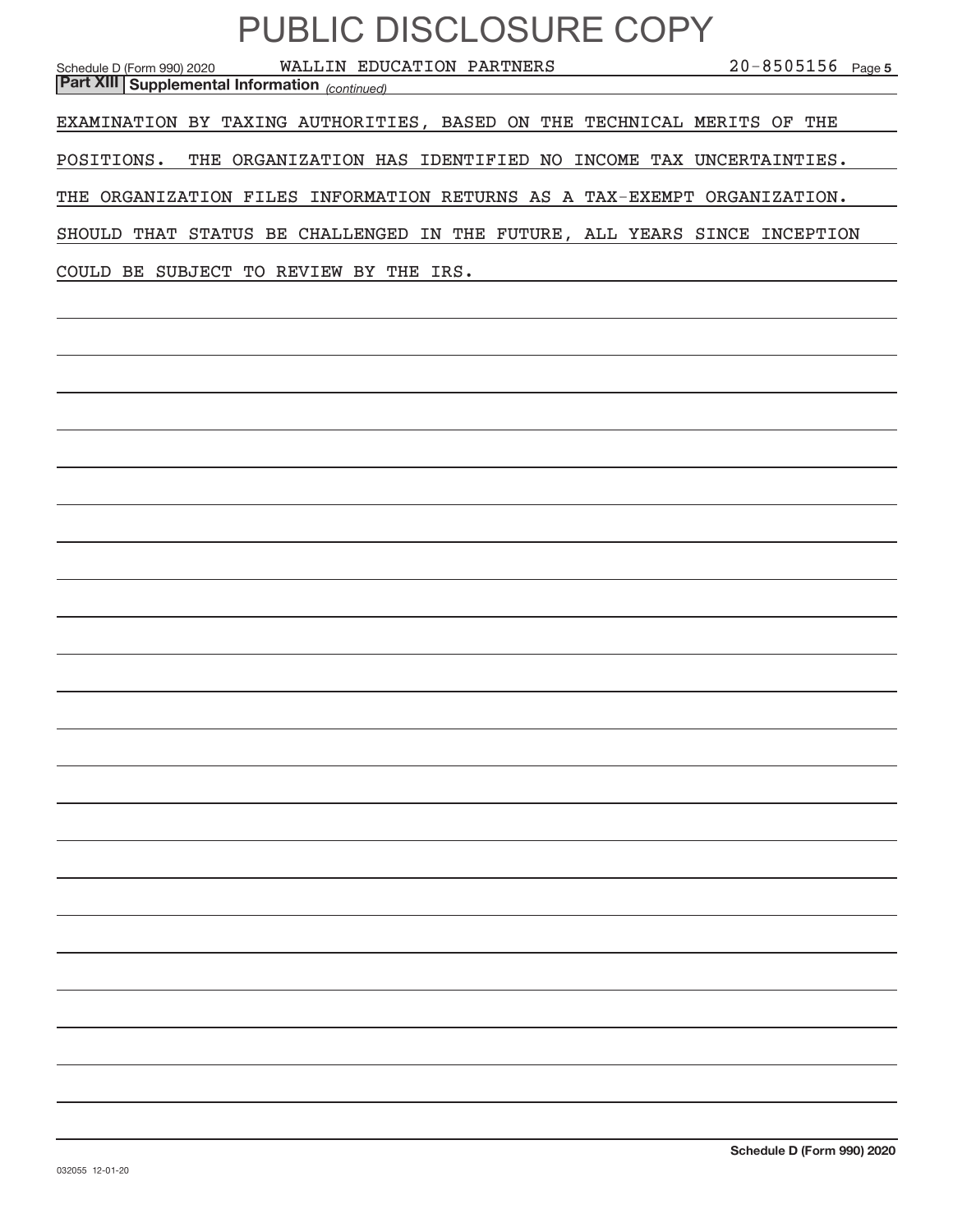# PUBLIC DISCLOSURE COPY

Schedule D (Form 990) 2020 WALLIN EDUCATION PARTNERS 20-8505156 Page 5

**Part XIII Supplemental Information** *(continued)*

EXAMINATION BY TAXING AUTHORITIES, BASED ON THE TECHNICAL MERITS OF THE POSITIONS. THE ORGANIZATION HAS IDENTIFIED NO INCOME TAX UNCERTAINTIES. THE ORGANIZATION FILES INFORMATION RETURNS AS A TAX-EXEMPT ORGANIZATION. SHOULD THAT STATUS BE CHALLENGED IN THE FUTURE, ALL YEARS SINCE INCEPTION COULD BE SUBJECT TO REVIEW BY THE IRS.

**Schedule D (Form 990) 2020**

032055 12-01-20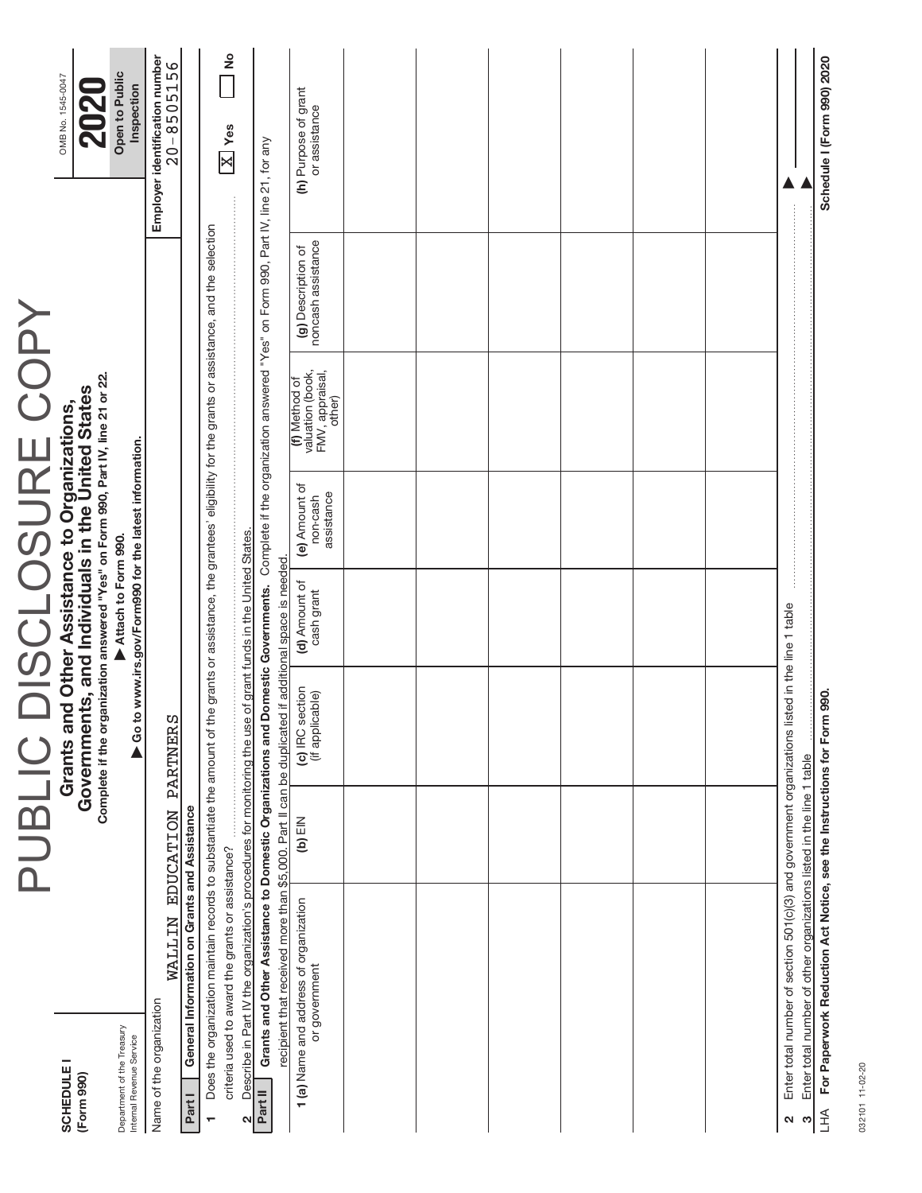PUBLIC DISCLOSURE COPY

**SCHEDULE I**
**(Form 990)**

Department of the Treasury
Internal Revenue Service

# Grants and Other Assistance to Organizations, Governments, and Individuals in the United States

**Complete if the organization answered "Yes" on Form 990, Part IV, line 21 or 22.**
**▶ Attach to Form 990.**
**▶ Go to www.irs.gov/Form990 for the latest information.**

OMB No. 1545-0047
**2020**
**Open to Public Inspection**

Name of the organization: WALLIN EDUCATION PARTNERS

Employer identification number: 20-8505156

**Part I** **General Information on Grants and Assistance**

1 Does the organization maintain records to substantiate the amount of the grants or assistance, the grantees' eligibility for the grants or assistance, and the selection criteria used to award the grants or assistance? [X] Yes [ ] No

2 Describe in Part IV the organization's procedures for monitoring the use of grant funds in the United States.

**Part II** **Grants and Other Assistance to Domestic Organizations and Domestic Governments.** Complete if the organization answered "Yes" on Form 990, Part IV, line 21, for any recipient that received more than $5,000. Part II can be duplicated if additional space is needed.

| 1 (a) Name and address of organization or government | (b) EIN | (c) IRC section (if applicable) | (d) Amount of cash grant | (e) Amount of non-cash assistance | (f) Method of valuation (book, FMV, appraisal, other) | (g) Description of noncash assistance | (h) Purpose of grant or assistance |
|---|---|---|---|---|---|---|---|
| | | | | | | | |
| | | | | | | | |
| | | | | | | | |
| | | | | | | | |
| | | | | | | | |
| | | | | | | | |

2 Enter total number of section 501(c)(3) and government organizations listed in the line 1 table ▶

3 Enter total number of other organizations listed in the line 1 table ▶

LHA **For Paperwork Reduction Act Notice, see the Instructions for Form 990.** **Schedule I (Form 990) 2020**

032101 11-02-20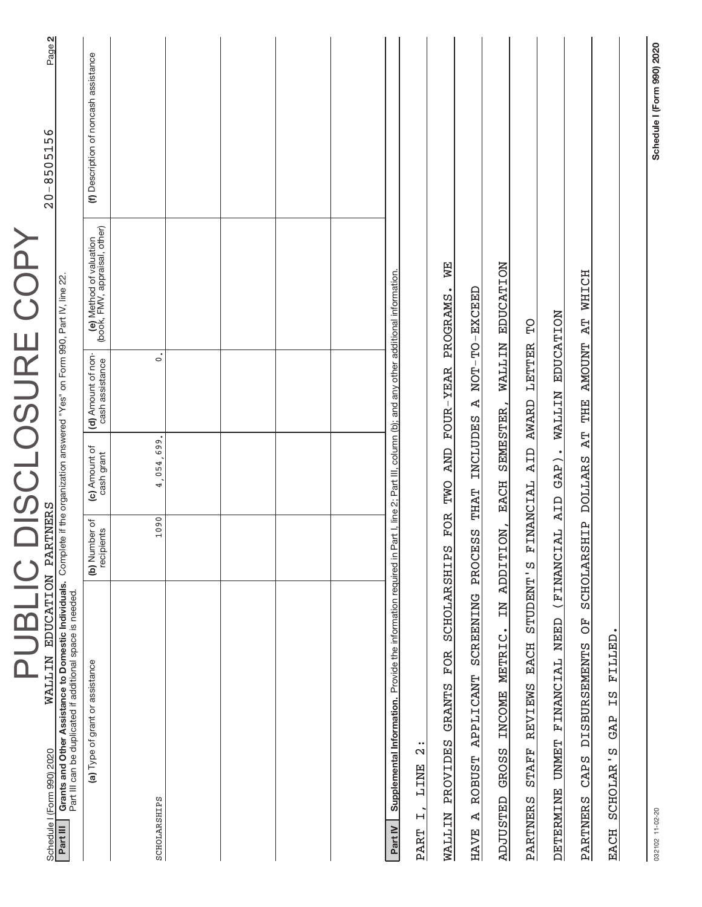# PUBLIC DISCLOSURE COPY

Schedule I (Form 990) 2020 WALLIN EDUCATION PARTNERS 20-8505156

**Part III** **Grants and Other Assistance to Domestic Individuals.** Complete if the organization answered "Yes" on Form 990, Part IV, line 22. Part III can be duplicated if additional space is needed.

| (a) Type of grant or assistance | (b) Number of recipients | (c) Amount of cash grant | (d) Amount of non-cash assistance | (e) Method of valuation (book, FMV, appraisal, other) | (f) Description of noncash assistance |
|---|---|---|---|---|---|
| SCHOLARSHIPS | 1090 | 4,054,699. | 0. | | |
| | | | | | |
| | | | | | |
| | | | | | |
| | | | | | |

**Part IV** **Supplemental Information.** Provide the information required in Part I, line 2; Part III, column (b); and any other additional information.

PART I, LINE 2:

WALLIN PROVIDES GRANTS FOR SCHOLARSHIPS FOR TWO AND FOUR-YEAR PROGRAMS. WE HAVE A ROBUST APPLICANT SCREENING PROCESS THAT INCLUDES A NOT-TO-EXCEED ADJUSTED GROSS INCOME METRIC. IN ADDITION, EACH SEMESTER, WALLIN EDUCATION PARTNERS STAFF REVIEWS EACH STUDENT'S FINANCIAL AID AWARD LETTER TO DETERMINE UNMET FINANCIAL NEED (FINANCIAL AID GAP). WALLIN EDUCATION PARTNERS CAPS DISBURSEMENTS OF SCHOLARSHIP DOLLARS AT THE AMOUNT AT WHICH EACH SCHOLAR'S GAP IS FILLED.

032102 11-02-20 Schedule I (Form 990) 2020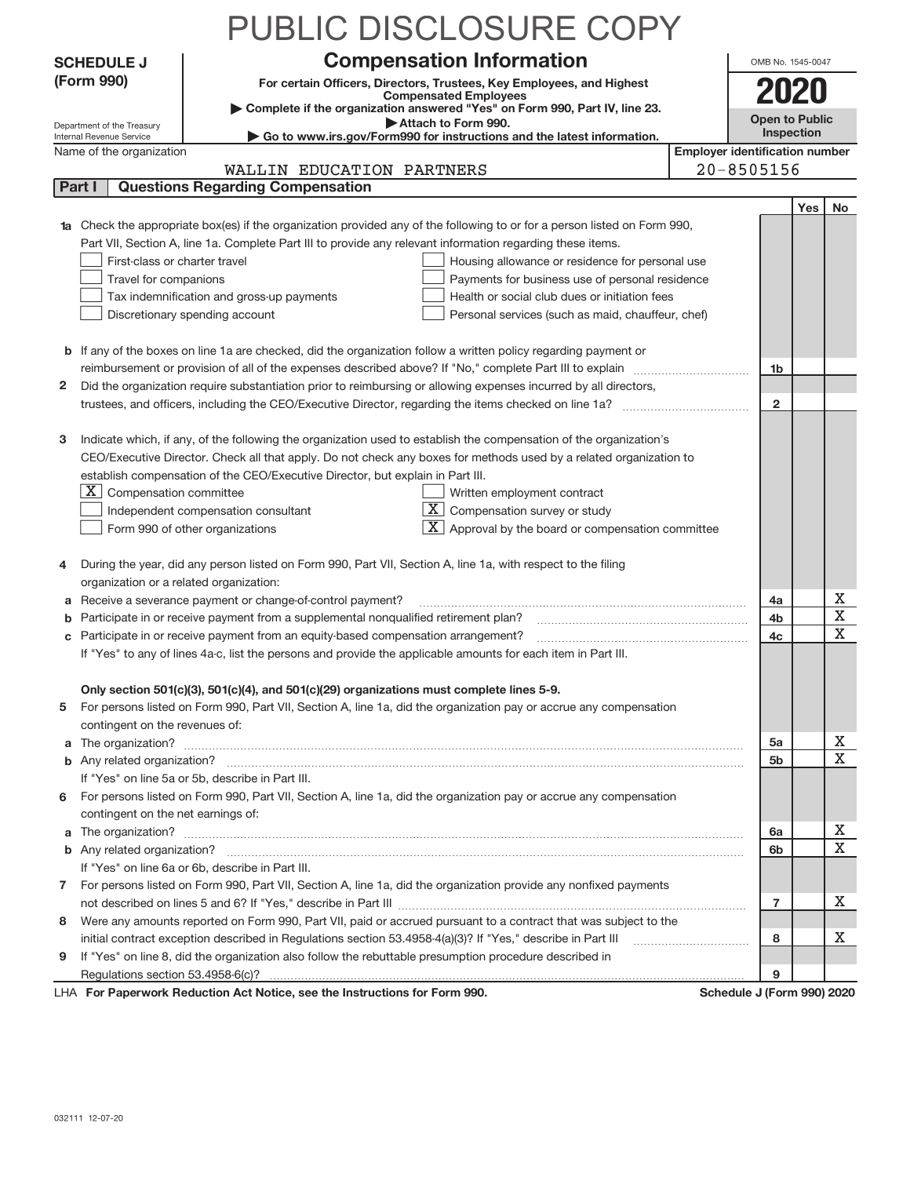# PUBLIC DISCLOSURE COPY

**SCHEDULE J (Form 990)**

Department of the Treasury
Internal Revenue Service

## Compensation Information

**For certain Officers, Directors, Trustees, Key Employees, and Highest Compensated Employees**

▶ Complete if the organization answered "Yes" on Form 990, Part IV, line 23.
▶ Attach to Form 990.
▶ Go to www.irs.gov/Form990 for instructions and the latest information.

OMB No. 1545-0047

**2020**

**Open to Public Inspection**

Name of the organization: WALLIN EDUCATION PARTNERS

Employer identification number: 20-8505156

### Part I Questions Regarding Compensation

| | | | Yes | No |
|---|---|---|---|---|
| **1a** | Check the appropriate box(es) if the organization provided any of the following to or for a person listed on Form 990, Part VII, Section A, line 1a. Complete Part III to provide any relevant information regarding these items.<br>☐ First-class or charter travel ☐ Housing allowance or residence for personal use<br>☐ Travel for companions ☐ Payments for business use of personal residence<br>☐ Tax indemnification and gross-up payments ☐ Health or social club dues or initiation fees<br>☐ Discretionary spending account ☐ Personal services (such as maid, chauffeur, chef) | | | |
| **b** | If any of the boxes on line 1a are checked, did the organization follow a written policy regarding payment or reimbursement or provision of all of the expenses described above? If "No," complete Part III to explain | 1b | | |
| **2** | Did the organization require substantiation prior to reimbursing or allowing expenses incurred by all directors, trustees, and officers, including the CEO/Executive Director, regarding the items checked on line 1a? | 2 | | |
| **3** | Indicate which, if any, of the following the organization used to establish the compensation of the organization's CEO/Executive Director. Check all that apply. Do not check any boxes for methods used by a related organization to establish compensation of the CEO/Executive Director, but explain in Part III.<br>☒ Compensation committee ☐ Written employment contract<br>☐ Independent compensation consultant ☒ Compensation survey or study<br>☐ Form 990 of other organizations ☒ Approval by the board or compensation committee | | | |
| **4** | During the year, did any person listed on Form 990, Part VII, Section A, line 1a, with respect to the filing organization or a related organization: | | | |
| **a** | Receive a severance payment or change-of-control payment? | 4a | | X |
| **b** | Participate in or receive payment from a supplemental nonqualified retirement plan? | 4b | | X |
| **c** | Participate in or receive payment from an equity-based compensation arrangement? | 4c | | X |
| | If "Yes" to any of lines 4a-c, list the persons and provide the applicable amounts for each item in Part III. | | | |
| | **Only section 501(c)(3), 501(c)(4), and 501(c)(29) organizations must complete lines 5-9.** | | | |
| **5** | For persons listed on Form 990, Part VII, Section A, line 1a, did the organization pay or accrue any compensation contingent on the revenues of: | | | |
| **a** | The organization? | 5a | | X |
| **b** | Any related organization? | 5b | | X |
| | If "Yes" on line 5a or 5b, describe in Part III. | | | |
| **6** | For persons listed on Form 990, Part VII, Section A, line 1a, did the organization pay or accrue any compensation contingent on the net earnings of: | | | |
| **a** | The organization? | 6a | | X |
| **b** | Any related organization? | 6b | | X |
| | If "Yes" on line 6a or 6b, describe in Part III. | | | |
| **7** | For persons listed on Form 990, Part VII, Section A, line 1a, did the organization provide any nonfixed payments not described on lines 5 and 6? If "Yes," describe in Part III | 7 | | X |
| **8** | Were any amounts reported on Form 990, Part VII, paid or accrued pursuant to a contract that was subject to the initial contract exception described in Regulations section 53.4958-4(a)(3)? If "Yes," describe in Part III | 8 | | X |
| **9** | If "Yes" on line 8, did the organization also follow the rebuttable presumption procedure described in Regulations section 53.4958-6(c)? | 9 | | |

LHA **For Paperwork Reduction Act Notice, see the Instructions for Form 990.** **Schedule J (Form 990) 2020**

032111 12-07-20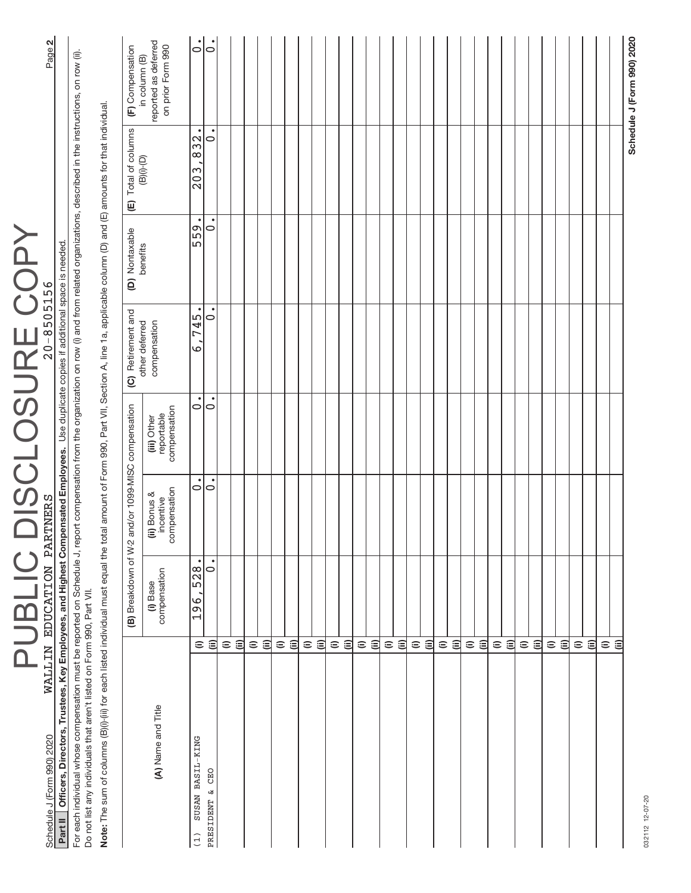PUBLIC DISCLOSURE COPY

Schedule J (Form 990) 2020 WALLIN EDUCATION PARTNERS 20-8505156

**Part II** **Officers, Directors, Trustees, Key Employees, and Highest Compensated Employees.** Use duplicate copies if additional space is needed.

For each individual whose compensation must be reported on Schedule J, report compensation from the organization on row (i) and from related organizations, described in the instructions, on row (ii). Do not list any individuals that aren't listed on Form 990, Part VII.

**Note:** The sum of columns (B)(i)-(iii) for each listed individual must equal the total amount of Form 990, Part VII, Section A, line 1a, applicable column (D) and (E) amounts for that individual.

| (A) Name and Title | | (B) Breakdown of W-2 and/or 1099-MISC compensation | | | (C) Retirement and other deferred compensation | (D) Nontaxable benefits | (E) Total of columns (B)(i)-(D) | (F) Compensation in column (B) reported as deferred on prior Form 990 |
|---|---|---|---|---|---|---|---|---|
| | | (i) Base compensation | (ii) Bonus & incentive compensation | (iii) Other reportable compensation | | | | |
| (1) SUSAN BASIL-KING | (i) | 196,528. | 0. | 0. | 6,745. | 559. | 203,832. | 0. |
| PRESIDENT & CEO | (ii) | 0. | 0. | 0. | 0. | 0. | 0. | 0. |

Schedule J (Form 990) 2020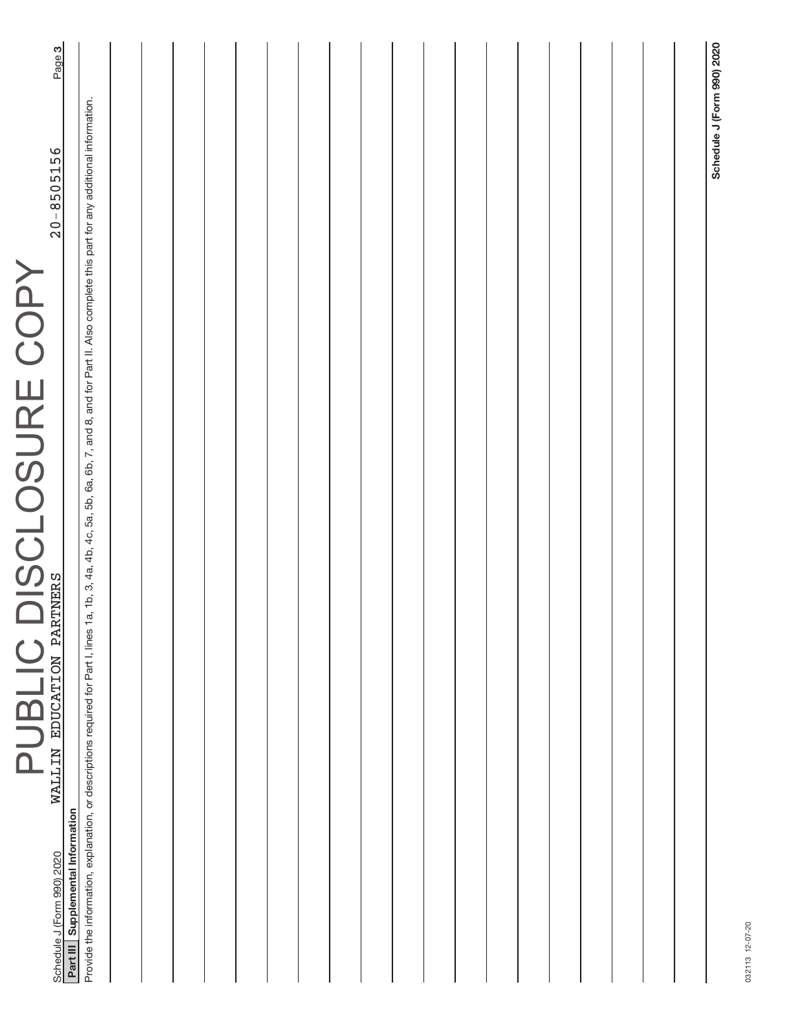PUBLIC DISCLOSURE COPY

Schedule J (Form 990) 2020 WALLIN EDUCATION PARTNERS 20-8505156

## Part III Supplemental Information

Provide the information, explanation, or descriptions required for Part I, lines 1a, 1b, 3, 4a, 4b, 4c, 5a, 5b, 6a, 6b, 7, and 8, and for Part II. Also complete this part for any additional information.

032113 12-07-20

Schedule J (Form 990) 2020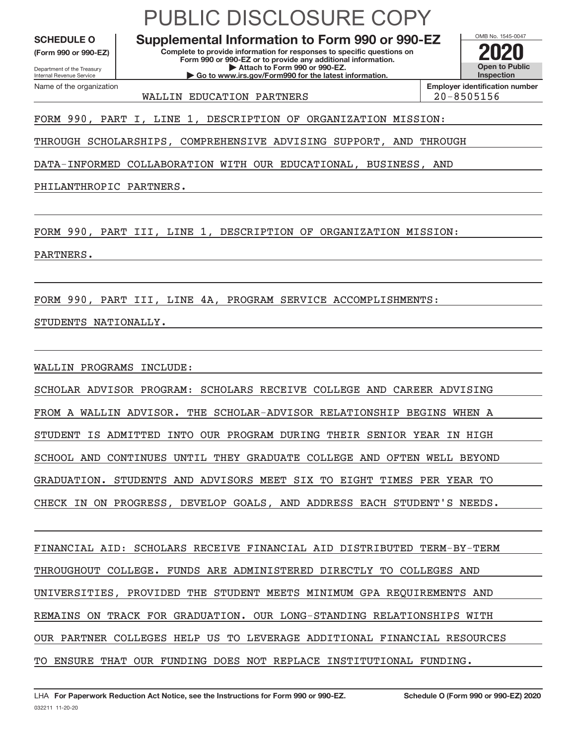# PUBLIC DISCLOSURE COPY

**SCHEDULE O** (Form 990 or 990-EZ)

Department of the Treasury
Internal Revenue Service

## Supplemental Information to Form 990 or 990-EZ

**Complete to provide information for responses to specific questions on Form 990 or 990-EZ or to provide any additional information.**
**▶ Attach to Form 990 or 990-EZ.**
**▶ Go to www.irs.gov/Form990 for the latest information.**

OMB No. 1545-0047

**2020**

**Open to Public Inspection**

Name of the organization: WALLIN EDUCATION PARTNERS

**Employer identification number:** 20-8505156

FORM 990, PART I, LINE 1, DESCRIPTION OF ORGANIZATION MISSION:

THROUGH SCHOLARSHIPS, COMPREHENSIVE ADVISING SUPPORT, AND THROUGH DATA-INFORMED COLLABORATION WITH OUR EDUCATIONAL, BUSINESS, AND PHILANTHROPIC PARTNERS.

FORM 990, PART III, LINE 1, DESCRIPTION OF ORGANIZATION MISSION:

PARTNERS.

FORM 990, PART III, LINE 4A, PROGRAM SERVICE ACCOMPLISHMENTS:

STUDENTS NATIONALLY.

WALLIN PROGRAMS INCLUDE:

SCHOLAR ADVISOR PROGRAM: SCHOLARS RECEIVE COLLEGE AND CAREER ADVISING FROM A WALLIN ADVISOR. THE SCHOLAR-ADVISOR RELATIONSHIP BEGINS WHEN A STUDENT IS ADMITTED INTO OUR PROGRAM DURING THEIR SENIOR YEAR IN HIGH SCHOOL AND CONTINUES UNTIL THEY GRADUATE COLLEGE AND OFTEN WELL BEYOND GRADUATION. STUDENTS AND ADVISORS MEET SIX TO EIGHT TIMES PER YEAR TO CHECK IN ON PROGRESS, DEVELOP GOALS, AND ADDRESS EACH STUDENT'S NEEDS.

FINANCIAL AID: SCHOLARS RECEIVE FINANCIAL AID DISTRIBUTED TERM-BY-TERM THROUGHOUT COLLEGE. FUNDS ARE ADMINISTERED DIRECTLY TO COLLEGES AND UNIVERSITIES, PROVIDED THE STUDENT MEETS MINIMUM GPA REQUIREMENTS AND REMAINS ON TRACK FOR GRADUATION. OUR LONG-STANDING RELATIONSHIPS WITH OUR PARTNER COLLEGES HELP US TO LEVERAGE ADDITIONAL FINANCIAL RESOURCES TO ENSURE THAT OUR FUNDING DOES NOT REPLACE INSTITUTIONAL FUNDING.

LHA **For Paperwork Reduction Act Notice, see the Instructions for Form 990 or 990-EZ.** **Schedule O (Form 990 or 990-EZ) 2020**

032211 11-20-20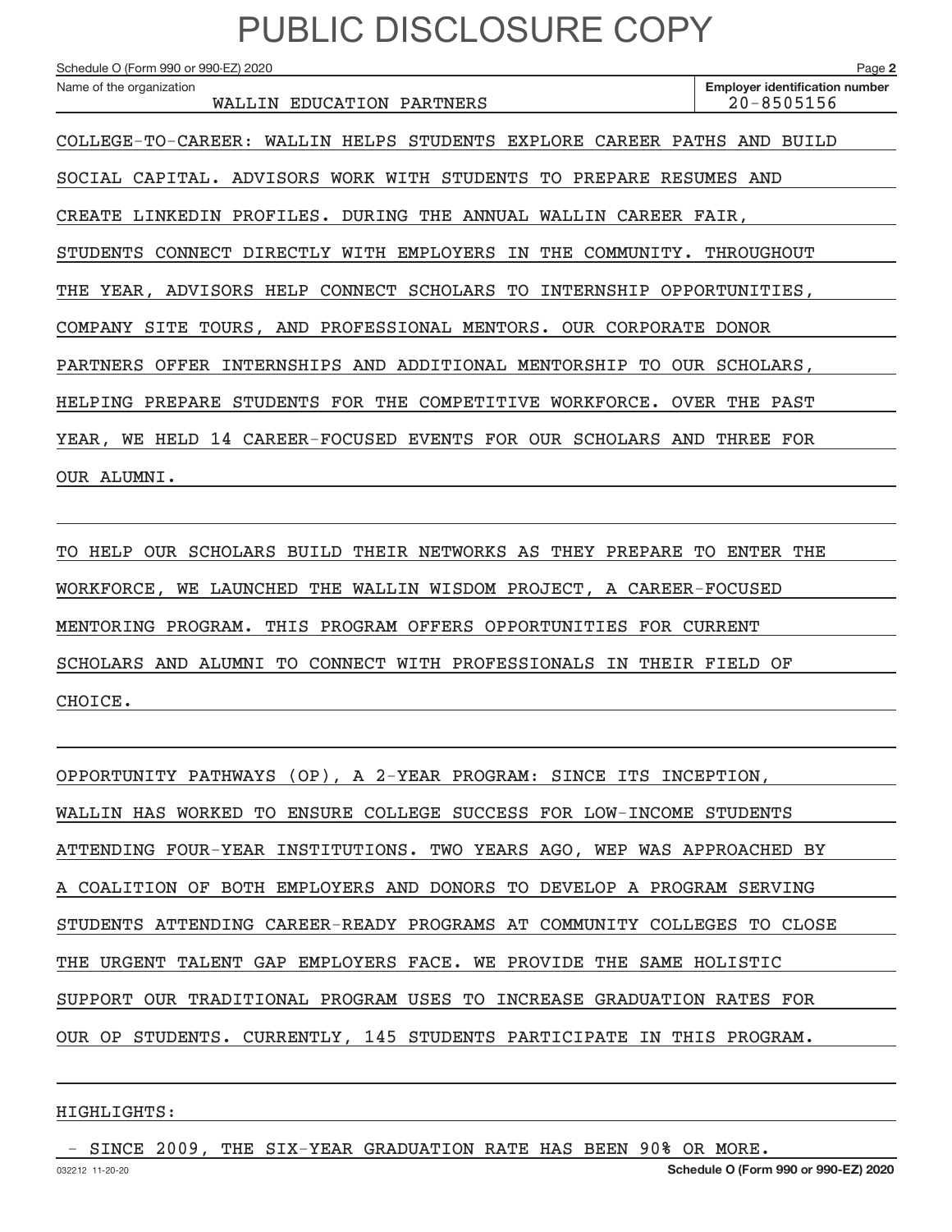PUBLIC DISCLOSURE COPY

Schedule O (Form 990 or 990-EZ) 2020

Name of the organization: WALLIN EDUCATION PARTNERS

Employer identification number: 20-8505156

COLLEGE-TO-CAREER: WALLIN HELPS STUDENTS EXPLORE CAREER PATHS AND BUILD SOCIAL CAPITAL. ADVISORS WORK WITH STUDENTS TO PREPARE RESUMES AND CREATE LINKEDIN PROFILES. DURING THE ANNUAL WALLIN CAREER FAIR, STUDENTS CONNECT DIRECTLY WITH EMPLOYERS IN THE COMMUNITY. THROUGHOUT THE YEAR, ADVISORS HELP CONNECT SCHOLARS TO INTERNSHIP OPPORTUNITIES, COMPANY SITE TOURS, AND PROFESSIONAL MENTORS. OUR CORPORATE DONOR PARTNERS OFFER INTERNSHIPS AND ADDITIONAL MENTORSHIP TO OUR SCHOLARS, HELPING PREPARE STUDENTS FOR THE COMPETITIVE WORKFORCE. OVER THE PAST YEAR, WE HELD 14 CAREER-FOCUSED EVENTS FOR OUR SCHOLARS AND THREE FOR OUR ALUMNI.

TO HELP OUR SCHOLARS BUILD THEIR NETWORKS AS THEY PREPARE TO ENTER THE WORKFORCE, WE LAUNCHED THE WALLIN WISDOM PROJECT, A CAREER-FOCUSED MENTORING PROGRAM. THIS PROGRAM OFFERS OPPORTUNITIES FOR CURRENT SCHOLARS AND ALUMNI TO CONNECT WITH PROFESSIONALS IN THEIR FIELD OF CHOICE.

OPPORTUNITY PATHWAYS (OP), A 2-YEAR PROGRAM: SINCE ITS INCEPTION, WALLIN HAS WORKED TO ENSURE COLLEGE SUCCESS FOR LOW-INCOME STUDENTS ATTENDING FOUR-YEAR INSTITUTIONS. TWO YEARS AGO, WEP WAS APPROACHED BY A COALITION OF BOTH EMPLOYERS AND DONORS TO DEVELOP A PROGRAM SERVING STUDENTS ATTENDING CAREER-READY PROGRAMS AT COMMUNITY COLLEGES TO CLOSE THE URGENT TALENT GAP EMPLOYERS FACE. WE PROVIDE THE SAME HOLISTIC SUPPORT OUR TRADITIONAL PROGRAM USES TO INCREASE GRADUATION RATES FOR OUR OP STUDENTS. CURRENTLY, 145 STUDENTS PARTICIPATE IN THIS PROGRAM.

HIGHLIGHTS:

- SINCE 2009, THE SIX-YEAR GRADUATION RATE HAS BEEN 90% OR MORE.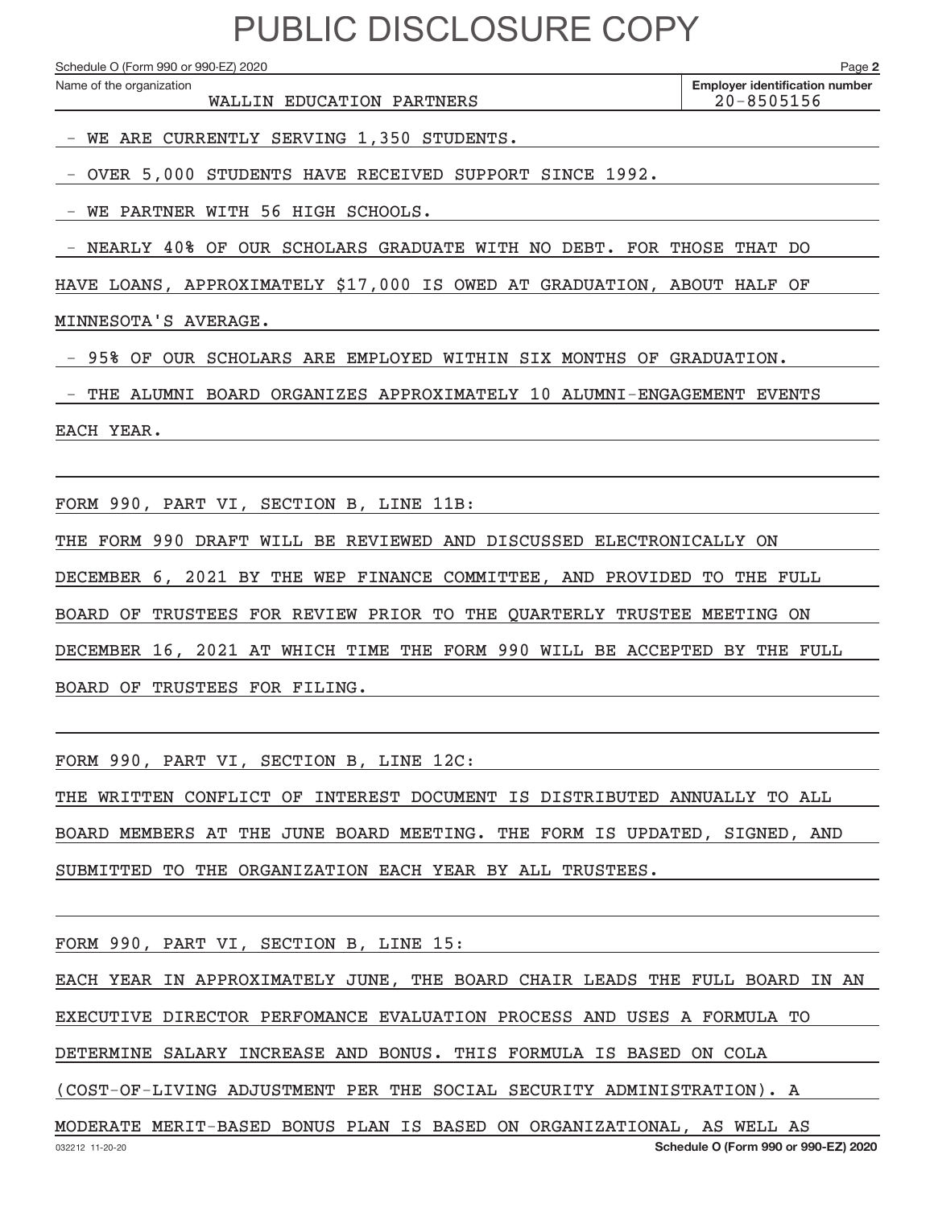# PUBLIC DISCLOSURE COPY

Schedule O (Form 990 or 990-EZ) 2020 Page 2

Name of the organization: WALLIN EDUCATION PARTNERS

Employer identification number: 20-8505156

- WE ARE CURRENTLY SERVING 1,350 STUDENTS.
- OVER 5,000 STUDENTS HAVE RECEIVED SUPPORT SINCE 1992.
- WE PARTNER WITH 56 HIGH SCHOOLS.
- NEARLY 40% OF OUR SCHOLARS GRADUATE WITH NO DEBT. FOR THOSE THAT DO HAVE LOANS, APPROXIMATELY $17,000 IS OWED AT GRADUATION, ABOUT HALF OF MINNESOTA'S AVERAGE.
- 95% OF OUR SCHOLARS ARE EMPLOYED WITHIN SIX MONTHS OF GRADUATION.
- THE ALUMNI BOARD ORGANIZES APPROXIMATELY 10 ALUMNI-ENGAGEMENT EVENTS EACH YEAR.

FORM 990, PART VI, SECTION B, LINE 11B:

THE FORM 990 DRAFT WILL BE REVIEWED AND DISCUSSED ELECTRONICALLY ON DECEMBER 6, 2021 BY THE WEP FINANCE COMMITTEE, AND PROVIDED TO THE FULL BOARD OF TRUSTEES FOR REVIEW PRIOR TO THE QUARTERLY TRUSTEE MEETING ON DECEMBER 16, 2021 AT WHICH TIME THE FORM 990 WILL BE ACCEPTED BY THE FULL BOARD OF TRUSTEES FOR FILING.

FORM 990, PART VI, SECTION B, LINE 12C:

THE WRITTEN CONFLICT OF INTEREST DOCUMENT IS DISTRIBUTED ANNUALLY TO ALL BOARD MEMBERS AT THE JUNE BOARD MEETING. THE FORM IS UPDATED, SIGNED, AND SUBMITTED TO THE ORGANIZATION EACH YEAR BY ALL TRUSTEES.

FORM 990, PART VI, SECTION B, LINE 15:

EACH YEAR IN APPROXIMATELY JUNE, THE BOARD CHAIR LEADS THE FULL BOARD IN AN EXECUTIVE DIRECTOR PERFOMANCE EVALUATION PROCESS AND USES A FORMULA TO DETERMINE SALARY INCREASE AND BONUS. THIS FORMULA IS BASED ON COLA (COST-OF-LIVING ADJUSTMENT PER THE SOCIAL SECURITY ADMINISTRATION). A MODERATE MERIT-BASED BONUS PLAN IS BASED ON ORGANIZATIONAL, AS WELL AS

032212 11-20-20 Schedule O (Form 990 or 990-EZ) 2020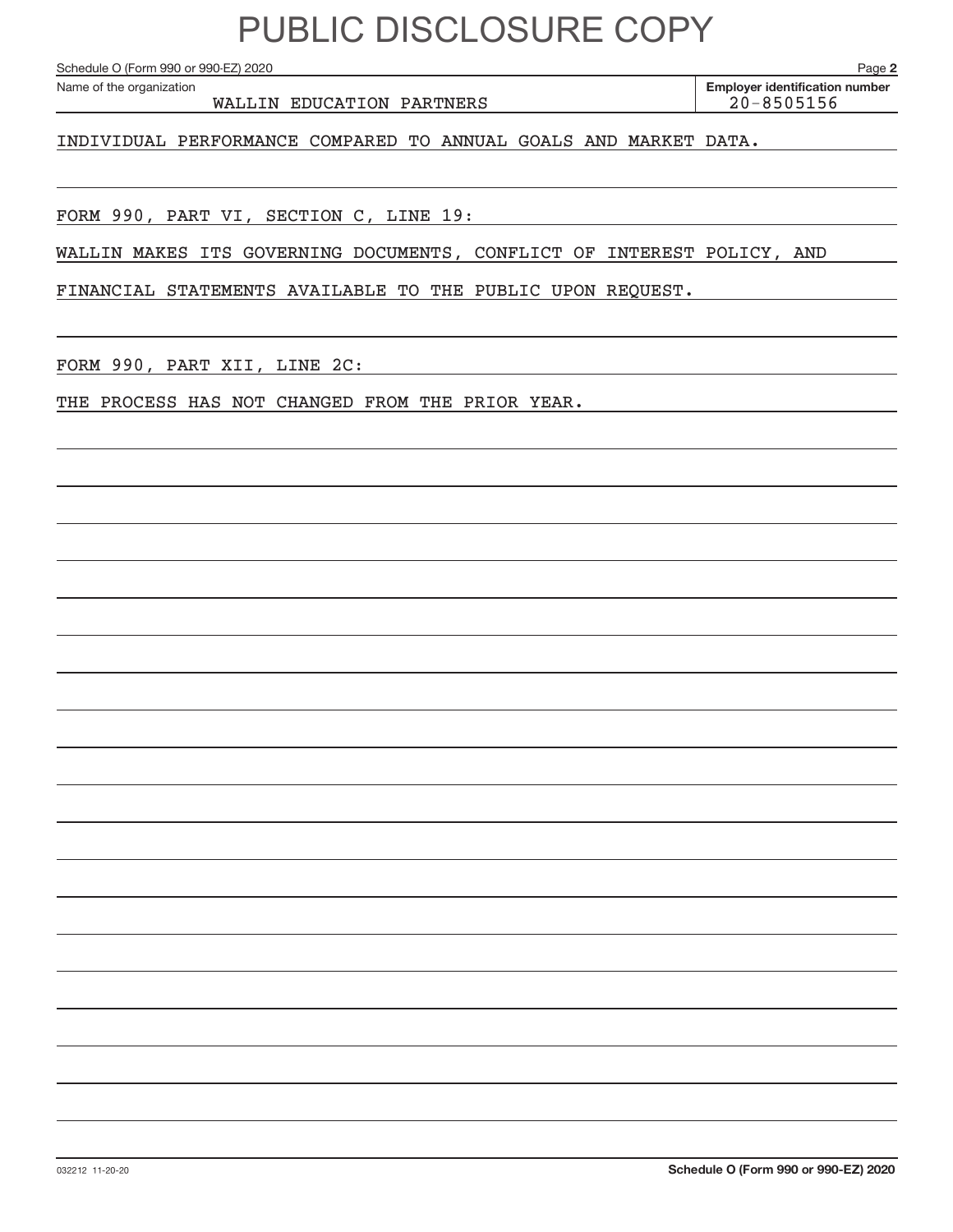# PUBLIC DISCLOSURE COPY

Schedule O (Form 990 or 990-EZ) 2020

Name of the organization: WALLIN EDUCATION PARTNERS

**Employer identification number** 20-8505156

INDIVIDUAL PERFORMANCE COMPARED TO ANNUAL GOALS AND MARKET DATA.

FORM 990, PART VI, SECTION C, LINE 19:

WALLIN MAKES ITS GOVERNING DOCUMENTS, CONFLICT OF INTEREST POLICY, AND FINANCIAL STATEMENTS AVAILABLE TO THE PUBLIC UPON REQUEST.

FORM 990, PART XII, LINE 2C:

THE PROCESS HAS NOT CHANGED FROM THE PRIOR YEAR.

032212 11-20-20 **Schedule O (Form 990 or 990-EZ) 2020**